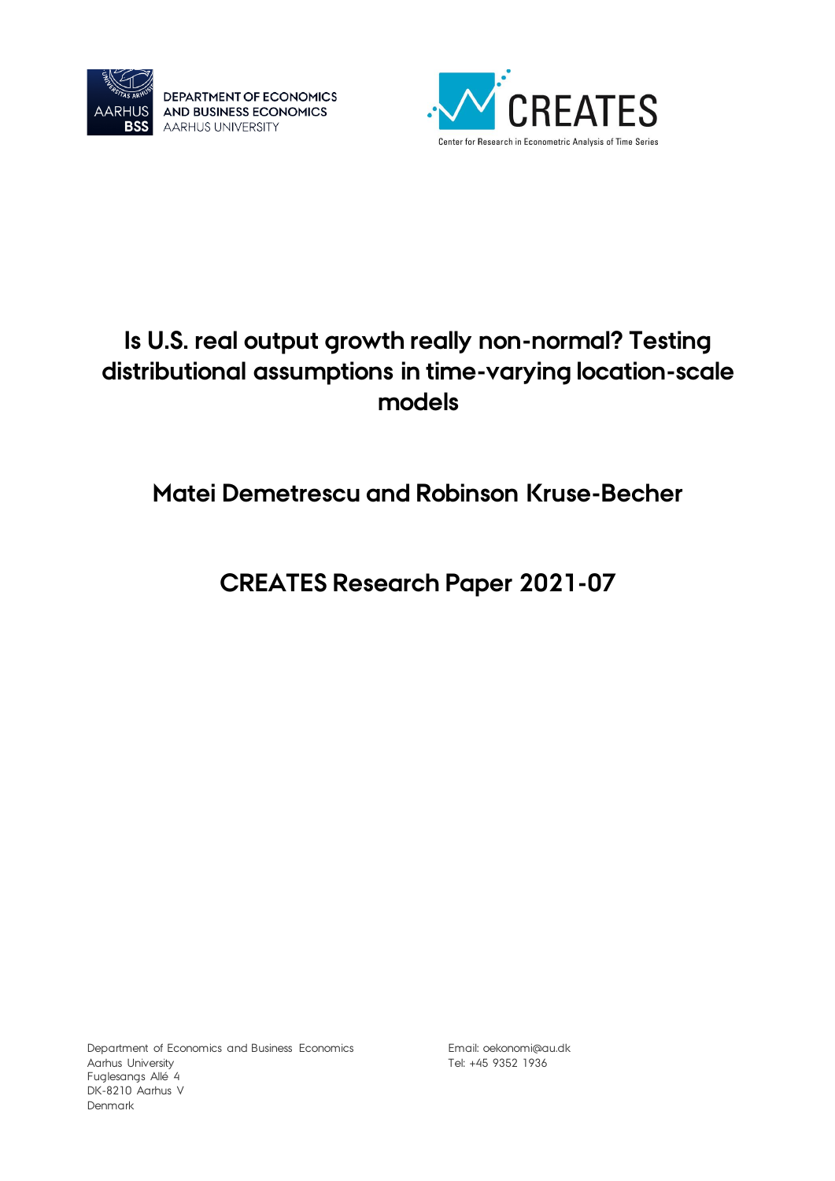DEPARTMENT OF ECONOMICS AND BUSINESS ECONOMICS
AARHUS UNIVERSITY

CREATES
Center for Research in Econometric Analysis of Time Series

# Is U.S. real output growth really non-normal? Testing distributional assumptions in time-varying location-scale models

## Matei Demetrescu and Robinson Kruse-Becher

## CREATES Research Paper 2021-07

Department of Economics and Business Economics
Aarhus University
Fuglesangs Allé 4
DK-8210 Aarhus V
Denmark

Email: oekonomi@au.dk
Tel: +45 9352 1936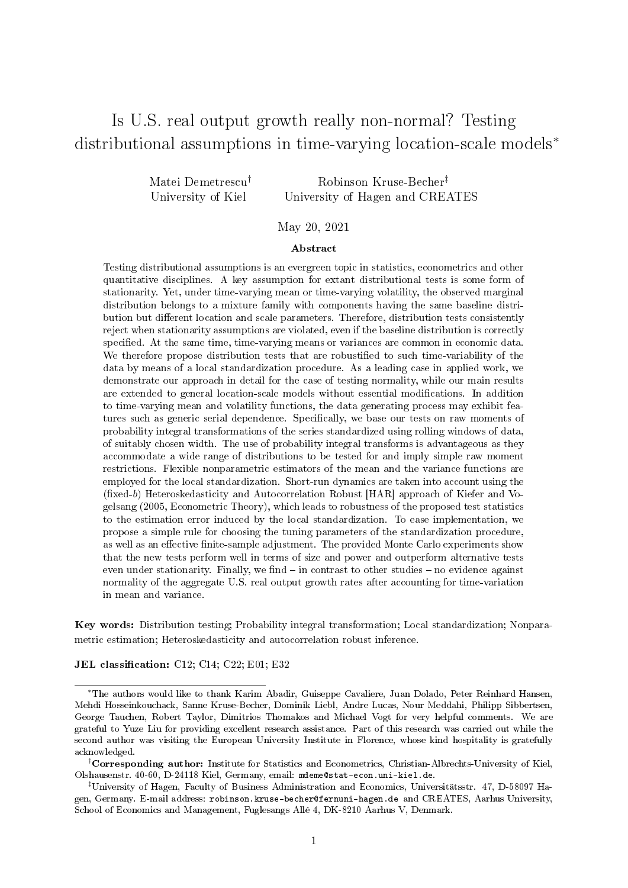# Is U.S. real output growth really non-normal? Testing distributional assumptions in time-varying location-scale models*

Matei Demetrescu† — University of Kiel

Robinson Kruse-Becher‡ — University of Hagen and CREATES

May 20, 2021

## Abstract

Testing distributional assumptions is an evergreen topic in statistics, econometrics and other quantitative disciplines. A key assumption for extant distributional tests is some form of stationarity. Yet, under time-varying mean or time-varying volatility, the observed marginal distribution belongs to a mixture family with components having the same baseline distribution but different location and scale parameters. Therefore, distribution tests consistently reject when stationarity assumptions are violated, even if the baseline distribution is correctly specified. At the same time, time-varying means or variances are common in economic data. We therefore propose distribution tests that are robustified to such time-variability of the data by means of a local standardization procedure. As a leading case in applied work, we demonstrate our approach in detail for the case of testing normality, while our main results are extended to general location-scale models without essential modifications. In addition to time-varying mean and volatility functions, the data generating process may exhibit features such as generic serial dependence. Specifically, we base our tests on raw moments of probability integral transformations of the series standardized using rolling windows of data, of suitably chosen width. The use of probability integral transforms is advantageous as they accommodate a wide range of distributions to be tested for and imply simple raw moment restrictions. Flexible nonparametric estimators of the mean and the variance functions are employed for the local standardization. Short-run dynamics are taken into account using the (fixed-$b$) Heteroskedasticity and Autocorrelation Robust [HAR] approach of Kiefer and Vogelsang (2005, Econometric Theory), which leads to robustness of the proposed test statistics to the estimation error induced by the local standardization. To ease implementation, we propose a simple rule for choosing the tuning parameters of the standardization procedure, as well as an effective finite-sample adjustment. The provided Monte Carlo experiments show that the new tests perform well in terms of size and power and outperform alternative tests even under stationarity. Finally, we find – in contrast to other studies – no evidence against normality of the aggregate U.S. real output growth rates after accounting for time-variation in mean and variance.

**Key words:** Distribution testing; Probability integral transformation; Local standardization; Nonparametric estimation; Heteroskedasticity and autocorrelation robust inference.

**JEL classification:** C12; C14; C22; E01; E32

---

*The authors would like to thank Karim Abadir, Guiseppe Cavaliere, Juan Dolado, Peter Reinhard Hansen, Mehdi Hosseinkouchack, Sanne Kruse-Becher, Dominik Liebl, Andre Lucas, Nour Meddahi, Philipp Sibbertsen, George Tauchen, Robert Taylor, Dimitrios Thomakos and Michael Vogt for very helpful comments. We are grateful to Yuze Liu for providing excellent research assistance. Part of this research was carried out while the second author was visiting the European University Institute in Florence, whose kind hospitality is gratefully acknowledged.

†**Corresponding author:** Institute for Statistics and Econometrics, Christian-Albrechts-University of Kiel, Olshausenstr. 40-60, D-24118 Kiel, Germany, email: mdeme@stat-econ.uni-kiel.de.

‡University of Hagen, Faculty of Business Administration and Economics, Universitätsstr. 47, D-58097 Hagen, Germany. E-mail address: robinson.kruse-becher@fernuni-hagen.de and CREATES, Aarhus University, School of Economics and Management, Fuglesangs Allé 4, DK-8210 Aarhus V, Denmark.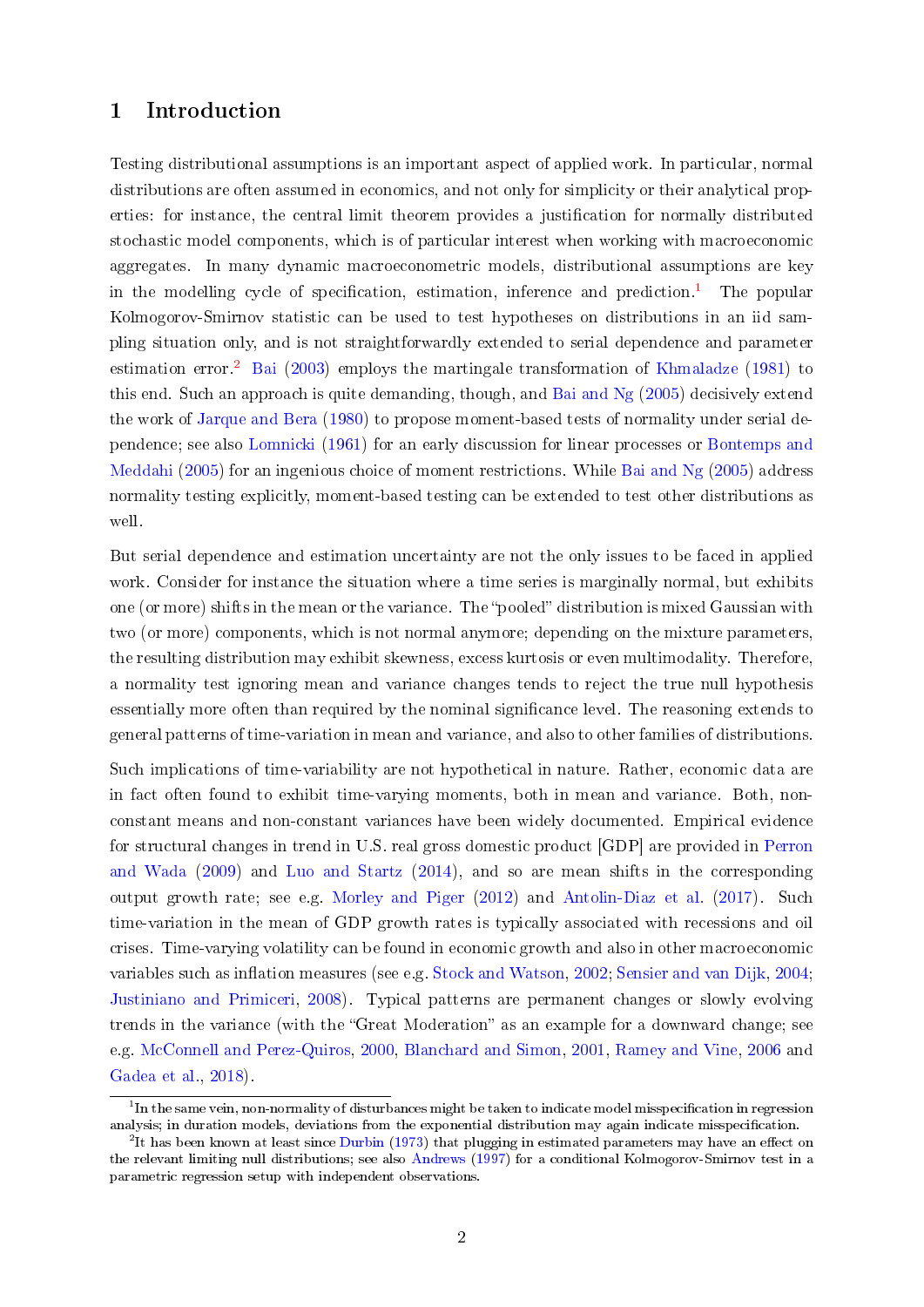# 1 Introduction

Testing distributional assumptions is an important aspect of applied work. In particular, normal distributions are often assumed in economics, and not only for simplicity or their analytical properties: for instance, the central limit theorem provides a justification for normally distributed stochastic model components, which is of particular interest when working with macroeconomic aggregates. In many dynamic macroeconometric models, distributional assumptions are key in the modelling cycle of specification, estimation, inference and prediction.[1] The popular Kolmogorov-Smirnov statistic can be used to test hypotheses on distributions in an iid sampling situation only, and is not straightforwardly extended to serial dependence and parameter estimation error.[2] Bai (2003) employs the martingale transformation of Khmaladze (1981) to this end. Such an approach is quite demanding, though, and Bai and Ng (2005) decisively extend the work of Jarque and Bera (1980) to propose moment-based tests of normality under serial dependence; see also Lomnicki (1961) for an early discussion for linear processes or Bontemps and Meddahi (2005) for an ingenious choice of moment restrictions. While Bai and Ng (2005) address normality testing explicitly, moment-based testing can be extended to test other distributions as well.

But serial dependence and estimation uncertainty are not the only issues to be faced in applied work. Consider for instance the situation where a time series is marginally normal, but exhibits one (or more) shifts in the mean or the variance. The "pooled" distribution is mixed Gaussian with two (or more) components, which is not normal anymore; depending on the mixture parameters, the resulting distribution may exhibit skewness, excess kurtosis or even multimodality. Therefore, a normality test ignoring mean and variance changes tends to reject the true null hypothesis essentially more often than required by the nominal significance level. The reasoning extends to general patterns of time-variation in mean and variance, and also to other families of distributions.

Such implications of time-variability are not hypothetical in nature. Rather, economic data are in fact often found to exhibit time-varying moments, both in mean and variance. Both, non-constant means and non-constant variances have been widely documented. Empirical evidence for structural changes in trend in U.S. real gross domestic product [GDP] are provided in Perron and Wada (2009) and Luo and Startz (2014), and so are mean shifts in the corresponding output growth rate; see e.g. Morley and Piger (2012) and Antolin-Diaz et al. (2017). Such time-variation in the mean of GDP growth rates is typically associated with recessions and oil crises. Time-varying volatility can be found in economic growth and also in other macroeconomic variables such as inflation measures (see e.g. Stock and Watson, 2002; Sensier and van Dijk, 2004; Justiniano and Primiceri, 2008). Typical patterns are permanent changes or slowly evolving trends in the variance (with the "Great Moderation" as an example for a downward change; see e.g. McConnell and Perez-Quiros, 2000, Blanchard and Simon, 2001, Ramey and Vine, 2006 and Gadea et al., 2018).

[1] In the same vein, non-normality of disturbances might be taken to indicate model misspecification in regression analysis; in duration models, deviations from the exponential distribution may again indicate misspecification.

[2] It has been known at least since Durbin (1973) that plugging in estimated parameters may have an effect on the relevant limiting null distributions; see also Andrews (1997) for a conditional Kolmogorov-Smirnov test in a parametric regression setup with independent observations.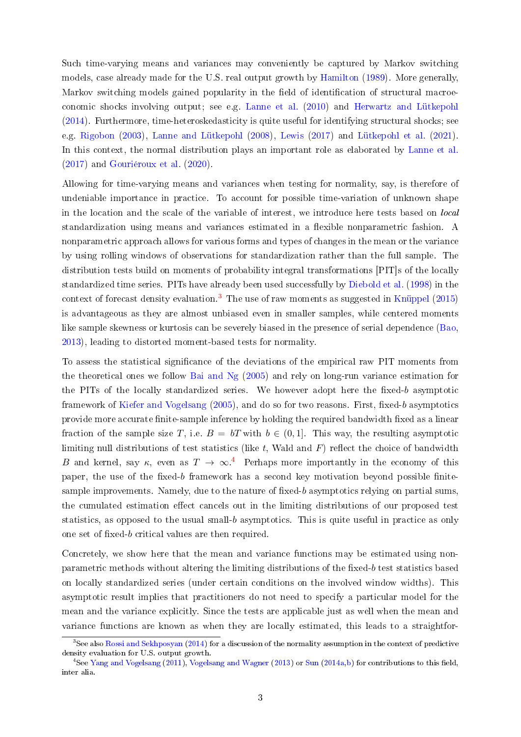Such time-varying means and variances may conveniently be captured by Markov switching models, case already made for the U.S. real output growth by Hamilton (1989). More generally, Markov switching models gained popularity in the field of identification of structural macroeconomic shocks involving output; see e.g. Lanne et al. (2010) and Herwartz and Lütkepohl (2014). Furthermore, time-heteroskedasticity is quite useful for identifying structural shocks; see e.g. Rigobon (2003), Lanne and Lütkepohl (2008), Lewis (2017) and Lütkepohl et al. (2021). In this context, the normal distribution plays an important role as elaborated by Lanne et al. (2017) and Gouriéroux et al. (2020).

Allowing for time-varying means and variances when testing for normality, say, is therefore of undeniable importance in practice. To account for possible time-variation of unknown shape in the location and the scale of the variable of interest, we introduce here tests based on *local* standardization using means and variances estimated in a flexible nonparametric fashion. A nonparametric approach allows for various forms and types of changes in the mean or the variance by using rolling windows of observations for standardization rather than the full sample. The distribution tests build on moments of probability integral transformations [PIT]s of the locally standardized time series. PITs have already been used successfully by Diebold et al. (1998) in the context of forecast density evaluation.[3] The use of raw moments as suggested in Knüppel (2015) is advantageous as they are almost unbiased even in smaller samples, while centered moments like sample skewness or kurtosis can be severely biased in the presence of serial dependence (Bao, 2013), leading to distorted moment-based tests for normality.

To assess the statistical significance of the deviations of the empirical raw PIT moments from the theoretical ones we follow Bai and Ng (2005) and rely on long-run variance estimation for the PITs of the locally standardized series. We however adopt here the fixed-$b$ asymptotic framework of Kiefer and Vogelsang (2005), and do so for two reasons. First, fixed-$b$ asymptotics provide more accurate finite-sample inference by holding the required bandwidth fixed as a linear fraction of the sample size $T$, i.e. $B = bT$ with $b \in (0, 1]$. This way, the resulting asymptotic limiting null distributions of test statistics (like $t$, Wald and $F$) reflect the choice of bandwidth $B$ and kernel, say $\kappa$, even as $T \to \infty$.[4] Perhaps more importantly in the economy of this paper, the use of the fixed-$b$ framework has a second key motivation beyond possible finite-sample improvements. Namely, due to the nature of fixed-$b$ asymptotics relying on partial sums, the cumulated estimation effect cancels out in the limiting distributions of our proposed test statistics, as opposed to the usual small-$b$ asymptotics. This is quite useful in practice as only one set of fixed-$b$ critical values are then required.

Concretely, we show here that the mean and variance functions may be estimated using nonparametric methods without altering the limiting distributions of the fixed-$b$ test statistics based on locally standardized series (under certain conditions on the involved window widths). This asymptotic result implies that practitioners do not need to specify a particular model for the mean and the variance explicitly. Since the tests are applicable just as well when the mean and variance functions are known as when they are locally estimated, this leads to a straightfor-

[3] See also Rossi and Sekhposyan (2014) for a discussion of the normality assumption in the context of predictive density evaluation for U.S. output growth.

[4] See Yang and Vogelsang (2011), Vogelsang and Wagner (2013) or Sun (2014a,b) for contributions to this field, inter alia.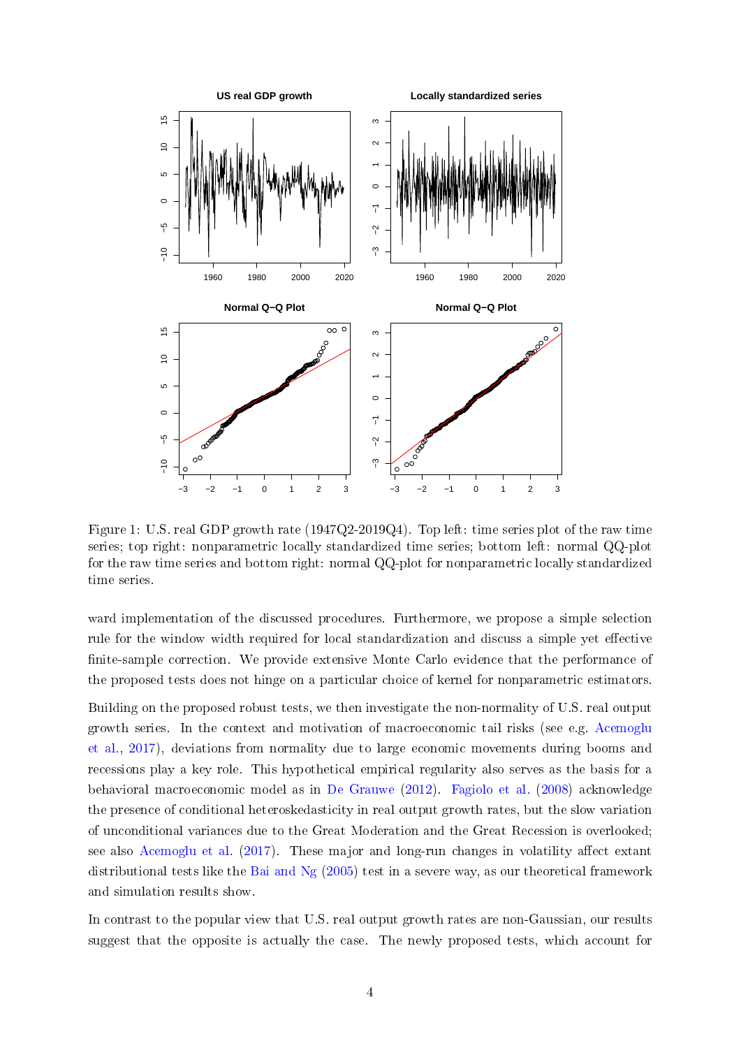Figure 1: U.S. real GDP growth rate (1947Q2-2019Q4). Top left: time series plot of the raw time series; top right: nonparametric locally standardized time series; bottom left: normal QQ-plot for the raw time series and bottom right: normal QQ-plot for nonparametric locally standardized time series.

ward implementation of the discussed procedures. Furthermore, we propose a simple selection rule for the window width required for local standardization and discuss a simple yet effective finite-sample correction. We provide extensive Monte Carlo evidence that the performance of the proposed tests does not hinge on a particular choice of kernel for nonparametric estimators.

Building on the proposed robust tests, we then investigate the non-normality of U.S. real output growth series. In the context and motivation of macroeconomic tail risks (see e.g. Acemoglu et al., 2017), deviations from normality due to large economic movements during booms and recessions play a key role. This hypothetical empirical regularity also serves as the basis for a behavioral macroeconomic model as in De Grauwe (2012). Fagiolo et al. (2008) acknowledge the presence of conditional heteroskedasticity in real output growth rates, but the slow variation of unconditional variances due to the Great Moderation and the Great Recession is overlooked; see also Acemoglu et al. (2017). These major and long-run changes in volatility affect extant distributional tests like the Bai and Ng (2005) test in a severe way, as our theoretical framework and simulation results show.

In contrast to the popular view that U.S. real output growth rates are non-Gaussian, our results suggest that the opposite is actually the case. The newly proposed tests, which account for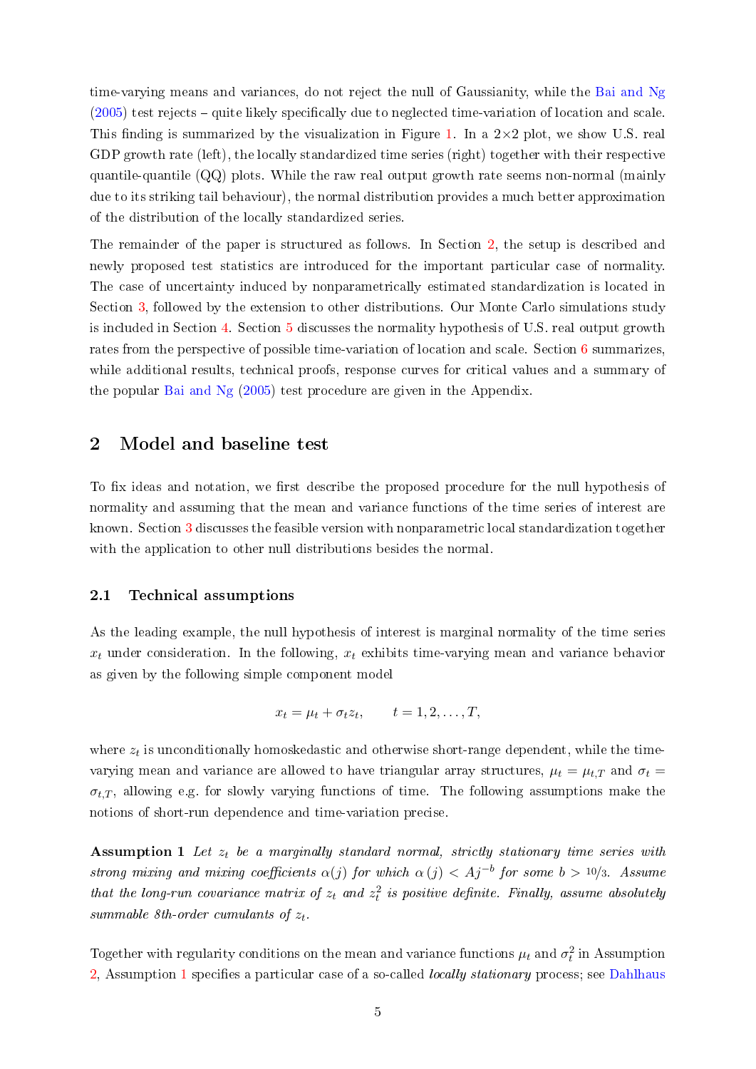time-varying means and variances, do not reject the null of Gaussianity, while the Bai and Ng (2005) test rejects – quite likely specifically due to neglected time-variation of location and scale. This finding is summarized by the visualization in Figure 1. In a 2×2 plot, we show U.S. real GDP growth rate (left), the locally standardized time series (right) together with their respective quantile-quantile (QQ) plots. While the raw real output growth rate seems non-normal (mainly due to its striking tail behaviour), the normal distribution provides a much better approximation of the distribution of the locally standardized series.

The remainder of the paper is structured as follows. In Section 2, the setup is described and newly proposed test statistics are introduced for the important particular case of normality. The case of uncertainty induced by nonparametrically estimated standardization is located in Section 3, followed by the extension to other distributions. Our Monte Carlo simulations study is included in Section 4. Section 5 discusses the normality hypothesis of U.S. real output growth rates from the perspective of possible time-variation of location and scale. Section 6 summarizes, while additional results, technical proofs, response curves for critical values and a summary of the popular Bai and Ng (2005) test procedure are given in the Appendix.

## 2 Model and baseline test

To fix ideas and notation, we first describe the proposed procedure for the null hypothesis of normality and assuming that the mean and variance functions of the time series of interest are known. Section 3 discusses the feasible version with nonparametric local standardization together with the application to other null distributions besides the normal.

### 2.1 Technical assumptions

As the leading example, the null hypothesis of interest is marginal normality of the time series $x_t$ under consideration. In the following, $x_t$ exhibits time-varying mean and variance behavior as given by the following simple component model

$$x_t = \mu_t + \sigma_t z_t, \qquad t = 1, 2, \ldots, T,$$

where $z_t$ is unconditionally homoskedastic and otherwise short-range dependent, while the time-varying mean and variance are allowed to have triangular array structures, $\mu_t = \mu_{t,T}$ and $\sigma_t = \sigma_{t,T}$, allowing e.g. for slowly varying functions of time. The following assumptions make the notions of short-run dependence and time-variation precise.

**Assumption 1** *Let $z_t$ be a marginally standard normal, strictly stationary time series with strong mixing and mixing coefficients $\alpha(j)$ for which $\alpha(j) < Aj^{-b}$ for some $b > 10/3$. Assume that the long-run covariance matrix of $z_t$ and $z_t^2$ is positive definite. Finally, assume absolutely summable 8th-order cumulants of $z_t$.*

Together with regularity conditions on the mean and variance functions $\mu_t$ and $\sigma_t^2$ in Assumption 2, Assumption 1 specifies a particular case of a so-called *locally stationary* process; see Dahlhaus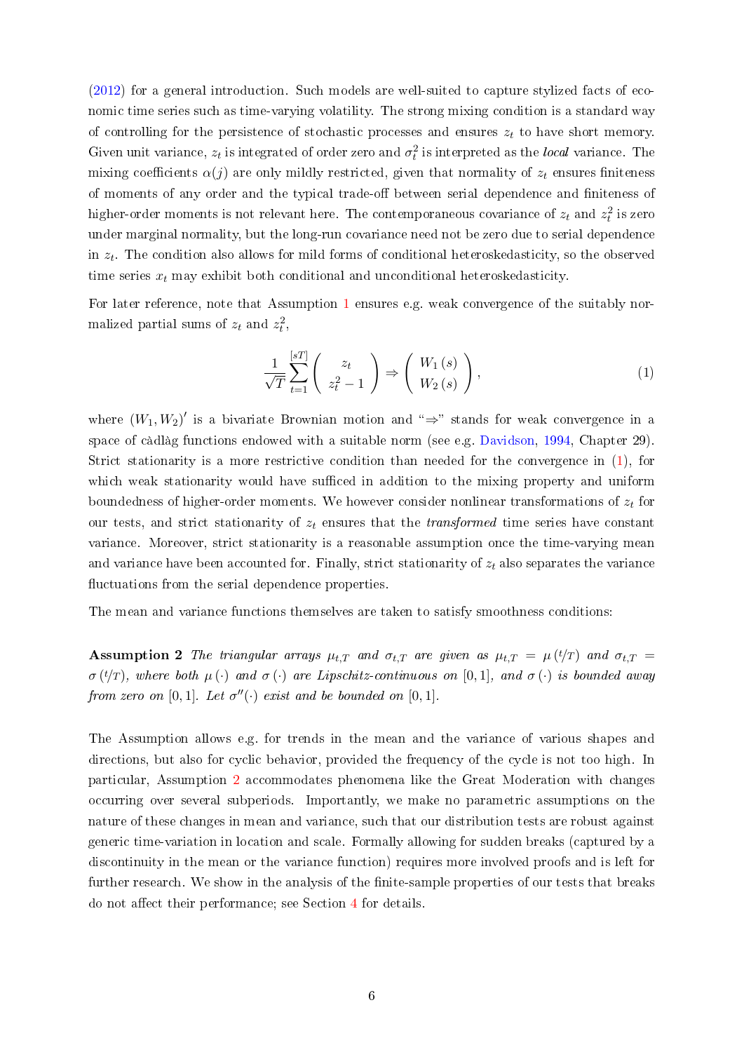(2012) for a general introduction. Such models are well-suited to capture stylized facts of economic time series such as time-varying volatility. The strong mixing condition is a standard way of controlling for the persistence of stochastic processes and ensures $z_t$ to have short memory. Given unit variance, $z_t$ is integrated of order zero and $\sigma_t^2$ is interpreted as the *local* variance. The mixing coefficients $\alpha(j)$ are only mildly restricted, given that normality of $z_t$ ensures finiteness of moments of any order and the typical trade-off between serial dependence and finiteness of higher-order moments is not relevant here. The contemporaneous covariance of $z_t$ and $z_t^2$ is zero under marginal normality, but the long-run covariance need not be zero due to serial dependence in $z_t$. The condition also allows for mild forms of conditional heteroskedasticity, so the observed time series $x_t$ may exhibit both conditional and unconditional heteroskedasticity.

For later reference, note that Assumption 1 ensures e.g. weak convergence of the suitably normalized partial sums of $z_t$ and $z_t^2$,

$$\frac{1}{\sqrt{T}} \sum_{t=1}^{[sT]} \begin{pmatrix} z_t \\ z_t^2 - 1 \end{pmatrix} \Rightarrow \begin{pmatrix} W_1(s) \\ W_2(s) \end{pmatrix}, \tag{1}$$

where $(W_1, W_2)'$ is a bivariate Brownian motion and "$\Rightarrow$" stands for weak convergence in a space of càdlàg functions endowed with a suitable norm (see e.g. Davidson, 1994, Chapter 29). Strict stationarity is a more restrictive condition than needed for the convergence in (1), for which weak stationarity would have sufficed in addition to the mixing property and uniform boundedness of higher-order moments. We however consider nonlinear transformations of $z_t$ for our tests, and strict stationarity of $z_t$ ensures that the *transformed* time series have constant variance. Moreover, strict stationarity is a reasonable assumption once the time-varying mean and variance have been accounted for. Finally, strict stationarity of $z_t$ also separates the variance fluctuations from the serial dependence properties.

The mean and variance functions themselves are taken to satisfy smoothness conditions:

**Assumption 2** *The triangular arrays $\mu_{t,T}$ and $\sigma_{t,T}$ are given as $\mu_{t,T} = \mu(t/T)$ and $\sigma_{t,T} = \sigma(t/T)$, where both $\mu(\cdot)$ and $\sigma(\cdot)$ are Lipschitz-continuous on $[0,1]$, and $\sigma(\cdot)$ is bounded away from zero on $[0,1]$. Let $\sigma''(\cdot)$ exist and be bounded on $[0,1]$.*

The Assumption allows e.g. for trends in the mean and the variance of various shapes and directions, but also for cyclic behavior, provided the frequency of the cycle is not too high. In particular, Assumption 2 accommodates phenomena like the Great Moderation with changes occurring over several subperiods. Importantly, we make no parametric assumptions on the nature of these changes in mean and variance, such that our distribution tests are robust against generic time-variation in location and scale. Formally allowing for sudden breaks (captured by a discontinuity in the mean or the variance function) requires more involved proofs and is left for further research. We show in the analysis of the finite-sample properties of our tests that breaks do not affect their performance; see Section 4 for details.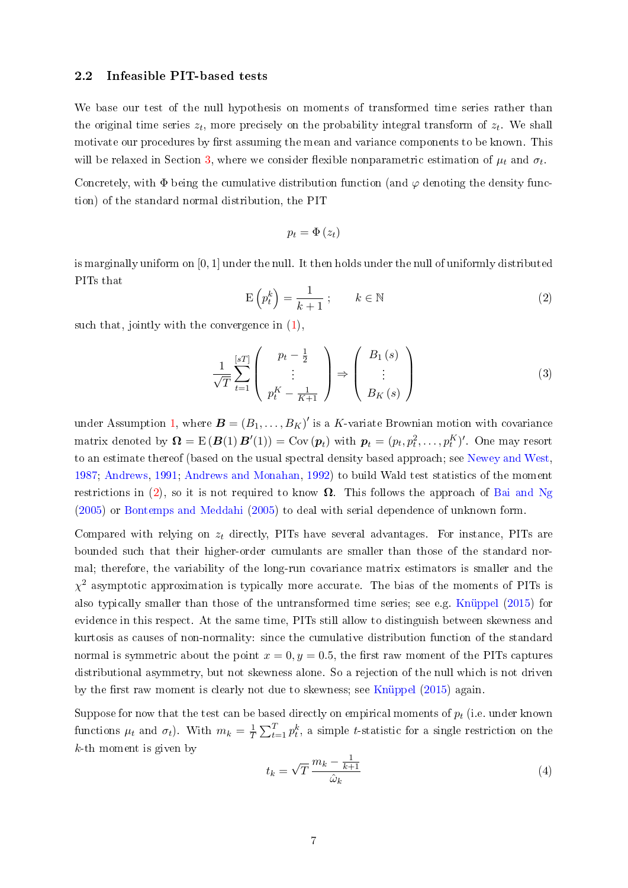### 2.2 Infeasible PIT-based tests

We base our test of the null hypothesis on moments of transformed time series rather than the original time series $z_t$, more precisely on the probability integral transform of $z_t$. We shall motivate our procedures by first assuming the mean and variance components to be known. This will be relaxed in Section 3, where we consider flexible nonparametric estimation of $\mu_t$ and $\sigma_t$.

Concretely, with $\Phi$ being the cumulative distribution function (and $\varphi$ denoting the density function) of the standard normal distribution, the PIT

$$p_t = \Phi(z_t)$$

is marginally uniform on $[0,1]$ under the null. It then holds under the null of uniformly distributed PITs that

$$\mathrm{E}\left(p_t^k\right) = \frac{1}{k+1}\,; \qquad k \in \mathbb{N} \tag{2}$$

such that, jointly with the convergence in (1),

$$\frac{1}{\sqrt{T}} \sum_{t=1}^{[sT]} \begin{pmatrix} p_t - \frac{1}{2} \\ \vdots \\ p_t^K - \frac{1}{K+1} \end{pmatrix} \Rightarrow \begin{pmatrix} B_1(s) \\ \vdots \\ B_K(s) \end{pmatrix} \tag{3}$$

under Assumption 1, where $\boldsymbol{B} = (B_1, \ldots, B_K)'$ is a $K$-variate Brownian motion with covariance matrix denoted by $\boldsymbol{\Omega} = \mathrm{E}\left(\boldsymbol{B}(1)\,\boldsymbol{B}'(1)\right) = \mathrm{Cov}\left(\boldsymbol{p}_t\right)$ with $\boldsymbol{p}_t = (p_t, p_t^2, \ldots, p_t^K)'$. One may resort to an estimate thereof (based on the usual spectral density based approach; see Newey and West, 1987; Andrews, 1991; Andrews and Monahan, 1992) to build Wald test statistics of the moment restrictions in (2), so it is not required to know $\boldsymbol{\Omega}$. This follows the approach of Bai and Ng (2005) or Bontemps and Meddahi (2005) to deal with serial dependence of unknown form.

Compared with relying on $z_t$ directly, PITs have several advantages. For instance, PITs are bounded such that their higher-order cumulants are smaller than those of the standard normal; therefore, the variability of the long-run covariance matrix estimators is smaller and the $\chi^2$ asymptotic approximation is typically more accurate. The bias of the moments of PITs is also typically smaller than those of the untransformed time series; see e.g. Knüppel (2015) for evidence in this respect. At the same time, PITs still allow to distinguish between skewness and kurtosis as causes of non-normality: since the cumulative distribution function of the standard normal is symmetric about the point $x = 0, y = 0.5$, the first raw moment of the PITs captures distributional asymmetry, but not skewness alone. So a rejection of the null which is not driven by the first raw moment is clearly not due to skewness; see Knüppel (2015) again.

Suppose for now that the test can be based directly on empirical moments of $p_t$ (i.e. under known functions $\mu_t$ and $\sigma_t$). With $m_k = \frac{1}{T}\sum_{t=1}^{T} p_t^k$, a simple $t$-statistic for a single restriction on the $k$-th moment is given by

$$t_k = \sqrt{T}\,\frac{m_k - \frac{1}{k+1}}{\hat{\omega}_k} \tag{4}$$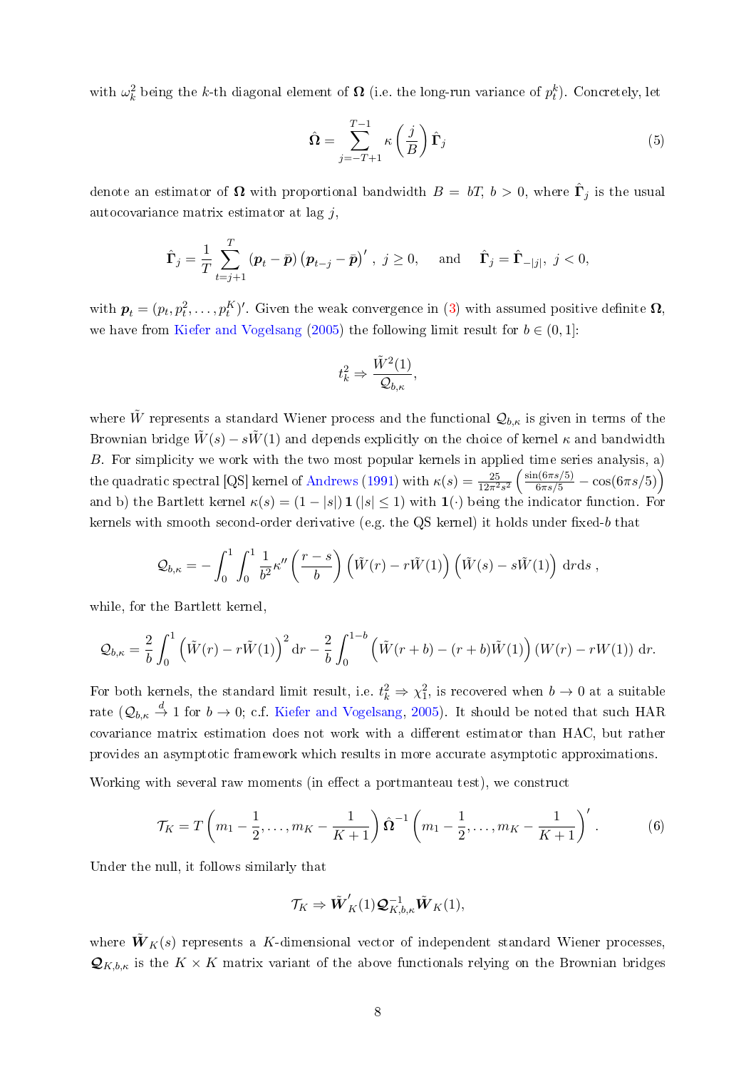with $\omega_k^2$ being the $k$-th diagonal element of $\boldsymbol{\Omega}$ (i.e. the long-run variance of $p_t^k$). Concretely, let

$$\hat{\boldsymbol{\Omega}} = \sum_{j=-T+1}^{T-1} \kappa\left(\frac{j}{B}\right)\hat{\boldsymbol{\Gamma}}_j \tag{5}$$

denote an estimator of $\boldsymbol{\Omega}$ with proportional bandwidth $B = bT$, $b > 0$, where $\hat{\boldsymbol{\Gamma}}_j$ is the usual autocovariance matrix estimator at lag $j$,

$$\hat{\boldsymbol{\Gamma}}_j = \frac{1}{T}\sum_{t=j+1}^{T}\left(\boldsymbol{p}_t - \bar{\boldsymbol{p}}\right)\left(\boldsymbol{p}_{t-j} - \bar{\boldsymbol{p}}\right)', \ j \geq 0, \quad \text{and} \quad \hat{\boldsymbol{\Gamma}}_j = \hat{\boldsymbol{\Gamma}}_{-|j|}, \ j < 0,$$

with $\boldsymbol{p}_t = (p_t, p_t^2, \ldots, p_t^K)'$. Given the weak convergence in (3) with assumed positive definite $\boldsymbol{\Omega}$, we have from Kiefer and Vogelsang (2005) the following limit result for $b \in (0, 1]$:

$$t_k^2 \Rightarrow \frac{\tilde{W}^2(1)}{\mathcal{Q}_{b,\kappa}},$$

where $\tilde{W}$ represents a standard Wiener process and the functional $\mathcal{Q}_{b,\kappa}$ is given in terms of the Brownian bridge $\tilde{W}(s) - s\tilde{W}(1)$ and depends explicitly on the choice of kernel $\kappa$ and bandwidth $B$. For simplicity we work with the two most popular kernels in applied time series analysis, a) the quadratic spectral [QS] kernel of Andrews (1991) with $\kappa(s) = \frac{25}{12\pi^2 s^2}\left(\frac{\sin(6\pi s/5)}{6\pi s/5} - \cos(6\pi s/5)\right)$ and b) the Bartlett kernel $\kappa(s) = (1 - |s|)\,\mathbf{1}\left(|s| \leq 1\right)$ with $\mathbf{1}(\cdot)$ being the indicator function. For kernels with smooth second-order derivative (e.g. the QS kernel) it holds under fixed-$b$ that

$$\mathcal{Q}_{b,\kappa} = -\int_0^1\int_0^1 \frac{1}{b^2}\kappa''\left(\frac{r-s}{b}\right)\left(\tilde{W}(r) - r\tilde{W}(1)\right)\left(\tilde{W}(s) - s\tilde{W}(1)\right)\,\mathrm{d}r\mathrm{d}s\ ,$$

while, for the Bartlett kernel,

$$\mathcal{Q}_{b,\kappa} = \frac{2}{b}\int_0^1\left(\tilde{W}(r) - r\tilde{W}(1)\right)^2\mathrm{d}r - \frac{2}{b}\int_0^{1-b}\left(\tilde{W}(r+b) - (r+b)\tilde{W}(1)\right)\left(W(r) - rW(1)\right)\,\mathrm{d}r.$$

For both kernels, the standard limit result, i.e. $t_k^2 \Rightarrow \chi_1^2$, is recovered when $b \to 0$ at a suitable rate ($\mathcal{Q}_{b,\kappa} \stackrel{d}{\to} 1$ for $b \to 0$; c.f. Kiefer and Vogelsang, 2005). It should be noted that such HAR covariance matrix estimation does not work with a different estimator than HAC, but rather provides an asymptotic framework which results in more accurate asymptotic approximations.

Working with several raw moments (in effect a portmanteau test), we construct

$$\mathcal{T}_K = T\left(m_1 - \frac{1}{2}, \ldots, m_K - \frac{1}{K+1}\right)\hat{\boldsymbol{\Omega}}^{-1}\left(m_1 - \frac{1}{2}, \ldots, m_K - \frac{1}{K+1}\right)'. \tag{6}$$

Under the null, it follows similarly that

$$\mathcal{T}_K \Rightarrow \tilde{\boldsymbol{W}}_K'(1)\boldsymbol{\mathcal{Q}}_{K,b,\kappa}^{-1}\tilde{\boldsymbol{W}}_K(1),$$

where $\tilde{\boldsymbol{W}}_K(s)$ represents a $K$-dimensional vector of independent standard Wiener processes, $\boldsymbol{\mathcal{Q}}_{K,b,\kappa}$ is the $K \times K$ matrix variant of the above functionals relying on the Brownian bridges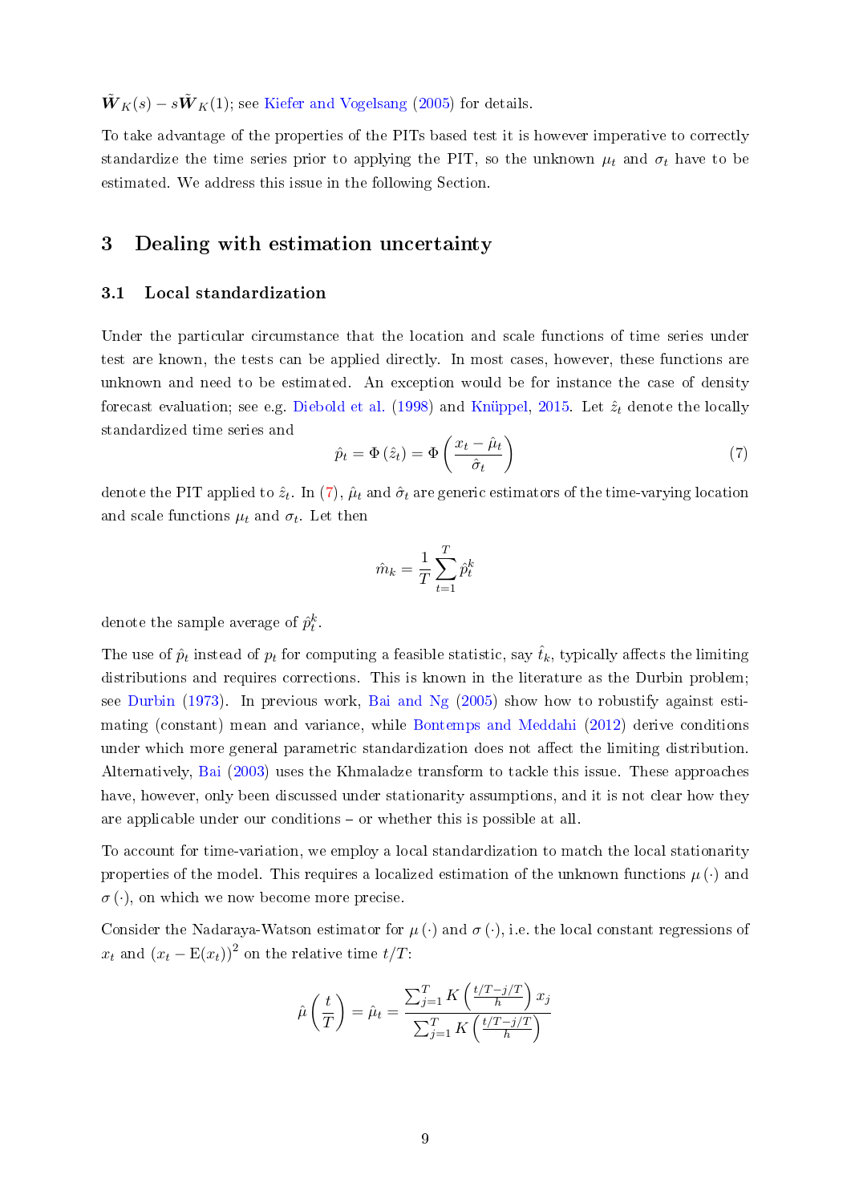$\tilde{\boldsymbol{W}}_K(s) - s\tilde{\boldsymbol{W}}_K(1)$; see Kiefer and Vogelsang (2005) for details.

To take advantage of the properties of the PITs based test it is however imperative to correctly standardize the time series prior to applying the PIT, so the unknown $\mu_t$ and $\sigma_t$ have to be estimated. We address this issue in the following Section.

## 3 Dealing with estimation uncertainty

### 3.1 Local standardization

Under the particular circumstance that the location and scale functions of time series under test are known, the tests can be applied directly. In most cases, however, these functions are unknown and need to be estimated. An exception would be for instance the case of density forecast evaluation; see e.g. Diebold et al. (1998) and Knüppel, 2015. Let $\hat{z}_t$ denote the locally standardized time series and

$$\hat{p}_t = \Phi\left(\hat{z}_t\right) = \Phi\left(\frac{x_t - \hat{\mu}_t}{\hat{\sigma}_t}\right) \tag{7}$$

denote the PIT applied to $\hat{z}_t$. In (7), $\hat{\mu}_t$ and $\hat{\sigma}_t$ are generic estimators of the time-varying location and scale functions $\mu_t$ and $\sigma_t$. Let then

$$\hat{m}_k = \frac{1}{T}\sum_{t=1}^{T} \hat{p}_t^k$$

denote the sample average of $\hat{p}_t^k$.

The use of $\hat{p}_t$ instead of $p_t$ for computing a feasible statistic, say $\hat{t}_k$, typically affects the limiting distributions and requires corrections. This is known in the literature as the Durbin problem; see Durbin (1973). In previous work, Bai and Ng (2005) show how to robustify against estimating (constant) mean and variance, while Bontemps and Meddahi (2012) derive conditions under which more general parametric standardization does not affect the limiting distribution. Alternatively, Bai (2003) uses the Khmaladze transform to tackle this issue. These approaches have, however, only been discussed under stationarity assumptions, and it is not clear how they are applicable under our conditions – or whether this is possible at all.

To account for time-variation, we employ a local standardization to match the local stationarity properties of the model. This requires a localized estimation of the unknown functions $\mu(\cdot)$ and $\sigma(\cdot)$, on which we now become more precise.

Consider the Nadaraya-Watson estimator for $\mu(\cdot)$ and $\sigma(\cdot)$, i.e. the local constant regressions of $x_t$ and $(x_t - \mathrm{E}(x_t))^2$ on the relative time $t/T$:

$$\hat{\mu}\left(\frac{t}{T}\right) = \hat{\mu}_t = \frac{\sum_{j=1}^{T} K\left(\frac{t/T - j/T}{h}\right) x_j}{\sum_{j=1}^{T} K\left(\frac{t/T - j/T}{h}\right)}$$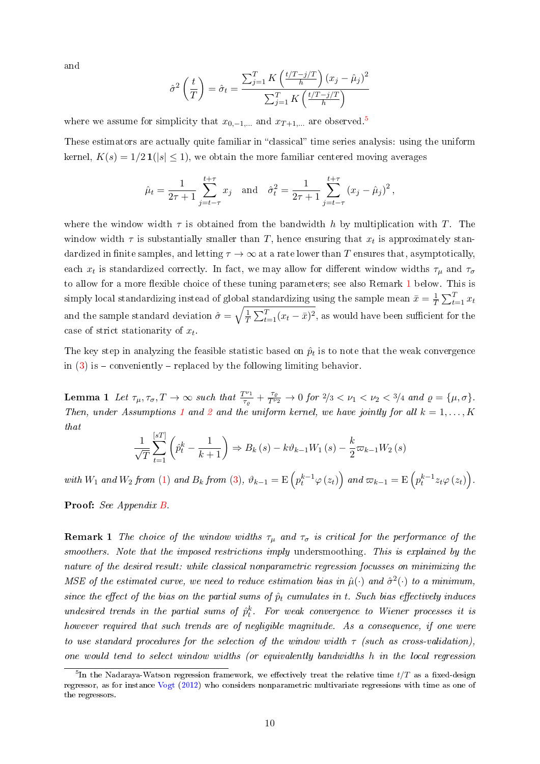and

$$\hat{\sigma}^2\left(\frac{t}{T}\right) = \hat{\sigma}_t = \frac{\sum_{j=1}^{T} K\left(\frac{t/T - j/T}{h}\right)(x_j - \hat{\mu}_j)^2}{\sum_{j=1}^{T} K\left(\frac{t/T - j/T}{h}\right)}$$

where we assume for simplicity that $x_{0,-1,\dots}$ and $x_{T+1,\dots}$ are observed.[5]

These estimators are actually quite familiar in "classical" time series analysis: using the uniform kernel, $K(s) = 1/2\,\mathbf{1}(|s| \leq 1)$, we obtain the more familiar centered moving averages

$$\hat{\mu}_t = \frac{1}{2\tau + 1}\sum_{j=t-\tau}^{t+\tau} x_j \quad \text{and} \quad \hat{\sigma}_t^2 = \frac{1}{2\tau + 1}\sum_{j=t-\tau}^{t+\tau}(x_j - \hat{\mu}_j)^2,$$

where the window width $\tau$ is obtained from the bandwidth $h$ by multiplication with $T$. The window width $\tau$ is substantially smaller than $T$, hence ensuring that $x_t$ is approximately standardized in finite samples, and letting $\tau \to \infty$ at a rate lower than $T$ ensures that, asymptotically, each $x_t$ is standardized correctly. In fact, we may allow for different window widths $\tau_\mu$ and $\tau_\sigma$ to allow for a more flexible choice of these tuning parameters; see also Remark 1 below. This is simply local standardizing instead of global standardizing using the sample mean $\bar{x} = \frac{1}{T}\sum_{t=1}^{T} x_t$ and the sample standard deviation $\hat{\sigma} = \sqrt{\frac{1}{T}\sum_{t=1}^{T}(x_t - \bar{x})^2}$, as would have been sufficient for the case of strict stationarity of $x_t$.

The key step in analyzing the feasible statistic based on $\hat{p}_t$ is to note that the weak convergence in (3) is – conveniently – replaced by the following limiting behavior.

**Lemma 1** *Let $\tau_\mu, \tau_\sigma, T \to \infty$ such that $\frac{T^{\nu_1}}{\tau_\varrho} + \frac{\tau_\varrho}{T^{\nu_2}} \to 0$ for $2/3 < \nu_1 < \nu_2 < 3/4$ and $\varrho = \{\mu, \sigma\}$. Then, under Assumptions 1 and 2 and the uniform kernel, we have jointly for all $k = 1, \dots, K$ that*

$$\frac{1}{\sqrt{T}}\sum_{t=1}^{[sT]}\left(\hat{p}_t^k - \frac{1}{k+1}\right) \Rightarrow B_k(s) - k\vartheta_{k-1}W_1(s) - \frac{k}{2}\varpi_{k-1}W_2(s)$$

*with $W_1$ and $W_2$ from (1) and $B_k$ from (3), $\vartheta_{k-1} = \mathrm{E}\left(p_t^{k-1}\varphi(z_t)\right)$ and $\varpi_{k-1} = \mathrm{E}\left(p_t^{k-1}z_t\varphi(z_t)\right)$.*

**Proof:** *See Appendix B.*

**Remark 1** *The choice of the window widths $\tau_\mu$ and $\tau_\sigma$ is critical for the performance of the smoothers. Note that the imposed restrictions imply* undersmoothing. *This is explained by the nature of the desired result: while classical nonparametric regression focusses on minimizing the MSE of the estimated curve, we need to reduce estimation bias in $\hat{\mu}(\cdot)$ and $\hat{\sigma}^2(\cdot)$ to a minimum, since the effect of the bias on the partial sums of $\hat{p}_t$ cumulates in $t$. Such bias effectively induces undesired trends in the partial sums of $\hat{p}_t^k$. For weak convergence to Wiener processes it is however required that such trends are of negligible magnitude. As a consequence, if one were to use standard procedures for the selection of the window width $\tau$ (such as cross-validation), one would tend to select window widths (or equivalently bandwidths $h$ in the local regression*

[5] In the Nadaraya-Watson regression framework, we effectively treat the relative time $t/T$ as a fixed-design regressor, as for instance Vogt (2012) who considers nonparametric multivariate regressions with time as one of the regressors.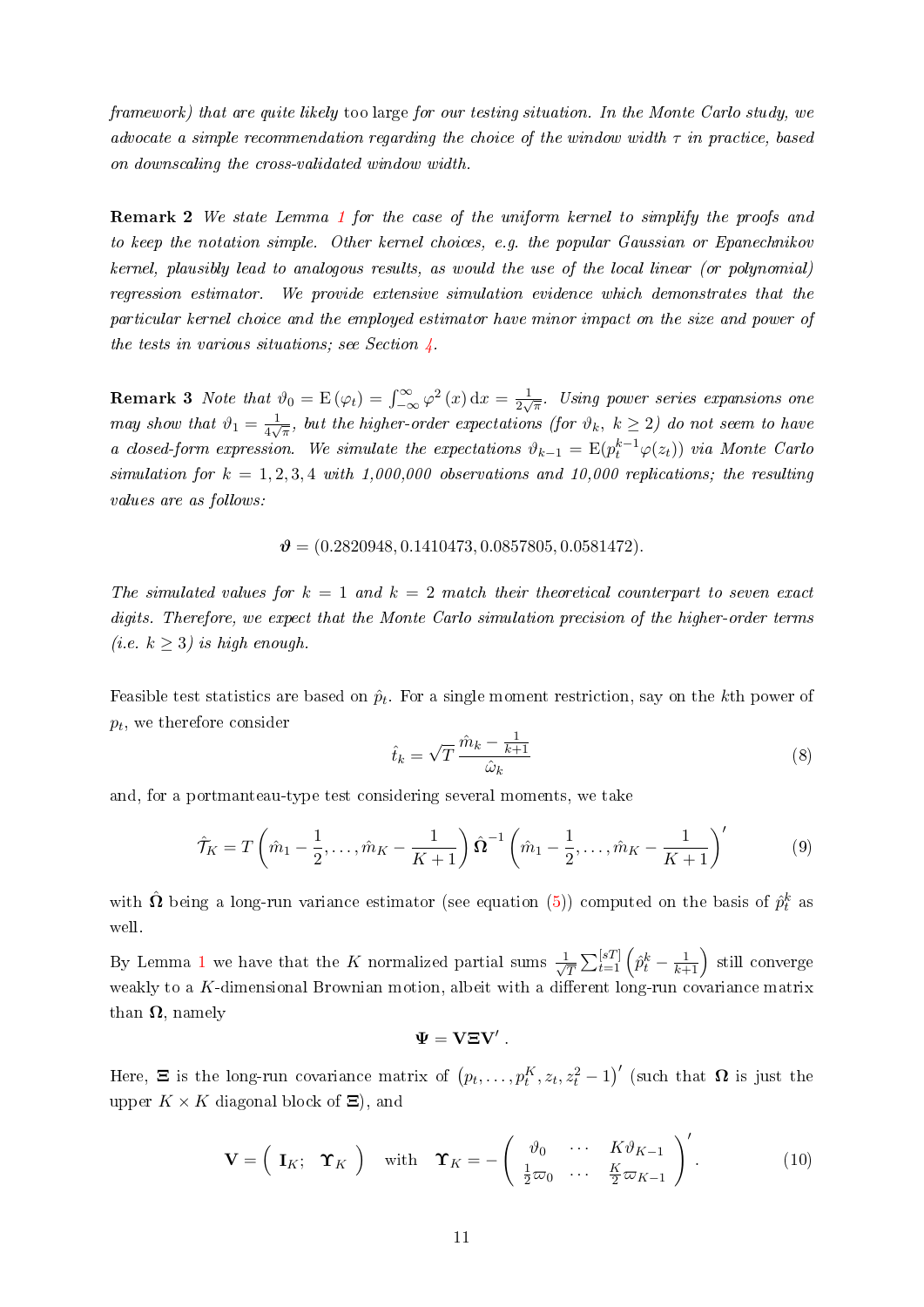*framework) that are quite likely* too large *for our testing situation. In the Monte Carlo study, we advocate a simple recommendation regarding the choice of the window width $\tau$ in practice, based on downscaling the cross-validated window width.*

**Remark 2** *We state Lemma 1 for the case of the uniform kernel to simplify the proofs and to keep the notation simple. Other kernel choices, e.g. the popular Gaussian or Epanechnikov kernel, plausibly lead to analogous results, as would the use of the local linear (or polynomial) regression estimator. We provide extensive simulation evidence which demonstrates that the particular kernel choice and the employed estimator have minor impact on the size and power of the tests in various situations; see Section 4.*

**Remark 3** *Note that $\vartheta_0 = \mathrm{E}(\varphi_t) = \int_{-\infty}^{\infty} \varphi^2(x)\,\mathrm{d}x = \frac{1}{2\sqrt{\pi}}$. Using power series expansions one may show that $\vartheta_1 = \frac{1}{4\sqrt{\pi}}$, but the higher-order expectations (for $\vartheta_k$, $k \geq 2$) do not seem to have a closed-form expression. We simulate the expectations $\vartheta_{k-1} = \mathrm{E}(p_t^{k-1}\varphi(z_t))$ via Monte Carlo simulation for $k = 1, 2, 3, 4$ with 1,000,000 observations and 10,000 replications; the resulting values are as follows:*

$$\boldsymbol{\vartheta} = (0.2820948, 0.1410473, 0.0857805, 0.0581472).$$

*The simulated values for $k = 1$ and $k = 2$ match their theoretical counterpart to seven exact digits. Therefore, we expect that the Monte Carlo simulation precision of the higher-order terms (i.e. $k \geq 3$) is high enough.*

Feasible test statistics are based on $\hat{p}_t$. For a single moment restriction, say on the $k$th power of $p_t$, we therefore consider

$$\hat{t}_k = \sqrt{T}\,\frac{\hat{m}_k - \frac{1}{k+1}}{\hat{\omega}_k} \tag{8}$$

and, for a portmanteau-type test considering several moments, we take

$$\hat{\mathcal{T}}_K = T\left(\hat{m}_1 - \frac{1}{2}, \ldots, \hat{m}_K - \frac{1}{K+1}\right)\hat{\boldsymbol{\Omega}}^{-1}\left(\hat{m}_1 - \frac{1}{2}, \ldots, \hat{m}_K - \frac{1}{K+1}\right)' \tag{9}$$

with $\hat{\boldsymbol{\Omega}}$ being a long-run variance estimator (see equation (5)) computed on the basis of $\hat{p}_t^k$ as well.

By Lemma 1 we have that the $K$ normalized partial sums $\frac{1}{\sqrt{T}}\sum_{t=1}^{[sT]}\left(\hat{p}_t^k - \frac{1}{k+1}\right)$ still converge weakly to a $K$-dimensional Brownian motion, albeit with a different long-run covariance matrix than $\boldsymbol{\Omega}$, namely

$$\boldsymbol{\Psi} = \mathbf{V}\boldsymbol{\Xi}\mathbf{V}'\,.$$

Here, $\boldsymbol{\Xi}$ is the long-run covariance matrix of $\left(p_t, \ldots, p_t^K, z_t, z_t^2 - 1\right)'$ (such that $\boldsymbol{\Omega}$ is just the upper $K \times K$ diagonal block of $\boldsymbol{\Xi}$), and

$$\mathbf{V} = \left(\begin{array}{cc} \mathbf{I}_K; & \boldsymbol{\Upsilon}_K \end{array}\right) \quad \text{with} \quad \boldsymbol{\Upsilon}_K = -\left(\begin{array}{ccc} \vartheta_0 & \cdots & K\vartheta_{K-1} \\ \frac{1}{2}\varpi_0 & \cdots & \frac{K}{2}\varpi_{K-1} \end{array}\right)'. \tag{10}$$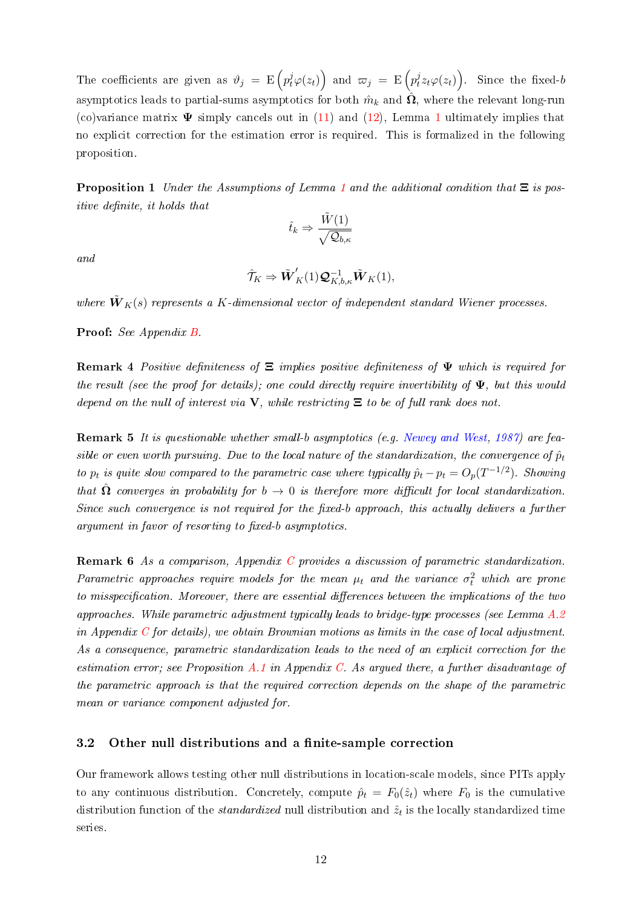The coefficients are given as $\vartheta_j = \mathrm{E}\left(p_t^j \varphi(z_t)\right)$ and $\varpi_j = \mathrm{E}\left(p_t^j z_t \varphi(z_t)\right)$. Since the fixed-$b$ asymptotics leads to partial-sums asymptotics for both $\hat{m}_k$ and $\hat{\boldsymbol{\Omega}}$, where the relevant long-run (co)variance matrix $\boldsymbol{\Psi}$ simply cancels out in (11) and (12), Lemma 1 ultimately implies that no explicit correction for the estimation error is required. This is formalized in the following proposition.

**Proposition 1** *Under the Assumptions of Lemma 1 and the additional condition that $\boldsymbol{\Xi}$ is positive definite, it holds that*

$$\hat{t}_k \Rightarrow \frac{\tilde{W}(1)}{\sqrt{\mathcal{Q}_{b,\kappa}}}$$

*and*

$$\hat{\mathcal{T}}_K \Rightarrow \tilde{\boldsymbol{W}}_K'(1)\mathcal{Q}_{K,b,\kappa}^{-1}\tilde{\boldsymbol{W}}_K(1),$$

*where $\tilde{\boldsymbol{W}}_K(s)$ represents a $K$-dimensional vector of independent standard Wiener processes.*

**Proof:** *See Appendix B.*

**Remark 4** *Positive definiteness of $\boldsymbol{\Xi}$ implies positive definiteness of $\boldsymbol{\Psi}$ which is required for the result (see the proof for details); one could directly require invertibility of $\boldsymbol{\Psi}$, but this would depend on the null of interest via $\mathbf{V}$, while restricting $\boldsymbol{\Xi}$ to be of full rank does not.*

**Remark 5** *It is questionable whether small-b asymptotics (e.g. Newey and West, 1987) are feasible or even worth pursuing. Due to the local nature of the standardization, the convergence of $\hat{p}_t$ to $p_t$ is quite slow compared to the parametric case where typically $\hat{p}_t - p_t = O_p(T^{-1/2})$. Showing that $\hat{\boldsymbol{\Omega}}$ converges in probability for $b \to 0$ is therefore more difficult for local standardization. Since such convergence is not required for the fixed-b approach, this actually delivers a further argument in favor of resorting to fixed-b asymptotics.*

**Remark 6** *As a comparison, Appendix C provides a discussion of parametric standardization. Parametric approaches require models for the mean $\mu_t$ and the variance $\sigma_t^2$ which are prone to misspecification. Moreover, there are essential differences between the implications of the two approaches. While parametric adjustment typically leads to bridge-type processes (see Lemma A.2 in Appendix C for details), we obtain Brownian motions as limits in the case of local adjustment. As a consequence, parametric standardization leads to the need of an explicit correction for the estimation error; see Proposition A.1 in Appendix C. As argued there, a further disadvantage of the parametric approach is that the required correction depends on the shape of the parametric mean or variance component adjusted for.*

## 3.2 Other null distributions and a finite-sample correction

Our framework allows testing other null distributions in location-scale models, since PITs apply to any continuous distribution. Concretely, compute $\hat{p}_t = F_0(\hat{z}_t)$ where $F_0$ is the cumulative distribution function of the *standardized* null distribution and $\hat{z}_t$ is the locally standardized time series.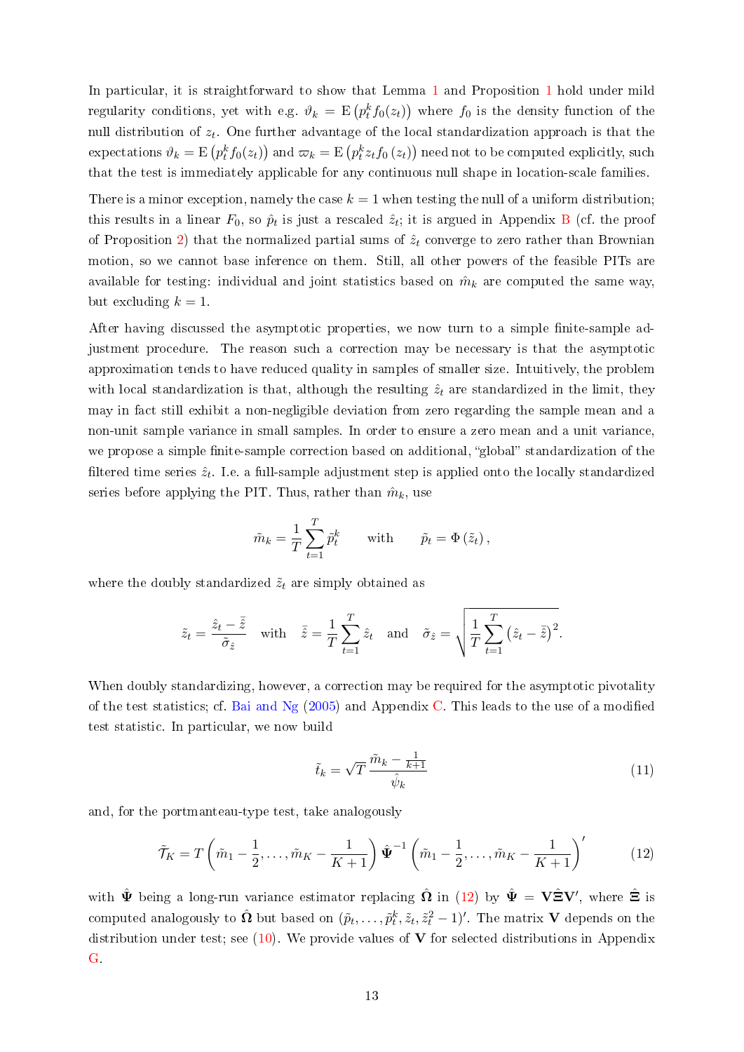In particular, it is straightforward to show that Lemma 1 and Proposition 1 hold under mild regularity conditions, yet with e.g. $\vartheta_k = \mathrm{E}\left(p_t^k f_0(z_t)\right)$ where $f_0$ is the density function of the null distribution of $z_t$. One further advantage of the local standardization approach is that the expectations $\vartheta_k = \mathrm{E}\left(p_t^k f_0(z_t)\right)$ and $\varpi_k = \mathrm{E}\left(p_t^k z_t f_0\left(z_t\right)\right)$ need not to be computed explicitly, such that the test is immediately applicable for any continuous null shape in location-scale families.

There is a minor exception, namely the case $k = 1$ when testing the null of a uniform distribution; this results in a linear $F_0$, so $\hat{p}_t$ is just a rescaled $\hat{z}_t$; it is argued in Appendix B (cf. the proof of Proposition 2) that the normalized partial sums of $\hat{z}_t$ converge to zero rather than Brownian motion, so we cannot base inference on them. Still, all other powers of the feasible PITs are available for testing: individual and joint statistics based on $\hat{m}_k$ are computed the same way, but excluding $k = 1$.

After having discussed the asymptotic properties, we now turn to a simple finite-sample adjustment procedure. The reason such a correction may be necessary is that the asymptotic approximation tends to have reduced quality in samples of smaller size. Intuitively, the problem with local standardization is that, although the resulting $\hat{z}_t$ are standardized in the limit, they may in fact still exhibit a non-negligible deviation from zero regarding the sample mean and a non-unit sample variance in small samples. In order to ensure a zero mean and a unit variance, we propose a simple finite-sample correction based on additional, "global" standardization of the filtered time series $\hat{z}_t$. I.e. a full-sample adjustment step is applied onto the locally standardized series before applying the PIT. Thus, rather than $\hat{m}_k$, use

$$\tilde{m}_k = \frac{1}{T}\sum_{t=1}^{T}\tilde{p}_t^k \qquad \text{with} \qquad \tilde{p}_t = \Phi\left(\tilde{z}_t\right),$$

where the doubly standardized $\tilde{z}_t$ are simply obtained as

$$\tilde{z}_t = \frac{\hat{z}_t - \bar{\hat{z}}}{\tilde{\sigma}_{\hat{z}}} \quad \text{with} \quad \bar{\hat{z}} = \frac{1}{T}\sum_{t=1}^{T}\hat{z}_t \quad \text{and} \quad \tilde{\sigma}_{\hat{z}} = \sqrt{\frac{1}{T}\sum_{t=1}^{T}\left(\hat{z}_t - \bar{\hat{z}}\right)^2}.$$

When doubly standardizing, however, a correction may be required for the asymptotic pivotality of the test statistics; cf. Bai and Ng (2005) and Appendix C. This leads to the use of a modified test statistic. In particular, we now build

$$\tilde{t}_k = \sqrt{T}\,\frac{\tilde{m}_k - \frac{1}{k+1}}{\hat{\psi}_k} \tag{11}$$

and, for the portmanteau-type test, take analogously

$$\tilde{\mathcal{T}}_K = T\left(\tilde{m}_1 - \frac{1}{2}, \ldots, \tilde{m}_K - \frac{1}{K+1}\right)\hat{\mathbf{\Psi}}^{-1}\left(\tilde{m}_1 - \frac{1}{2}, \ldots, \tilde{m}_K - \frac{1}{K+1}\right)' \tag{12}$$

with $\hat{\mathbf{\Psi}}$ being a long-run variance estimator replacing $\hat{\mathbf{\Omega}}$ in (12) by $\hat{\mathbf{\Psi}} = \mathbf{V}\hat{\mathbf{\Xi}}\mathbf{V}'$, where $\hat{\mathbf{\Xi}}$ is computed analogously to $\hat{\mathbf{\Omega}}$ but based on $(\tilde{p}_t, \ldots, \tilde{p}_t^k, \tilde{z}_t, \tilde{z}_t^2 - 1)'$. The matrix $\mathbf{V}$ depends on the distribution under test; see (10). We provide values of $\mathbf{V}$ for selected distributions in Appendix G.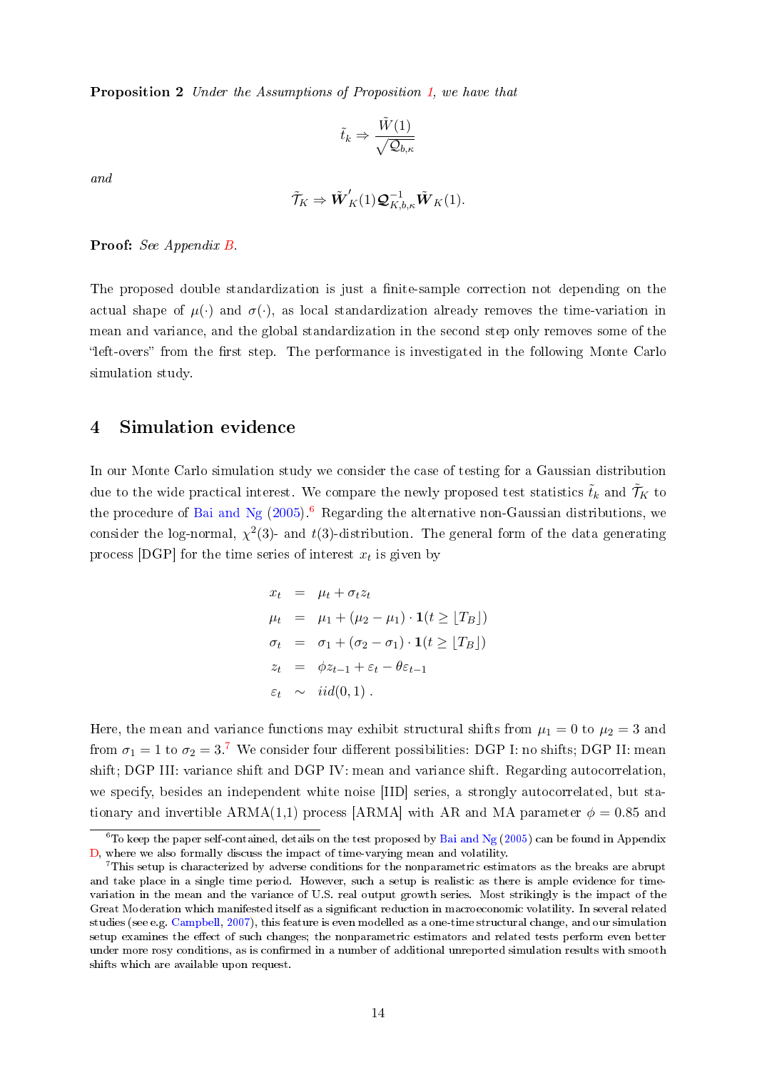**Proposition 2** *Under the Assumptions of Proposition 1, we have that*

$$\tilde{t}_k \Rightarrow \frac{\tilde{W}(1)}{\sqrt{\mathcal{Q}_{b,\kappa}}}$$

*and*

$$\tilde{\mathcal{T}}_K \Rightarrow \tilde{\boldsymbol{W}}'_K(1)\boldsymbol{\mathcal{Q}}^{-1}_{K,b,\kappa}\tilde{\boldsymbol{W}}_K(1).$$

**Proof:** *See Appendix B.*

The proposed double standardization is just a finite-sample correction not depending on the actual shape of $\mu(\cdot)$ and $\sigma(\cdot)$, as local standardization already removes the time-variation in mean and variance, and the global standardization in the second step only removes some of the "left-overs" from the first step. The performance is investigated in the following Monte Carlo simulation study.

## 4 Simulation evidence

In our Monte Carlo simulation study we consider the case of testing for a Gaussian distribution due to the wide practical interest. We compare the newly proposed test statistics $\tilde{t}_k$ and $\tilde{\mathcal{T}}_K$ to the procedure of Bai and Ng (2005).[6] Regarding the alternative non-Gaussian distributions, we consider the log-normal, $\chi^2(3)$- and $t(3)$-distribution. The general form of the data generating process [DGP] for the time series of interest $x_t$ is given by

$$\begin{aligned}
x_t &= \mu_t + \sigma_t z_t \\
\mu_t &= \mu_1 + (\mu_2 - \mu_1) \cdot \mathbf{1}(t \geq \lfloor T_B \rfloor) \\
\sigma_t &= \sigma_1 + (\sigma_2 - \sigma_1) \cdot \mathbf{1}(t \geq \lfloor T_B \rfloor) \\
z_t &= \phi z_{t-1} + \varepsilon_t - \theta \varepsilon_{t-1} \\
\varepsilon_t &\sim iid(0,1) \ .
\end{aligned}$$

Here, the mean and variance functions may exhibit structural shifts from $\mu_1 = 0$ to $\mu_2 = 3$ and from $\sigma_1 = 1$ to $\sigma_2 = 3$.[7] We consider four different possibilities: DGP I: no shifts; DGP II: mean shift; DGP III: variance shift and DGP IV: mean and variance shift. Regarding autocorrelation, we specify, besides an independent white noise [IID] series, a strongly autocorrelated, but stationary and invertible ARMA(1,1) process [ARMA] with AR and MA parameter $\phi = 0.85$ and

[6] To keep the paper self-contained, details on the test proposed by Bai and Ng (2005) can be found in Appendix D, where we also formally discuss the impact of time-varying mean and volatility.

[7] This setup is characterized by adverse conditions for the nonparametric estimators as the breaks are abrupt and take place in a single time period. However, such a setup is realistic as there is ample evidence for time-variation in the mean and the variance of U.S. real output growth series. Most strikingly is the impact of the Great Moderation which manifested itself as a significant reduction in macroeconomic volatility. In several related studies (see e.g. Campbell, 2007), this feature is even modelled as a one-time structural change, and our simulation setup examines the effect of such changes; the nonparametric estimators and related tests perform even better under more rosy conditions, as is confirmed in a number of additional unreported simulation results with smooth shifts which are available upon request.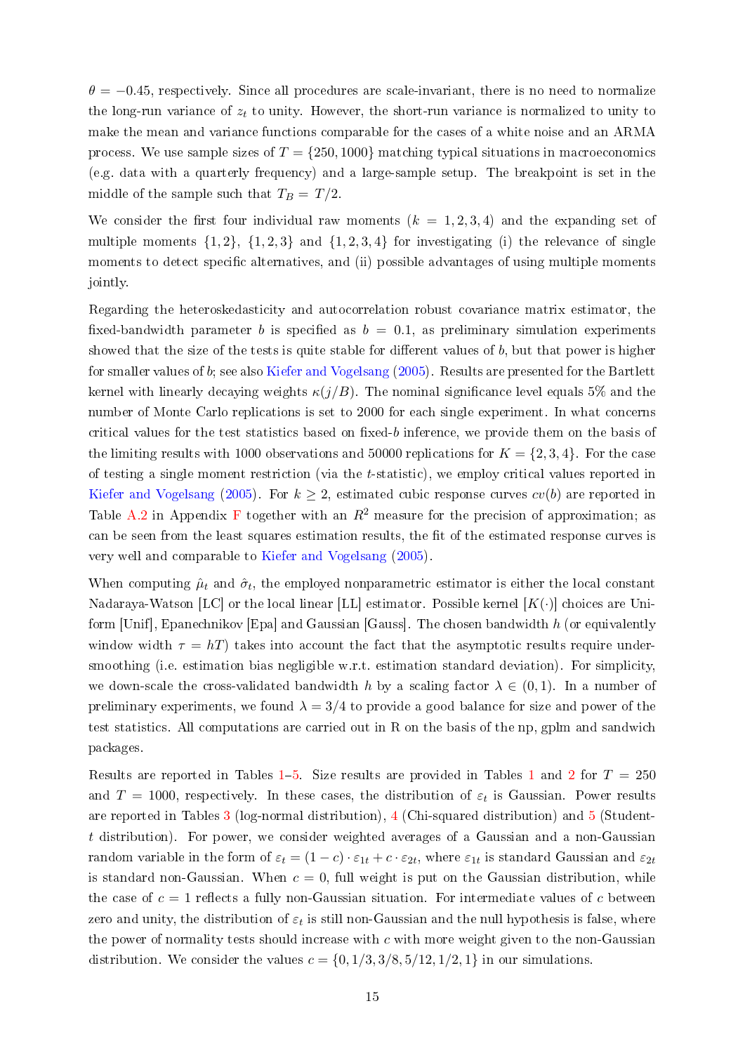$\theta = -0.45$, respectively. Since all procedures are scale-invariant, there is no need to normalize the long-run variance of $z_t$ to unity. However, the short-run variance is normalized to unity to make the mean and variance functions comparable for the cases of a white noise and an ARMA process. We use sample sizes of $T = \{250, 1000\}$ matching typical situations in macroeconomics (e.g. data with a quarterly frequency) and a large-sample setup. The breakpoint is set in the middle of the sample such that $T_B = T/2$.

We consider the first four individual raw moments ($k = 1, 2, 3, 4$) and the expanding set of multiple moments $\{1, 2\}$, $\{1, 2, 3\}$ and $\{1, 2, 3, 4\}$ for investigating (i) the relevance of single moments to detect specific alternatives, and (ii) possible advantages of using multiple moments jointly.

Regarding the heteroskedasticity and autocorrelation robust covariance matrix estimator, the fixed-bandwidth parameter $b$ is specified as $b = 0.1$, as preliminary simulation experiments showed that the size of the tests is quite stable for different values of $b$, but that power is higher for smaller values of $b$; see also Kiefer and Vogelsang (2005). Results are presented for the Bartlett kernel with linearly decaying weights $\kappa(j/B)$. The nominal significance level equals 5% and the number of Monte Carlo replications is set to 2000 for each single experiment. In what concerns critical values for the test statistics based on fixed-$b$ inference, we provide them on the basis of the limiting results with 1000 observations and 50000 replications for $K = \{2, 3, 4\}$. For the case of testing a single moment restriction (via the $t$-statistic), we employ critical values reported in Kiefer and Vogelsang (2005). For $k \geq 2$, estimated cubic response curves $cv(b)$ are reported in Table A.2 in Appendix F together with an $R^2$ measure for the precision of approximation; as can be seen from the least squares estimation results, the fit of the estimated response curves is very well and comparable to Kiefer and Vogelsang (2005).

When computing $\hat{\mu}_t$ and $\hat{\sigma}_t$, the employed nonparametric estimator is either the local constant Nadaraya-Watson [LC] or the local linear [LL] estimator. Possible kernel [$K(\cdot)$] choices are Uniform [Unif], Epanechnikov [Epa] and Gaussian [Gauss]. The chosen bandwidth $h$ (or equivalently window width $\tau = hT$) takes into account the fact that the asymptotic results require under-smoothing (i.e. estimation bias negligible w.r.t. estimation standard deviation). For simplicity, we down-scale the cross-validated bandwidth $h$ by a scaling factor $\lambda \in (0, 1)$. In a number of preliminary experiments, we found $\lambda = 3/4$ to provide a good balance for size and power of the test statistics. All computations are carried out in R on the basis of the np, gplm and sandwich packages.

Results are reported in Tables 1–5. Size results are provided in Tables 1 and 2 for $T = 250$ and $T = 1000$, respectively. In these cases, the distribution of $\varepsilon_t$ is Gaussian. Power results are reported in Tables 3 (log-normal distribution), 4 (Chi-squared distribution) and 5 (Student-$t$ distribution). For power, we consider weighted averages of a Gaussian and a non-Gaussian random variable in the form of $\varepsilon_t = (1 - c) \cdot \varepsilon_{1t} + c \cdot \varepsilon_{2t}$, where $\varepsilon_{1t}$ is standard Gaussian and $\varepsilon_{2t}$ is standard non-Gaussian. When $c = 0$, full weight is put on the Gaussian distribution, while the case of $c = 1$ reflects a fully non-Gaussian situation. For intermediate values of $c$ between zero and unity, the distribution of $\varepsilon_t$ is still non-Gaussian and the null hypothesis is false, where the power of normality tests should increase with $c$ with more weight given to the non-Gaussian distribution. We consider the values $c = \{0, 1/3, 3/8, 5/12, 1/2, 1\}$ in our simulations.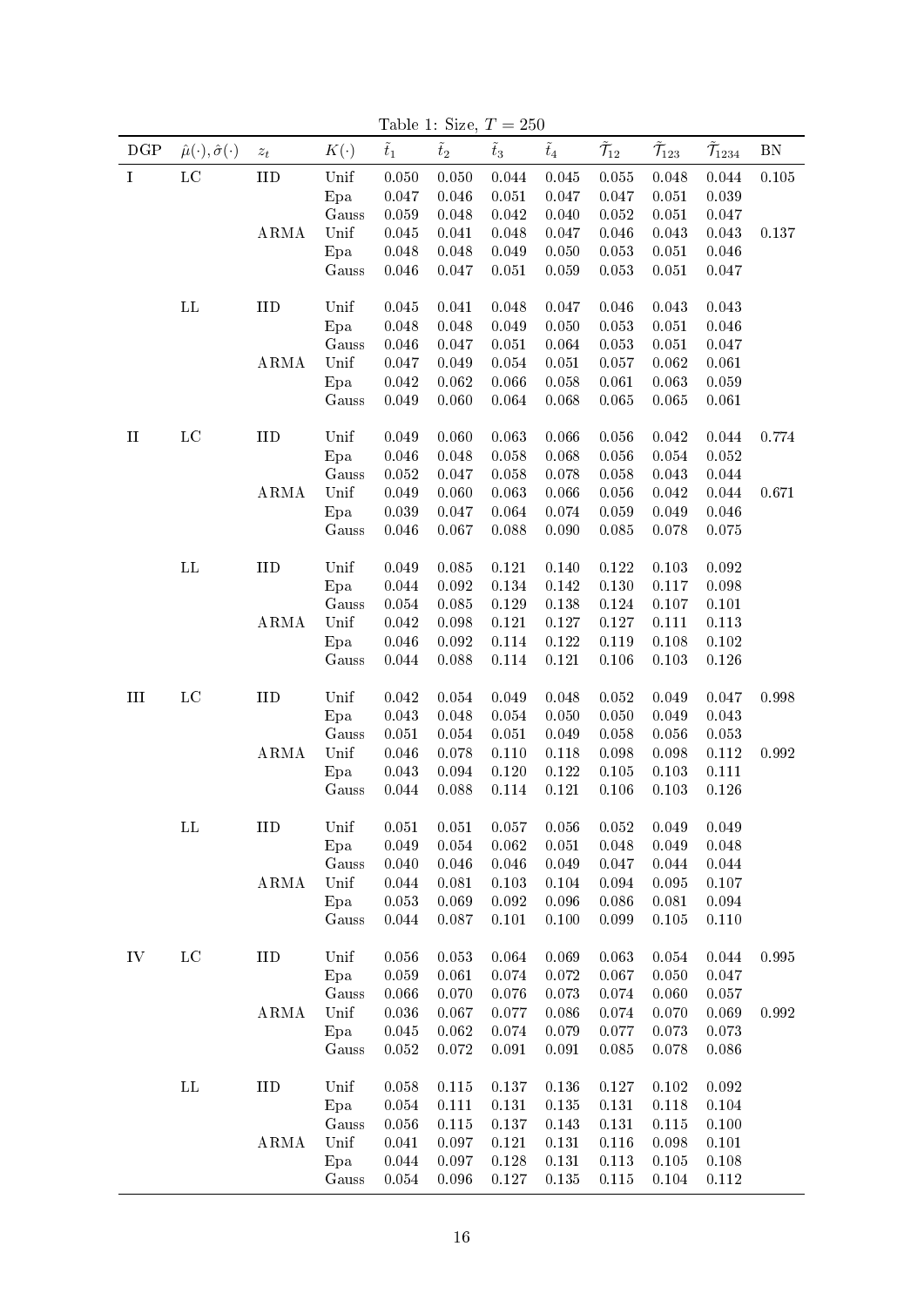Table 1: Size, $T = 250$

| DGP | $\hat{\mu}(\cdot), \hat{\sigma}(\cdot)$ | $z_t$ | $K(\cdot)$ | $\tilde{t}_1$ | $\tilde{t}_2$ | $\tilde{t}_3$ | $\tilde{t}_4$ | $\tilde{\mathcal{T}}_{12}$ | $\tilde{\mathcal{T}}_{123}$ | $\tilde{\mathcal{T}}_{1234}$ | BN |
|---|---|---|---|---|---|---|---|---|---|---|---|
| I | LC | IID | Unif | 0.050 | 0.050 | 0.044 | 0.045 | 0.055 | 0.048 | 0.044 | 0.105 |
| | | | Epa | 0.047 | 0.046 | 0.051 | 0.047 | 0.047 | 0.051 | 0.039 | |
| | | | Gauss | 0.059 | 0.048 | 0.042 | 0.040 | 0.052 | 0.051 | 0.047 | |
| | | ARMA | Unif | 0.045 | 0.041 | 0.048 | 0.047 | 0.046 | 0.043 | 0.043 | 0.137 |
| | | | Epa | 0.048 | 0.048 | 0.049 | 0.050 | 0.053 | 0.051 | 0.046 | |
| | | | Gauss | 0.046 | 0.047 | 0.051 | 0.059 | 0.053 | 0.051 | 0.047 | |
| | LL | IID | Unif | 0.045 | 0.041 | 0.048 | 0.047 | 0.046 | 0.043 | 0.043 | |
| | | | Epa | 0.048 | 0.048 | 0.049 | 0.050 | 0.053 | 0.051 | 0.046 | |
| | | | Gauss | 0.046 | 0.047 | 0.051 | 0.064 | 0.053 | 0.051 | 0.047 | |
| | | ARMA | Unif | 0.047 | 0.049 | 0.054 | 0.051 | 0.057 | 0.062 | 0.061 | |
| | | | Epa | 0.042 | 0.062 | 0.066 | 0.058 | 0.061 | 0.063 | 0.059 | |
| | | | Gauss | 0.049 | 0.060 | 0.064 | 0.068 | 0.065 | 0.065 | 0.061 | |
| II | LC | IID | Unif | 0.049 | 0.060 | 0.063 | 0.066 | 0.056 | 0.042 | 0.044 | 0.774 |
| | | | Epa | 0.046 | 0.048 | 0.058 | 0.068 | 0.056 | 0.054 | 0.052 | |
| | | | Gauss | 0.052 | 0.047 | 0.058 | 0.078 | 0.058 | 0.043 | 0.044 | |
| | | ARMA | Unif | 0.049 | 0.060 | 0.063 | 0.066 | 0.056 | 0.042 | 0.044 | 0.671 |
| | | | Epa | 0.039 | 0.047 | 0.064 | 0.074 | 0.059 | 0.049 | 0.046 | |
| | | | Gauss | 0.046 | 0.067 | 0.088 | 0.090 | 0.085 | 0.078 | 0.075 | |
| | LL | IID | Unif | 0.049 | 0.085 | 0.121 | 0.140 | 0.122 | 0.103 | 0.092 | |
| | | | Epa | 0.044 | 0.092 | 0.134 | 0.142 | 0.130 | 0.117 | 0.098 | |
| | | | Gauss | 0.054 | 0.085 | 0.129 | 0.138 | 0.124 | 0.107 | 0.101 | |
| | | ARMA | Unif | 0.042 | 0.098 | 0.121 | 0.127 | 0.127 | 0.111 | 0.113 | |
| | | | Epa | 0.046 | 0.092 | 0.114 | 0.122 | 0.119 | 0.108 | 0.102 | |
| | | | Gauss | 0.044 | 0.088 | 0.114 | 0.121 | 0.106 | 0.103 | 0.126 | |
| III | LC | IID | Unif | 0.042 | 0.054 | 0.049 | 0.048 | 0.052 | 0.049 | 0.047 | 0.998 |
| | | | Epa | 0.043 | 0.048 | 0.054 | 0.050 | 0.050 | 0.049 | 0.043 | |
| | | | Gauss | 0.051 | 0.054 | 0.051 | 0.049 | 0.058 | 0.056 | 0.053 | |
| | | ARMA | Unif | 0.046 | 0.078 | 0.110 | 0.118 | 0.098 | 0.098 | 0.112 | 0.992 |
| | | | Epa | 0.043 | 0.094 | 0.120 | 0.122 | 0.105 | 0.103 | 0.111 | |
| | | | Gauss | 0.044 | 0.088 | 0.114 | 0.121 | 0.106 | 0.103 | 0.126 | |
| | LL | IID | Unif | 0.051 | 0.051 | 0.057 | 0.056 | 0.052 | 0.049 | 0.049 | |
| | | | Epa | 0.049 | 0.054 | 0.062 | 0.051 | 0.048 | 0.049 | 0.048 | |
| | | | Gauss | 0.040 | 0.046 | 0.046 | 0.049 | 0.047 | 0.044 | 0.044 | |
| | | ARMA | Unif | 0.044 | 0.081 | 0.103 | 0.104 | 0.094 | 0.095 | 0.107 | |
| | | | Epa | 0.053 | 0.069 | 0.092 | 0.096 | 0.086 | 0.081 | 0.094 | |
| | | | Gauss | 0.044 | 0.087 | 0.101 | 0.100 | 0.099 | 0.105 | 0.110 | |
| IV | LC | IID | Unif | 0.056 | 0.053 | 0.064 | 0.069 | 0.063 | 0.054 | 0.044 | 0.995 |
| | | | Epa | 0.059 | 0.061 | 0.074 | 0.072 | 0.067 | 0.050 | 0.047 | |
| | | | Gauss | 0.066 | 0.070 | 0.076 | 0.073 | 0.074 | 0.060 | 0.057 | |
| | | ARMA | Unif | 0.036 | 0.067 | 0.077 | 0.086 | 0.074 | 0.070 | 0.069 | 0.992 |
| | | | Epa | 0.045 | 0.062 | 0.074 | 0.079 | 0.077 | 0.073 | 0.073 | |
| | | | Gauss | 0.052 | 0.072 | 0.091 | 0.091 | 0.085 | 0.078 | 0.086 | |
| | LL | IID | Unif | 0.058 | 0.115 | 0.137 | 0.136 | 0.127 | 0.102 | 0.092 | |
| | | | Epa | 0.054 | 0.111 | 0.131 | 0.135 | 0.131 | 0.118 | 0.104 | |
| | | | Gauss | 0.056 | 0.115 | 0.137 | 0.143 | 0.131 | 0.115 | 0.100 | |
| | | ARMA | Unif | 0.041 | 0.097 | 0.121 | 0.131 | 0.116 | 0.098 | 0.101 | |
| | | | Epa | 0.044 | 0.097 | 0.128 | 0.131 | 0.113 | 0.105 | 0.108 | |
| | | | Gauss | 0.054 | 0.096 | 0.127 | 0.135 | 0.115 | 0.104 | 0.112 | |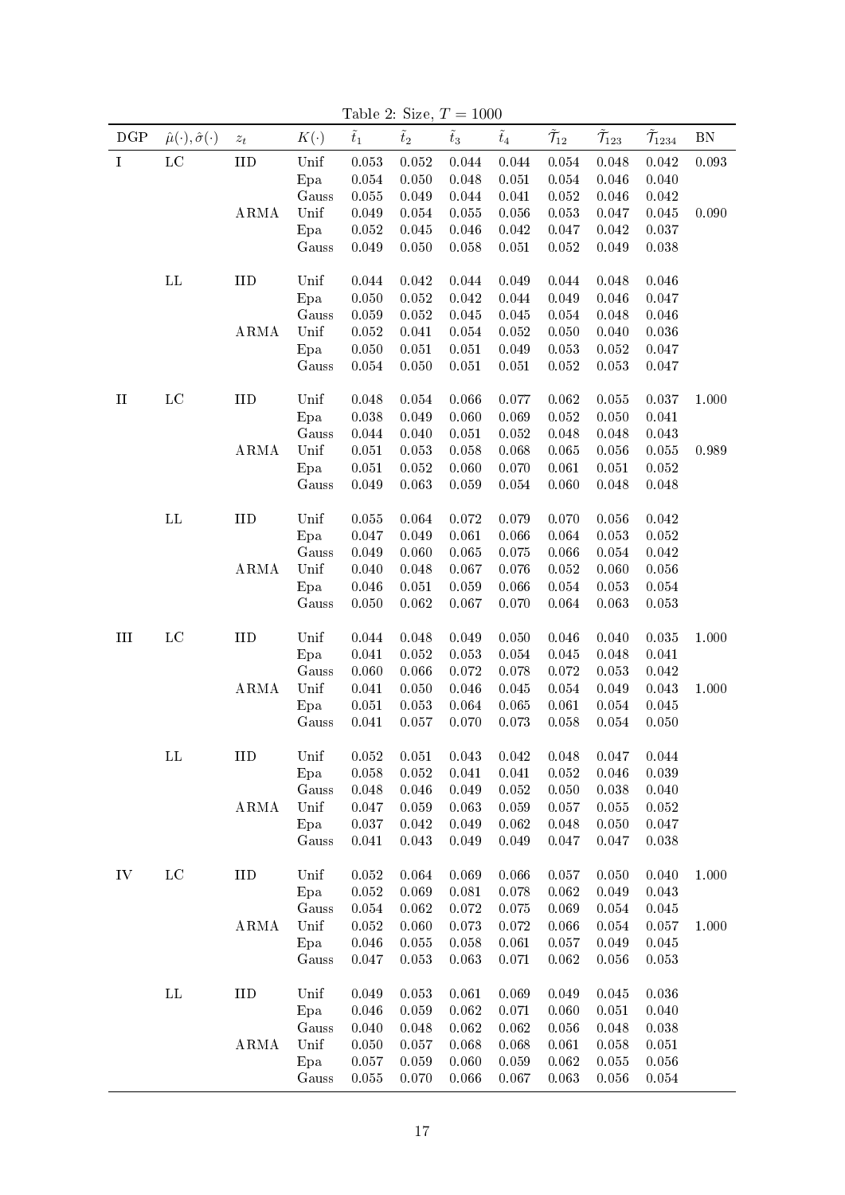Table 2: Size, $T = 1000$

| DGP | $\hat{\mu}(\cdot), \hat{\sigma}(\cdot)$ | $z_t$ | $K(\cdot)$ | $\tilde{t}_1$ | $\tilde{t}_2$ | $\tilde{t}_3$ | $\tilde{t}_4$ | $\tilde{\mathcal{T}}_{12}$ | $\tilde{\mathcal{T}}_{123}$ | $\tilde{\mathcal{T}}_{1234}$ | BN |
|---|---|---|---|---|---|---|---|---|---|---|---|
| I | LC | IID | Unif | 0.053 | 0.052 | 0.044 | 0.044 | 0.054 | 0.048 | 0.042 | 0.093 |
| | | | Epa | 0.054 | 0.050 | 0.048 | 0.051 | 0.054 | 0.046 | 0.040 | |
| | | | Gauss | 0.055 | 0.049 | 0.044 | 0.041 | 0.052 | 0.046 | 0.042 | |
| | | ARMA | Unif | 0.049 | 0.054 | 0.055 | 0.056 | 0.053 | 0.047 | 0.045 | 0.090 |
| | | | Epa | 0.052 | 0.045 | 0.046 | 0.042 | 0.047 | 0.042 | 0.037 | |
| | | | Gauss | 0.049 | 0.050 | 0.058 | 0.051 | 0.052 | 0.049 | 0.038 | |
| | LL | IID | Unif | 0.044 | 0.042 | 0.044 | 0.049 | 0.044 | 0.048 | 0.046 | |
| | | | Epa | 0.050 | 0.052 | 0.042 | 0.044 | 0.049 | 0.046 | 0.047 | |
| | | | Gauss | 0.059 | 0.052 | 0.045 | 0.045 | 0.054 | 0.048 | 0.046 | |
| | | ARMA | Unif | 0.052 | 0.041 | 0.054 | 0.052 | 0.050 | 0.040 | 0.036 | |
| | | | Epa | 0.050 | 0.051 | 0.051 | 0.049 | 0.053 | 0.052 | 0.047 | |
| | | | Gauss | 0.054 | 0.050 | 0.051 | 0.051 | 0.052 | 0.053 | 0.047 | |
| II | LC | IID | Unif | 0.048 | 0.054 | 0.066 | 0.077 | 0.062 | 0.055 | 0.037 | 1.000 |
| | | | Epa | 0.038 | 0.049 | 0.060 | 0.069 | 0.052 | 0.050 | 0.041 | |
| | | | Gauss | 0.044 | 0.040 | 0.051 | 0.052 | 0.048 | 0.048 | 0.043 | |
| | | ARMA | Unif | 0.051 | 0.053 | 0.058 | 0.068 | 0.065 | 0.056 | 0.055 | 0.989 |
| | | | Epa | 0.051 | 0.052 | 0.060 | 0.070 | 0.061 | 0.051 | 0.052 | |
| | | | Gauss | 0.049 | 0.063 | 0.059 | 0.054 | 0.060 | 0.048 | 0.048 | |
| | LL | IID | Unif | 0.055 | 0.064 | 0.072 | 0.079 | 0.070 | 0.056 | 0.042 | |
| | | | Epa | 0.047 | 0.049 | 0.061 | 0.066 | 0.064 | 0.053 | 0.052 | |
| | | | Gauss | 0.049 | 0.060 | 0.065 | 0.075 | 0.066 | 0.054 | 0.042 | |
| | | ARMA | Unif | 0.040 | 0.048 | 0.067 | 0.076 | 0.052 | 0.060 | 0.056 | |
| | | | Epa | 0.046 | 0.051 | 0.059 | 0.066 | 0.054 | 0.053 | 0.054 | |
| | | | Gauss | 0.050 | 0.062 | 0.067 | 0.070 | 0.064 | 0.063 | 0.053 | |
| III | LC | IID | Unif | 0.044 | 0.048 | 0.049 | 0.050 | 0.046 | 0.040 | 0.035 | 1.000 |
| | | | Epa | 0.041 | 0.052 | 0.053 | 0.054 | 0.045 | 0.048 | 0.041 | |
| | | | Gauss | 0.060 | 0.066 | 0.072 | 0.078 | 0.072 | 0.053 | 0.042 | |
| | | ARMA | Unif | 0.041 | 0.050 | 0.046 | 0.045 | 0.054 | 0.049 | 0.043 | 1.000 |
| | | | Epa | 0.051 | 0.053 | 0.064 | 0.065 | 0.061 | 0.054 | 0.045 | |
| | | | Gauss | 0.041 | 0.057 | 0.070 | 0.073 | 0.058 | 0.054 | 0.050 | |
| | LL | IID | Unif | 0.052 | 0.051 | 0.043 | 0.042 | 0.048 | 0.047 | 0.044 | |
| | | | Epa | 0.058 | 0.052 | 0.041 | 0.041 | 0.052 | 0.046 | 0.039 | |
| | | | Gauss | 0.048 | 0.046 | 0.049 | 0.052 | 0.050 | 0.038 | 0.040 | |
| | | ARMA | Unif | 0.047 | 0.059 | 0.063 | 0.059 | 0.057 | 0.055 | 0.052 | |
| | | | Epa | 0.037 | 0.042 | 0.049 | 0.062 | 0.048 | 0.050 | 0.047 | |
| | | | Gauss | 0.041 | 0.043 | 0.049 | 0.049 | 0.047 | 0.047 | 0.038 | |
| IV | LC | IID | Unif | 0.052 | 0.064 | 0.069 | 0.066 | 0.057 | 0.050 | 0.040 | 1.000 |
| | | | Epa | 0.052 | 0.069 | 0.081 | 0.078 | 0.062 | 0.049 | 0.043 | |
| | | | Gauss | 0.054 | 0.062 | 0.072 | 0.075 | 0.069 | 0.054 | 0.045 | |
| | | ARMA | Unif | 0.052 | 0.060 | 0.073 | 0.072 | 0.066 | 0.054 | 0.057 | 1.000 |
| | | | Epa | 0.046 | 0.055 | 0.058 | 0.061 | 0.057 | 0.049 | 0.045 | |
| | | | Gauss | 0.047 | 0.053 | 0.063 | 0.071 | 0.062 | 0.056 | 0.053 | |
| | LL | IID | Unif | 0.049 | 0.053 | 0.061 | 0.069 | 0.049 | 0.045 | 0.036 | |
| | | | Epa | 0.046 | 0.059 | 0.062 | 0.071 | 0.060 | 0.051 | 0.040 | |
| | | | Gauss | 0.040 | 0.048 | 0.062 | 0.062 | 0.056 | 0.048 | 0.038 | |
| | | ARMA | Unif | 0.050 | 0.057 | 0.068 | 0.068 | 0.061 | 0.058 | 0.051 | |
| | | | Epa | 0.057 | 0.059 | 0.060 | 0.059 | 0.062 | 0.055 | 0.056 | |
| | | | Gauss | 0.055 | 0.070 | 0.066 | 0.067 | 0.063 | 0.056 | 0.054 | |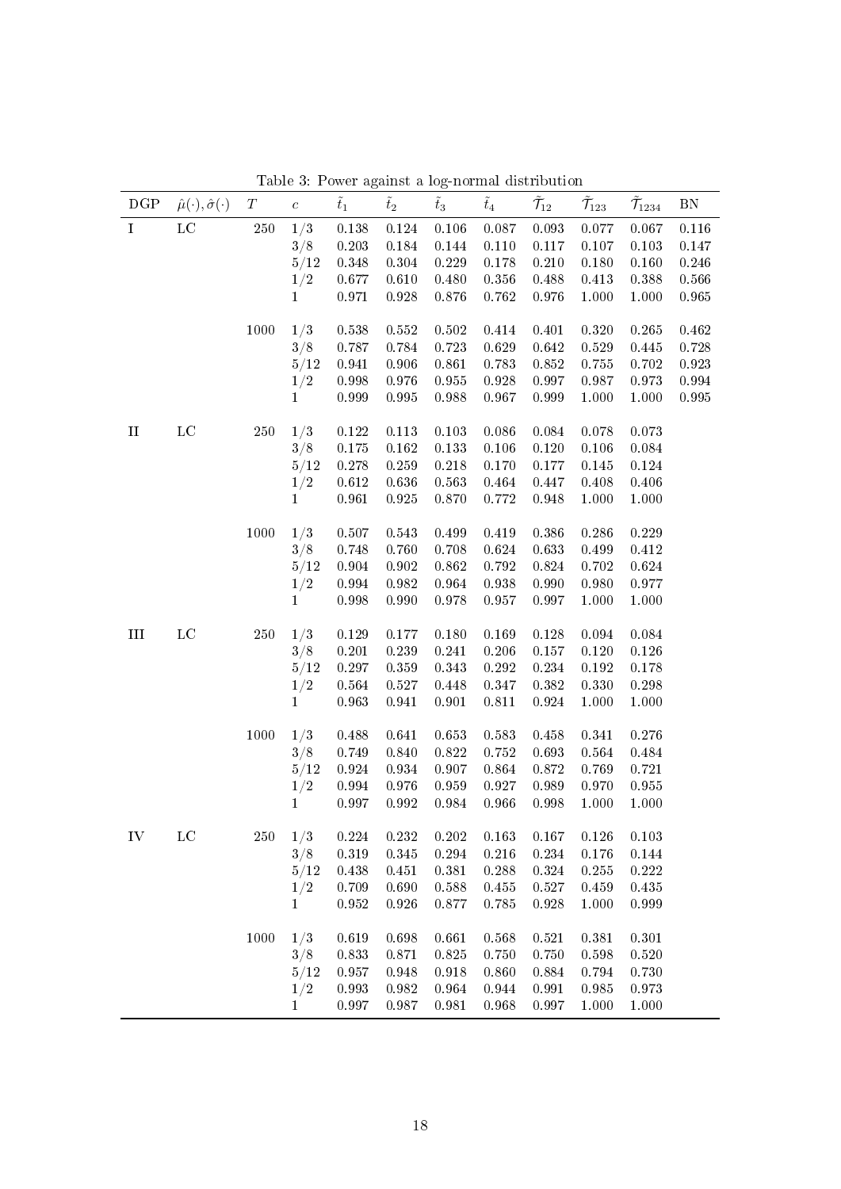Table 3: Power against a log-normal distribution

| DGP | $\hat{\mu}(\cdot), \hat{\sigma}(\cdot)$ | $T$ | $c$ | $\tilde{t}_1$ | $\tilde{t}_2$ | $\tilde{t}_3$ | $\tilde{t}_4$ | $\tilde{\mathcal{T}}_{12}$ | $\tilde{\mathcal{T}}_{123}$ | $\tilde{\mathcal{T}}_{1234}$ | BN |
|---|---|---|---|---|---|---|---|---|---|---|---|
| I | LC | 250 | $1/3$ | 0.138 | 0.124 | 0.106 | 0.087 | 0.093 | 0.077 | 0.067 | 0.116 |
| | | | $3/8$ | 0.203 | 0.184 | 0.144 | 0.110 | 0.117 | 0.107 | 0.103 | 0.147 |
| | | | $5/12$ | 0.348 | 0.304 | 0.229 | 0.178 | 0.210 | 0.180 | 0.160 | 0.246 |
| | | | $1/2$ | 0.677 | 0.610 | 0.480 | 0.356 | 0.488 | 0.413 | 0.388 | 0.566 |
| | | | $1$ | 0.971 | 0.928 | 0.876 | 0.762 | 0.976 | 1.000 | 1.000 | 0.965 |
| | | 1000 | $1/3$ | 0.538 | 0.552 | 0.502 | 0.414 | 0.401 | 0.320 | 0.265 | 0.462 |
| | | | $3/8$ | 0.787 | 0.784 | 0.723 | 0.629 | 0.642 | 0.529 | 0.445 | 0.728 |
| | | | $5/12$ | 0.941 | 0.906 | 0.861 | 0.783 | 0.852 | 0.755 | 0.702 | 0.923 |
| | | | $1/2$ | 0.998 | 0.976 | 0.955 | 0.928 | 0.997 | 0.987 | 0.973 | 0.994 |
| | | | $1$ | 0.999 | 0.995 | 0.988 | 0.967 | 0.999 | 1.000 | 1.000 | 0.995 |
| II | LC | 250 | $1/3$ | 0.122 | 0.113 | 0.103 | 0.086 | 0.084 | 0.078 | 0.073 | |
| | | | $3/8$ | 0.175 | 0.162 | 0.133 | 0.106 | 0.120 | 0.106 | 0.084 | |
| | | | $5/12$ | 0.278 | 0.259 | 0.218 | 0.170 | 0.177 | 0.145 | 0.124 | |
| | | | $1/2$ | 0.612 | 0.636 | 0.563 | 0.464 | 0.447 | 0.408 | 0.406 | |
| | | | $1$ | 0.961 | 0.925 | 0.870 | 0.772 | 0.948 | 1.000 | 1.000 | |
| | | 1000 | $1/3$ | 0.507 | 0.543 | 0.499 | 0.419 | 0.386 | 0.286 | 0.229 | |
| | | | $3/8$ | 0.748 | 0.760 | 0.708 | 0.624 | 0.633 | 0.499 | 0.412 | |
| | | | $5/12$ | 0.904 | 0.902 | 0.862 | 0.792 | 0.824 | 0.702 | 0.624 | |
| | | | $1/2$ | 0.994 | 0.982 | 0.964 | 0.938 | 0.990 | 0.980 | 0.977 | |
| | | | $1$ | 0.998 | 0.990 | 0.978 | 0.957 | 0.997 | 1.000 | 1.000 | |
| III | LC | 250 | $1/3$ | 0.129 | 0.177 | 0.180 | 0.169 | 0.128 | 0.094 | 0.084 | |
| | | | $3/8$ | 0.201 | 0.239 | 0.241 | 0.206 | 0.157 | 0.120 | 0.126 | |
| | | | $5/12$ | 0.297 | 0.359 | 0.343 | 0.292 | 0.234 | 0.192 | 0.178 | |
| | | | $1/2$ | 0.564 | 0.527 | 0.448 | 0.347 | 0.382 | 0.330 | 0.298 | |
| | | | $1$ | 0.963 | 0.941 | 0.901 | 0.811 | 0.924 | 1.000 | 1.000 | |
| | | 1000 | $1/3$ | 0.488 | 0.641 | 0.653 | 0.583 | 0.458 | 0.341 | 0.276 | |
| | | | $3/8$ | 0.749 | 0.840 | 0.822 | 0.752 | 0.693 | 0.564 | 0.484 | |
| | | | $5/12$ | 0.924 | 0.934 | 0.907 | 0.864 | 0.872 | 0.769 | 0.721 | |
| | | | $1/2$ | 0.994 | 0.976 | 0.959 | 0.927 | 0.989 | 0.970 | 0.955 | |
| | | | $1$ | 0.997 | 0.992 | 0.984 | 0.966 | 0.998 | 1.000 | 1.000 | |
| IV | LC | 250 | $1/3$ | 0.224 | 0.232 | 0.202 | 0.163 | 0.167 | 0.126 | 0.103 | |
| | | | $3/8$ | 0.319 | 0.345 | 0.294 | 0.216 | 0.234 | 0.176 | 0.144 | |
| | | | $5/12$ | 0.438 | 0.451 | 0.381 | 0.288 | 0.324 | 0.255 | 0.222 | |
| | | | $1/2$ | 0.709 | 0.690 | 0.588 | 0.455 | 0.527 | 0.459 | 0.435 | |
| | | | $1$ | 0.952 | 0.926 | 0.877 | 0.785 | 0.928 | 1.000 | 0.999 | |
| | | 1000 | $1/3$ | 0.619 | 0.698 | 0.661 | 0.568 | 0.521 | 0.381 | 0.301 | |
| | | | $3/8$ | 0.833 | 0.871 | 0.825 | 0.750 | 0.750 | 0.598 | 0.520 | |
| | | | $5/12$ | 0.957 | 0.948 | 0.918 | 0.860 | 0.884 | 0.794 | 0.730 | |
| | | | $1/2$ | 0.993 | 0.982 | 0.964 | 0.944 | 0.991 | 0.985 | 0.973 | |
| | | | $1$ | 0.997 | 0.987 | 0.981 | 0.968 | 0.997 | 1.000 | 1.000 | |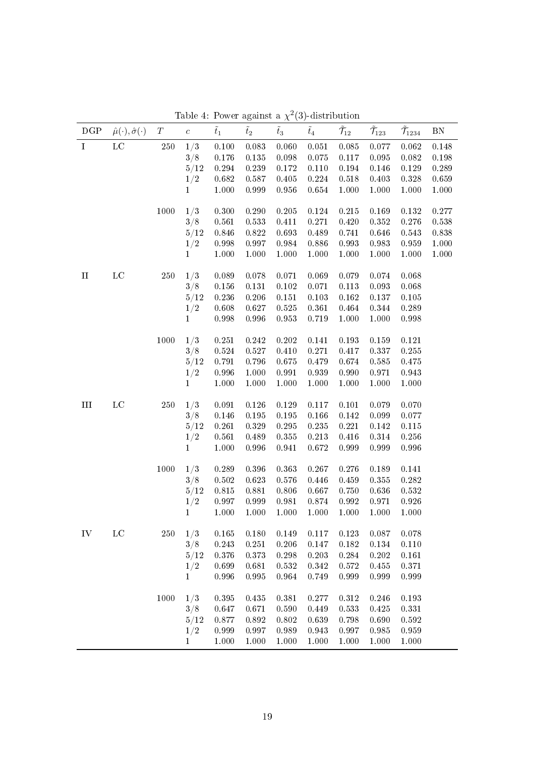Table 4: Power against a $\chi^2(3)$-distribution

| DGP | $\hat{\mu}(\cdot), \hat{\sigma}(\cdot)$ | $T$ | $c$ | $\tilde{t}_1$ | $\tilde{t}_2$ | $\tilde{t}_3$ | $\tilde{t}_4$ | $\tilde{\mathcal{T}}_{12}$ | $\tilde{\mathcal{T}}_{123}$ | $\tilde{\mathcal{T}}_{1234}$ | BN |
|---|---|---|---|---|---|---|---|---|---|---|---|
| I | LC | 250 | $1/3$ | 0.100 | 0.083 | 0.060 | 0.051 | 0.085 | 0.077 | 0.062 | 0.148 |
| | | | $3/8$ | 0.176 | 0.135 | 0.098 | 0.075 | 0.117 | 0.095 | 0.082 | 0.198 |
| | | | $5/12$ | 0.294 | 0.239 | 0.172 | 0.110 | 0.194 | 0.146 | 0.129 | 0.289 |
| | | | $1/2$ | 0.682 | 0.587 | 0.405 | 0.224 | 0.518 | 0.403 | 0.328 | 0.659 |
| | | | $1$ | 1.000 | 0.999 | 0.956 | 0.654 | 1.000 | 1.000 | 1.000 | 1.000 |
| | | 1000 | $1/3$ | 0.300 | 0.290 | 0.205 | 0.124 | 0.215 | 0.169 | 0.132 | 0.277 |
| | | | $3/8$ | 0.561 | 0.533 | 0.411 | 0.271 | 0.420 | 0.352 | 0.276 | 0.538 |
| | | | $5/12$ | 0.846 | 0.822 | 0.693 | 0.489 | 0.741 | 0.646 | 0.543 | 0.838 |
| | | | $1/2$ | 0.998 | 0.997 | 0.984 | 0.886 | 0.993 | 0.983 | 0.959 | 1.000 |
| | | | $1$ | 1.000 | 1.000 | 1.000 | 1.000 | 1.000 | 1.000 | 1.000 | 1.000 |
| II | LC | 250 | $1/3$ | 0.089 | 0.078 | 0.071 | 0.069 | 0.079 | 0.074 | 0.068 | |
| | | | $3/8$ | 0.156 | 0.131 | 0.102 | 0.071 | 0.113 | 0.093 | 0.068 | |
| | | | $5/12$ | 0.236 | 0.206 | 0.151 | 0.103 | 0.162 | 0.137 | 0.105 | |
| | | | $1/2$ | 0.608 | 0.627 | 0.525 | 0.361 | 0.464 | 0.344 | 0.289 | |
| | | | $1$ | 0.998 | 0.996 | 0.953 | 0.719 | 1.000 | 1.000 | 0.998 | |
| | | 1000 | $1/3$ | 0.251 | 0.242 | 0.202 | 0.141 | 0.193 | 0.159 | 0.121 | |
| | | | $3/8$ | 0.524 | 0.527 | 0.410 | 0.271 | 0.417 | 0.337 | 0.255 | |
| | | | $5/12$ | 0.791 | 0.796 | 0.675 | 0.479 | 0.674 | 0.585 | 0.475 | |
| | | | $1/2$ | 0.996 | 1.000 | 0.991 | 0.939 | 0.990 | 0.971 | 0.943 | |
| | | | $1$ | 1.000 | 1.000 | 1.000 | 1.000 | 1.000 | 1.000 | 1.000 | |
| III | LC | 250 | $1/3$ | 0.091 | 0.126 | 0.129 | 0.117 | 0.101 | 0.079 | 0.070 | |
| | | | $3/8$ | 0.146 | 0.195 | 0.195 | 0.166 | 0.142 | 0.099 | 0.077 | |
| | | | $5/12$ | 0.261 | 0.329 | 0.295 | 0.235 | 0.221 | 0.142 | 0.115 | |
| | | | $1/2$ | 0.561 | 0.489 | 0.355 | 0.213 | 0.416 | 0.314 | 0.256 | |
| | | | $1$ | 1.000 | 0.996 | 0.941 | 0.672 | 0.999 | 0.999 | 0.996 | |
| | | 1000 | $1/3$ | 0.289 | 0.396 | 0.363 | 0.267 | 0.276 | 0.189 | 0.141 | |
| | | | $3/8$ | 0.502 | 0.623 | 0.576 | 0.446 | 0.459 | 0.355 | 0.282 | |
| | | | $5/12$ | 0.815 | 0.881 | 0.806 | 0.667 | 0.750 | 0.636 | 0.532 | |
| | | | $1/2$ | 0.997 | 0.999 | 0.981 | 0.874 | 0.992 | 0.971 | 0.926 | |
| | | | $1$ | 1.000 | 1.000 | 1.000 | 1.000 | 1.000 | 1.000 | 1.000 | |
| IV | LC | 250 | $1/3$ | 0.165 | 0.180 | 0.149 | 0.117 | 0.123 | 0.087 | 0.078 | |
| | | | $3/8$ | 0.243 | 0.251 | 0.206 | 0.147 | 0.182 | 0.134 | 0.110 | |
| | | | $5/12$ | 0.376 | 0.373 | 0.298 | 0.203 | 0.284 | 0.202 | 0.161 | |
| | | | $1/2$ | 0.699 | 0.681 | 0.532 | 0.342 | 0.572 | 0.455 | 0.371 | |
| | | | $1$ | 0.996 | 0.995 | 0.964 | 0.749 | 0.999 | 0.999 | 0.999 | |
| | | 1000 | $1/3$ | 0.395 | 0.435 | 0.381 | 0.277 | 0.312 | 0.246 | 0.193 | |
| | | | $3/8$ | 0.647 | 0.671 | 0.590 | 0.449 | 0.533 | 0.425 | 0.331 | |
| | | | $5/12$ | 0.877 | 0.892 | 0.802 | 0.639 | 0.798 | 0.690 | 0.592 | |
| | | | $1/2$ | 0.999 | 0.997 | 0.989 | 0.943 | 0.997 | 0.985 | 0.959 | |
| | | | $1$ | 1.000 | 1.000 | 1.000 | 1.000 | 1.000 | 1.000 | 1.000 | |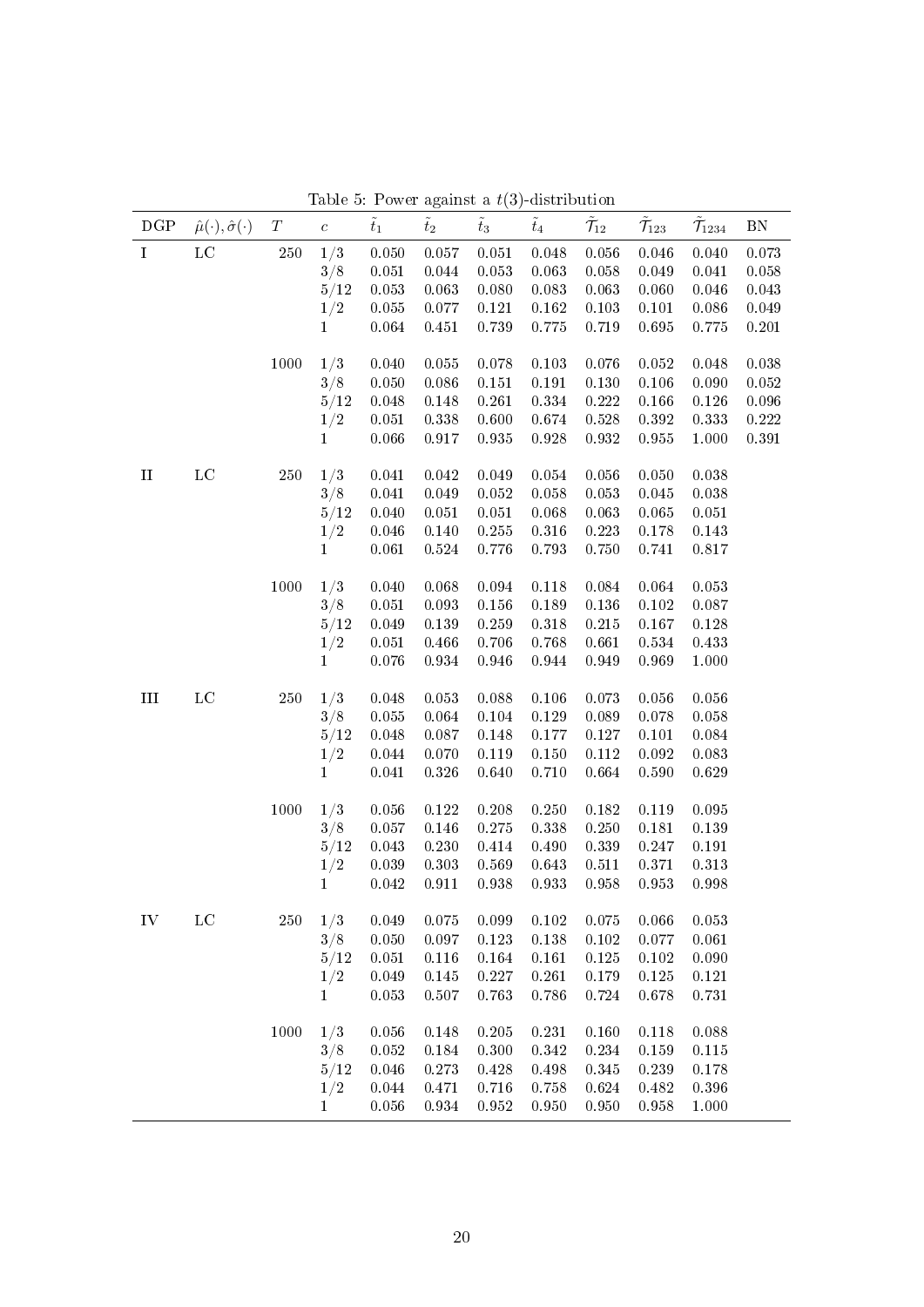Table 5: Power against a $t(3)$-distribution

| DGP | $\hat{\mu}(\cdot), \hat{\sigma}(\cdot)$ | $T$ | $c$ | $\tilde{t}_1$ | $\tilde{t}_2$ | $\tilde{t}_3$ | $\tilde{t}_4$ | $\tilde{\mathcal{T}}_{12}$ | $\tilde{\mathcal{T}}_{123}$ | $\tilde{\mathcal{T}}_{1234}$ | BN |
|---|---|---|---|---|---|---|---|---|---|---|---|
| I | LC | 250 | 1/3 | 0.050 | 0.057 | 0.051 | 0.048 | 0.056 | 0.046 | 0.040 | 0.073 |
| | | | 3/8 | 0.051 | 0.044 | 0.053 | 0.063 | 0.058 | 0.049 | 0.041 | 0.058 |
| | | | 5/12 | 0.053 | 0.063 | 0.080 | 0.083 | 0.063 | 0.060 | 0.046 | 0.043 |
| | | | 1/2 | 0.055 | 0.077 | 0.121 | 0.162 | 0.103 | 0.101 | 0.086 | 0.049 |
| | | | 1 | 0.064 | 0.451 | 0.739 | 0.775 | 0.719 | 0.695 | 0.775 | 0.201 |
| | | 1000 | 1/3 | 0.040 | 0.055 | 0.078 | 0.103 | 0.076 | 0.052 | 0.048 | 0.038 |
| | | | 3/8 | 0.050 | 0.086 | 0.151 | 0.191 | 0.130 | 0.106 | 0.090 | 0.052 |
| | | | 5/12 | 0.048 | 0.148 | 0.261 | 0.334 | 0.222 | 0.166 | 0.126 | 0.096 |
| | | | 1/2 | 0.051 | 0.338 | 0.600 | 0.674 | 0.528 | 0.392 | 0.333 | 0.222 |
| | | | 1 | 0.066 | 0.917 | 0.935 | 0.928 | 0.932 | 0.955 | 1.000 | 0.391 |
| II | LC | 250 | 1/3 | 0.041 | 0.042 | 0.049 | 0.054 | 0.056 | 0.050 | 0.038 | |
| | | | 3/8 | 0.041 | 0.049 | 0.052 | 0.058 | 0.053 | 0.045 | 0.038 | |
| | | | 5/12 | 0.040 | 0.051 | 0.051 | 0.068 | 0.063 | 0.065 | 0.051 | |
| | | | 1/2 | 0.046 | 0.140 | 0.255 | 0.316 | 0.223 | 0.178 | 0.143 | |
| | | | 1 | 0.061 | 0.524 | 0.776 | 0.793 | 0.750 | 0.741 | 0.817 | |
| | | 1000 | 1/3 | 0.040 | 0.068 | 0.094 | 0.118 | 0.084 | 0.064 | 0.053 | |
| | | | 3/8 | 0.051 | 0.093 | 0.156 | 0.189 | 0.136 | 0.102 | 0.087 | |
| | | | 5/12 | 0.049 | 0.139 | 0.259 | 0.318 | 0.215 | 0.167 | 0.128 | |
| | | | 1/2 | 0.051 | 0.466 | 0.706 | 0.768 | 0.661 | 0.534 | 0.433 | |
| | | | 1 | 0.076 | 0.934 | 0.946 | 0.944 | 0.949 | 0.969 | 1.000 | |
| III | LC | 250 | 1/3 | 0.048 | 0.053 | 0.088 | 0.106 | 0.073 | 0.056 | 0.056 | |
| | | | 3/8 | 0.055 | 0.064 | 0.104 | 0.129 | 0.089 | 0.078 | 0.058 | |
| | | | 5/12 | 0.048 | 0.087 | 0.148 | 0.177 | 0.127 | 0.101 | 0.084 | |
| | | | 1/2 | 0.044 | 0.070 | 0.119 | 0.150 | 0.112 | 0.092 | 0.083 | |
| | | | 1 | 0.041 | 0.326 | 0.640 | 0.710 | 0.664 | 0.590 | 0.629 | |
| | | 1000 | 1/3 | 0.056 | 0.122 | 0.208 | 0.250 | 0.182 | 0.119 | 0.095 | |
| | | | 3/8 | 0.057 | 0.146 | 0.275 | 0.338 | 0.250 | 0.181 | 0.139 | |
| | | | 5/12 | 0.043 | 0.230 | 0.414 | 0.490 | 0.339 | 0.247 | 0.191 | |
| | | | 1/2 | 0.039 | 0.303 | 0.569 | 0.643 | 0.511 | 0.371 | 0.313 | |
| | | | 1 | 0.042 | 0.911 | 0.938 | 0.933 | 0.958 | 0.953 | 0.998 | |
| IV | LC | 250 | 1/3 | 0.049 | 0.075 | 0.099 | 0.102 | 0.075 | 0.066 | 0.053 | |
| | | | 3/8 | 0.050 | 0.097 | 0.123 | 0.138 | 0.102 | 0.077 | 0.061 | |
| | | | 5/12 | 0.051 | 0.116 | 0.164 | 0.161 | 0.125 | 0.102 | 0.090 | |
| | | | 1/2 | 0.049 | 0.145 | 0.227 | 0.261 | 0.179 | 0.125 | 0.121 | |
| | | | 1 | 0.053 | 0.507 | 0.763 | 0.786 | 0.724 | 0.678 | 0.731 | |
| | | 1000 | 1/3 | 0.056 | 0.148 | 0.205 | 0.231 | 0.160 | 0.118 | 0.088 | |
| | | | 3/8 | 0.052 | 0.184 | 0.300 | 0.342 | 0.234 | 0.159 | 0.115 | |
| | | | 5/12 | 0.046 | 0.273 | 0.428 | 0.498 | 0.345 | 0.239 | 0.178 | |
| | | | 1/2 | 0.044 | 0.471 | 0.716 | 0.758 | 0.624 | 0.482 | 0.396 | |
| | | | 1 | 0.056 | 0.934 | 0.952 | 0.950 | 0.950 | 0.958 | 1.000 | |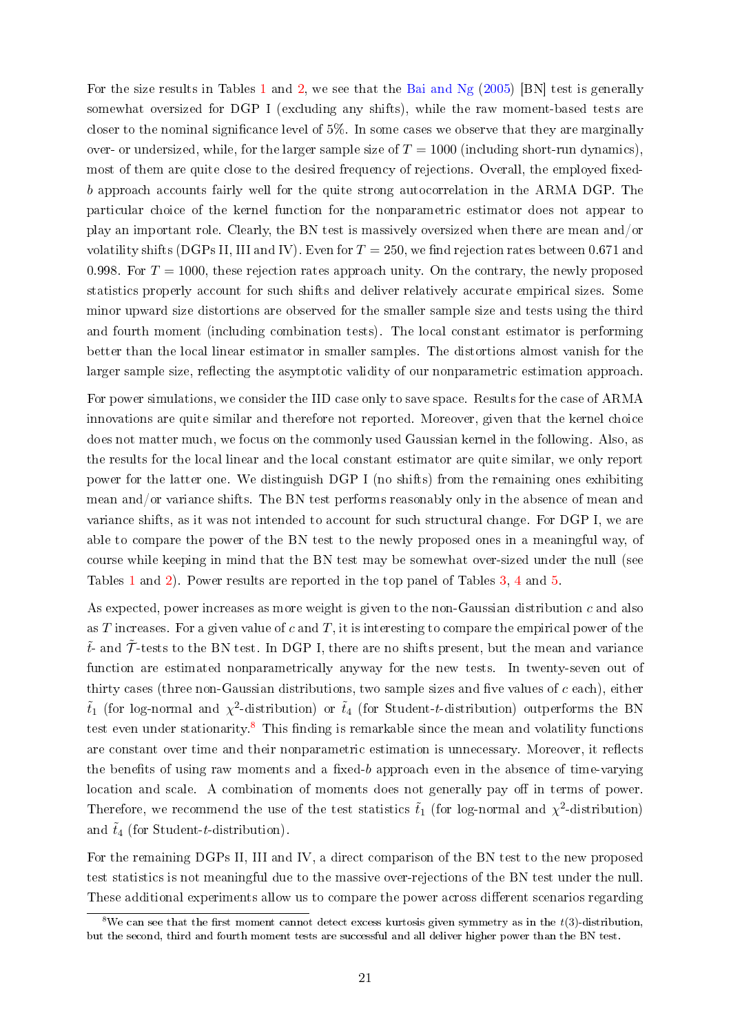For the size results in Tables 1 and 2, we see that the Bai and Ng (2005) [BN] test is generally somewhat oversized for DGP I (excluding any shifts), while the raw moment-based tests are closer to the nominal significance level of 5%. In some cases we observe that they are marginally over- or undersized, while, for the larger sample size of $T = 1000$ (including short-run dynamics), most of them are quite close to the desired frequency of rejections. Overall, the employed fixed-$b$ approach accounts fairly well for the quite strong autocorrelation in the ARMA DGP. The particular choice of the kernel function for the nonparametric estimator does not appear to play an important role. Clearly, the BN test is massively oversized when there are mean and/or volatility shifts (DGPs II, III and IV). Even for $T = 250$, we find rejection rates between 0.671 and 0.998. For $T = 1000$, these rejection rates approach unity. On the contrary, the newly proposed statistics properly account for such shifts and deliver relatively accurate empirical sizes. Some minor upward size distortions are observed for the smaller sample size and tests using the third and fourth moment (including combination tests). The local constant estimator is performing better than the local linear estimator in smaller samples. The distortions almost vanish for the larger sample size, reflecting the asymptotic validity of our nonparametric estimation approach.

For power simulations, we consider the IID case only to save space. Results for the case of ARMA innovations are quite similar and therefore not reported. Moreover, given that the kernel choice does not matter much, we focus on the commonly used Gaussian kernel in the following. Also, as the results for the local linear and the local constant estimator are quite similar, we only report power for the latter one. We distinguish DGP I (no shifts) from the remaining ones exhibiting mean and/or variance shifts. The BN test performs reasonably only in the absence of mean and variance shifts, as it was not intended to account for such structural change. For DGP I, we are able to compare the power of the BN test to the newly proposed ones in a meaningful way, of course while keeping in mind that the BN test may be somewhat over-sized under the null (see Tables 1 and 2). Power results are reported in the top panel of Tables 3, 4 and 5.

As expected, power increases as more weight is given to the non-Gaussian distribution $c$ and also as $T$ increases. For a given value of $c$ and $T$, it is interesting to compare the empirical power of the $\tilde{t}$- and $\tilde{\mathcal{T}}$-tests to the BN test. In DGP I, there are no shifts present, but the mean and variance function are estimated nonparametrically anyway for the new tests. In twenty-seven out of thirty cases (three non-Gaussian distributions, two sample sizes and five values of $c$ each), either $\tilde{t}_1$ (for log-normal and $\chi^2$-distribution) or $\tilde{t}_4$ (for Student-$t$-distribution) outperforms the BN test even under stationarity.[8] This finding is remarkable since the mean and volatility functions are constant over time and their nonparametric estimation is unnecessary. Moreover, it reflects the benefits of using raw moments and a fixed-$b$ approach even in the absence of time-varying location and scale. A combination of moments does not generally pay off in terms of power. Therefore, we recommend the use of the test statistics $\tilde{t}_1$ (for log-normal and $\chi^2$-distribution) and $\tilde{t}_4$ (for Student-$t$-distribution).

For the remaining DGPs II, III and IV, a direct comparison of the BN test to the new proposed test statistics is not meaningful due to the massive over-rejections of the BN test under the null. These additional experiments allow us to compare the power across different scenarios regarding

[8] We can see that the first moment cannot detect excess kurtosis given symmetry as in the $t(3)$-distribution, but the second, third and fourth moment tests are successful and all deliver higher power than the BN test.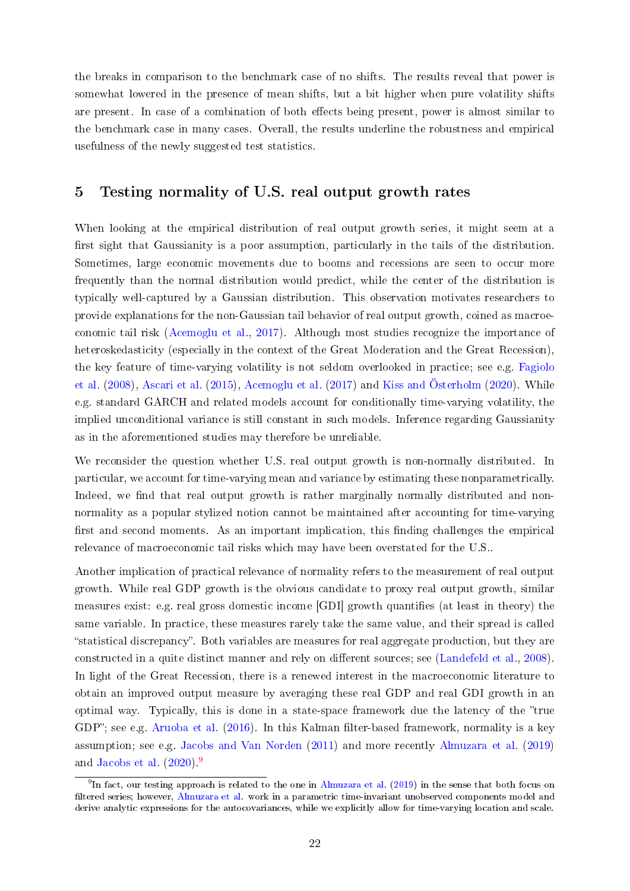the breaks in comparison to the benchmark case of no shifts. The results reveal that power is somewhat lowered in the presence of mean shifts, but a bit higher when pure volatility shifts are present. In case of a combination of both effects being present, power is almost similar to the benchmark case in many cases. Overall, the results underline the robustness and empirical usefulness of the newly suggested test statistics.

## 5 Testing normality of U.S. real output growth rates

When looking at the empirical distribution of real output growth series, it might seem at a first sight that Gaussianity is a poor assumption, particularly in the tails of the distribution. Sometimes, large economic movements due to booms and recessions are seen to occur more frequently than the normal distribution would predict, while the center of the distribution is typically well-captured by a Gaussian distribution. This observation motivates researchers to provide explanations for the non-Gaussian tail behavior of real output growth, coined as macroeconomic tail risk (Acemoglu et al., 2017). Although most studies recognize the importance of heteroskedasticity (especially in the context of the Great Moderation and the Great Recession), the key feature of time-varying volatility is not seldom overlooked in practice; see e.g. Fagiolo et al. (2008), Ascari et al. (2015), Acemoglu et al. (2017) and Kiss and Österholm (2020). While e.g. standard GARCH and related models account for conditionally time-varying volatility, the implied unconditional variance is still constant in such models. Inference regarding Gaussianity as in the aforementioned studies may therefore be unreliable.

We reconsider the question whether U.S. real output growth is non-normally distributed. In particular, we account for time-varying mean and variance by estimating these nonparametrically. Indeed, we find that real output growth is rather marginally normally distributed and non-normality as a popular stylized notion cannot be maintained after accounting for time-varying first and second moments. As an important implication, this finding challenges the empirical relevance of macroeconomic tail risks which may have been overstated for the U.S..

Another implication of practical relevance of normality refers to the measurement of real output growth. While real GDP growth is the obvious candidate to proxy real output growth, similar measures exist: e.g. real gross domestic income [GDI] growth quantifies (at least in theory) the same variable. In practice, these measures rarely take the same value, and their spread is called "statistical discrepancy". Both variables are measures for real aggregate production, but they are constructed in a quite distinct manner and rely on different sources; see (Landefeld et al., 2008). In light of the Great Recession, there is a renewed interest in the macroeconomic literature to obtain an improved output measure by averaging these real GDP and real GDI growth in an optimal way. Typically, this is done in a state-space framework due the latency of the "true GDP"; see e.g. Aruoba et al. (2016). In this Kalman filter-based framework, normality is a key assumption; see e.g. Jacobs and Van Norden (2011) and more recently Almuzara et al. (2019) and Jacobs et al. (2020).[9]

[9] In fact, our testing approach is related to the one in Almuzara et al. (2019) in the sense that both focus on filtered series; however, Almuzara et al. work in a parametric time-invariant unobserved components model and derive analytic expressions for the autocovariances, while we explicitly allow for time-varying location and scale.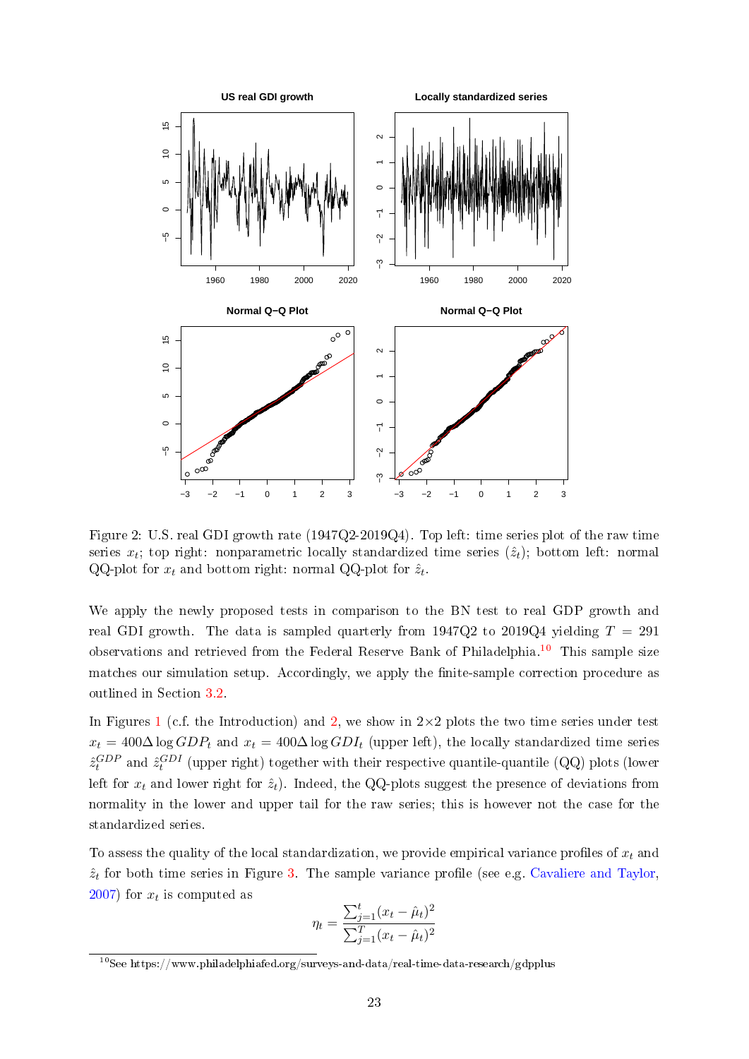Figure 2: U.S. real GDI growth rate (1947Q2-2019Q4). Top left: time series plot of the raw time series $x_t$; top right: nonparametric locally standardized time series ($\hat{z}_t$); bottom left: normal QQ-plot for $x_t$ and bottom right: normal QQ-plot for $\hat{z}_t$.

We apply the newly proposed tests in comparison to the BN test to real GDP growth and real GDI growth. The data is sampled quarterly from 1947Q2 to 2019Q4 yielding $T = 291$ observations and retrieved from the Federal Reserve Bank of Philadelphia.[10] This sample size matches our simulation setup. Accordingly, we apply the finite-sample correction procedure as outlined in Section 3.2.

In Figures 1 (c.f. the Introduction) and 2, we show in $2\times 2$ plots the two time series under test $x_t = 400\Delta \log GDP_t$ and $x_t = 400\Delta \log GDI_t$ (upper left), the locally standardized time series $\hat{z}_t^{GDP}$ and $\hat{z}_t^{GDI}$ (upper right) together with their respective quantile-quantile (QQ) plots (lower left for $x_t$ and lower right for $\hat{z}_t$). Indeed, the QQ-plots suggest the presence of deviations from normality in the lower and upper tail for the raw series; this is however not the case for the standardized series.

To assess the quality of the local standardization, we provide empirical variance profiles of $x_t$ and $\hat{z}_t$ for both time series in Figure 3. The sample variance profile (see e.g. Cavaliere and Taylor, 2007) for $x_t$ is computed as

$$\eta_t = \frac{\sum_{j=1}^{t}(x_t - \hat{\mu}_t)^2}{\sum_{j=1}^{T}(x_t - \hat{\mu}_t)^2}$$

[10] See https://www.philadelphiafed.org/surveys-and-data/real-time-data-research/gdpplus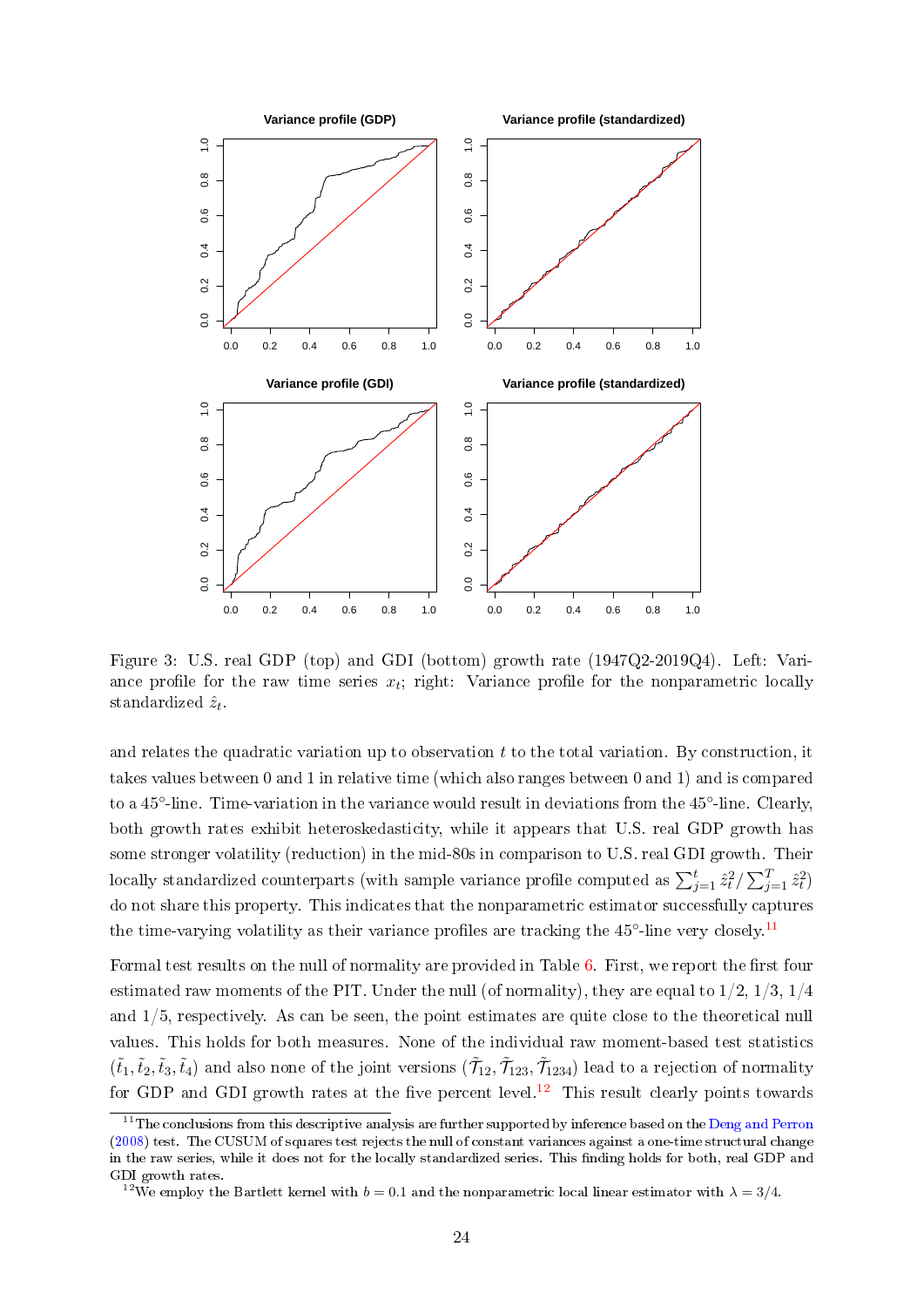Figure 3: U.S. real GDP (top) and GDI (bottom) growth rate (1947Q2-2019Q4). Left: Variance profile for the raw time series $x_t$; right: Variance profile for the nonparametric locally standardized $\hat{z}_t$.

and relates the quadratic variation up to observation $t$ to the total variation. By construction, it takes values between 0 and 1 in relative time (which also ranges between 0 and 1) and is compared to a 45°-line. Time-variation in the variance would result in deviations from the 45°-line. Clearly, both growth rates exhibit heteroskedasticity, while it appears that U.S. real GDP growth has some stronger volatility (reduction) in the mid-80s in comparison to U.S. real GDI growth. Their locally standardized counterparts (with sample variance profile computed as $\sum_{j=1}^{t} \hat{z}_t^2 / \sum_{j=1}^{T} \hat{z}_t^2$) do not share this property. This indicates that the nonparametric estimator successfully captures the time-varying volatility as their variance profiles are tracking the 45°-line very closely.[11]

Formal test results on the null of normality are provided in Table 6. First, we report the first four estimated raw moments of the PIT. Under the null (of normality), they are equal to $1/2$, $1/3$, $1/4$ and $1/5$, respectively. As can be seen, the point estimates are quite close to the theoretical null values. This holds for both measures. None of the individual raw moment-based test statistics ($\tilde{t}_1, \tilde{t}_2, \tilde{t}_3, \tilde{t}_4$) and also none of the joint versions ($\tilde{\mathcal{T}}_{12}, \tilde{\mathcal{T}}_{123}, \tilde{\mathcal{T}}_{1234}$) lead to a rejection of normality for GDP and GDI growth rates at the five percent level.[12] This result clearly points towards

[11] The conclusions from this descriptive analysis are further supported by inference based on the Deng and Perron (2008) test. The CUSUM of squares test rejects the null of constant variances against a one-time structural change in the raw series, while it does not for the locally standardized series. This finding holds for both, real GDP and GDI growth rates.

[12] We employ the Bartlett kernel with $b = 0.1$ and the nonparametric local linear estimator with $\lambda = 3/4$.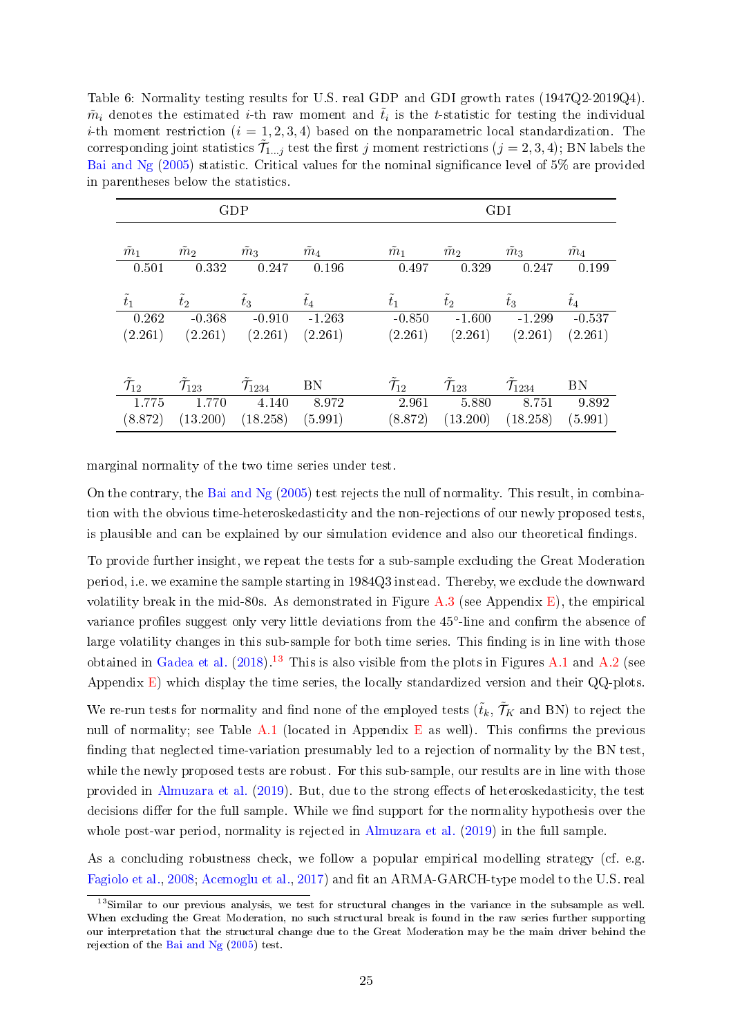Table 6: Normality testing results for U.S. real GDP and GDI growth rates (1947Q2-2019Q4). $\tilde{m}_i$ denotes the estimated $i$-th raw moment and $\tilde{t}_i$ is the $t$-statistic for testing the individual $i$-th moment restriction ($i = 1, 2, 3, 4$) based on the nonparametric local standardization. The corresponding joint statistics $\widetilde{\mathcal{T}}_{1\ldots j}$ test the first $j$ moment restrictions ($j = 2, 3, 4$); BN labels the Bai and Ng (2005) statistic. Critical values for the nominal significance level of 5% are provided in parentheses below the statistics.

| GDP | | | | GDI | | | |
|---|---|---|---|---|---|---|---|
| $\tilde{m}_1$ | $\tilde{m}_2$ | $\tilde{m}_3$ | $\tilde{m}_4$ | $\tilde{m}_1$ | $\tilde{m}_2$ | $\tilde{m}_3$ | $\tilde{m}_4$ |
| 0.501 | 0.332 | 0.247 | 0.196 | 0.497 | 0.329 | 0.247 | 0.199 |
| $\tilde{t}_1$ | $\tilde{t}_2$ | $\tilde{t}_3$ | $\tilde{t}_4$ | $\tilde{t}_1$ | $\tilde{t}_2$ | $\tilde{t}_3$ | $\tilde{t}_4$ |
| 0.262 | -0.368 | -0.910 | -1.263 | -0.850 | -1.600 | -1.299 | -0.537 |
| (2.261) | (2.261) | (2.261) | (2.261) | (2.261) | (2.261) | (2.261) | (2.261) |
| $\widetilde{\mathcal{T}}_{12}$ | $\widetilde{\mathcal{T}}_{123}$ | $\widetilde{\mathcal{T}}_{1234}$ | BN | $\widetilde{\mathcal{T}}_{12}$ | $\widetilde{\mathcal{T}}_{123}$ | $\widetilde{\mathcal{T}}_{1234}$ | BN |
| 1.775 | 1.770 | 4.140 | 8.972 | 2.961 | 5.880 | 8.751 | 9.892 |
| (8.872) | (13.200) | (18.258) | (5.991) | (8.872) | (13.200) | (18.258) | (5.991) |

marginal normality of the two time series under test.

On the contrary, the Bai and Ng (2005) test rejects the null of normality. This result, in combination with the obvious time-heteroskedasticity and the non-rejections of our newly proposed tests, is plausible and can be explained by our simulation evidence and also our theoretical findings.

To provide further insight, we repeat the tests for a sub-sample excluding the Great Moderation period, i.e. we examine the sample starting in 1984Q3 instead. Thereby, we exclude the downward volatility break in the mid-80s. As demonstrated in Figure A.3 (see Appendix E), the empirical variance profiles suggest only very little deviations from the 45°-line and confirm the absence of large volatility changes in this sub-sample for both time series. This finding is in line with those obtained in Gadea et al. (2018).[13] This is also visible from the plots in Figures A.1 and A.2 (see Appendix E) which display the time series, the locally standardized version and their QQ-plots.

We re-run tests for normality and find none of the employed tests ($\tilde{t}_k$, $\widetilde{\mathcal{T}}_K$ and BN) to reject the null of normality; see Table A.1 (located in Appendix E as well). This confirms the previous finding that neglected time-variation presumably led to a rejection of normality by the BN test, while the newly proposed tests are robust. For this sub-sample, our results are in line with those provided in Almuzara et al. (2019). But, due to the strong effects of heteroskedasticity, the test decisions differ for the full sample. While we find support for the normality hypothesis over the whole post-war period, normality is rejected in Almuzara et al. (2019) in the full sample.

As a concluding robustness check, we follow a popular empirical modelling strategy (cf. e.g. Fagiolo et al., 2008; Acemoglu et al., 2017) and fit an ARMA-GARCH-type model to the U.S. real

[13] Similar to our previous analysis, we test for structural changes in the variance in the subsample as well. When excluding the Great Moderation, no such structural break is found in the raw series further supporting our interpretation that the structural change due to the Great Moderation may be the main driver behind the rejection of the Bai and Ng (2005) test.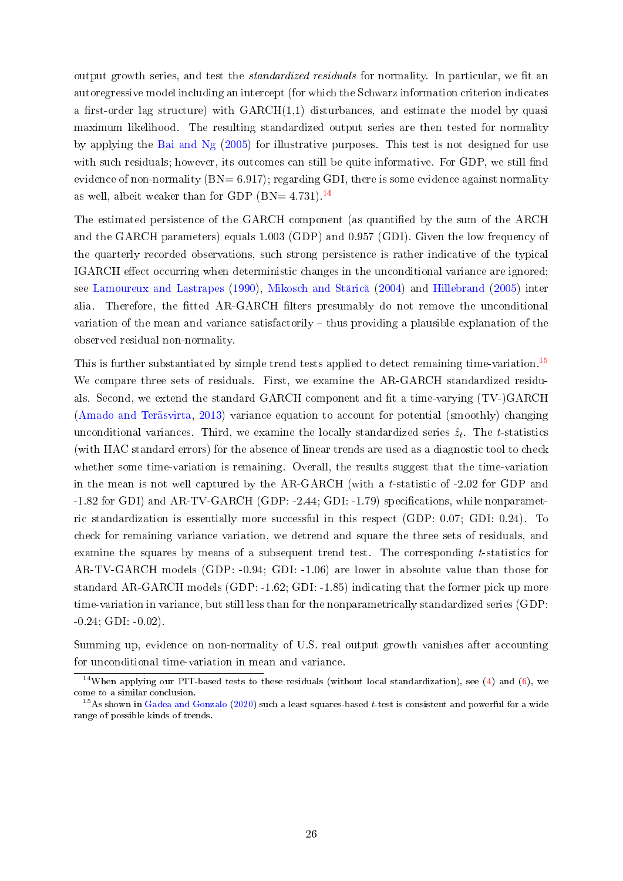output growth series, and test the *standardized residuals* for normality. In particular, we fit an autoregressive model including an intercept (for which the Schwarz information criterion indicates a first-order lag structure) with GARCH(1,1) disturbances, and estimate the model by quasi maximum likelihood. The resulting standardized output series are then tested for normality by applying the Bai and Ng (2005) for illustrative purposes. This test is not designed for use with such residuals; however, its outcomes can still be quite informative. For GDP, we still find evidence of non-normality (BN= 6.917); regarding GDI, there is some evidence against normality as well, albeit weaker than for GDP (BN= 4.731).[14]

The estimated persistence of the GARCH component (as quantified by the sum of the ARCH and the GARCH parameters) equals 1.003 (GDP) and 0.957 (GDI). Given the low frequency of the quarterly recorded observations, such strong persistence is rather indicative of the typical IGARCH effect occurring when deterministic changes in the unconditional variance are ignored; see Lamoureux and Lastrapes (1990), Mikosch and Stărică (2004) and Hillebrand (2005) inter alia. Therefore, the fitted AR-GARCH filters presumably do not remove the unconditional variation of the mean and variance satisfactorily – thus providing a plausible explanation of the observed residual non-normality.

This is further substantiated by simple trend tests applied to detect remaining time-variation.[15] We compare three sets of residuals. First, we examine the AR-GARCH standardized residuals. Second, we extend the standard GARCH component and fit a time-varying (TV-)GARCH (Amado and Teräsvirta, 2013) variance equation to account for potential (smoothly) changing unconditional variances. Third, we examine the locally standardized series $\hat{z}_t$. The $t$-statistics (with HAC standard errors) for the absence of linear trends are used as a diagnostic tool to check whether some time-variation is remaining. Overall, the results suggest that the time-variation in the mean is not well captured by the AR-GARCH (with a $t$-statistic of -2.02 for GDP and -1.82 for GDI) and AR-TV-GARCH (GDP: -2.44; GDI: -1.79) specifications, while nonparametric standardization is essentially more successful in this respect (GDP: 0.07; GDI: 0.24). To check for remaining variance variation, we detrend and square the three sets of residuals, and examine the squares by means of a subsequent trend test. The corresponding $t$-statistics for AR-TV-GARCH models (GDP: -0.94; GDI: -1.06) are lower in absolute value than those for standard AR-GARCH models (GDP: -1.62; GDI: -1.85) indicating that the former pick up more time-variation in variance, but still less than for the nonparametrically standardized series (GDP: -0.24; GDI: -0.02).

Summing up, evidence on non-normality of U.S. real output growth vanishes after accounting for unconditional time-variation in mean and variance.

[14] When applying our PIT-based tests to these residuals (without local standardization), see (4) and (6), we come to a similar conclusion.

[15] As shown in Gadea and Gonzalo (2020) such a least squares-based $t$-test is consistent and powerful for a wide range of possible kinds of trends.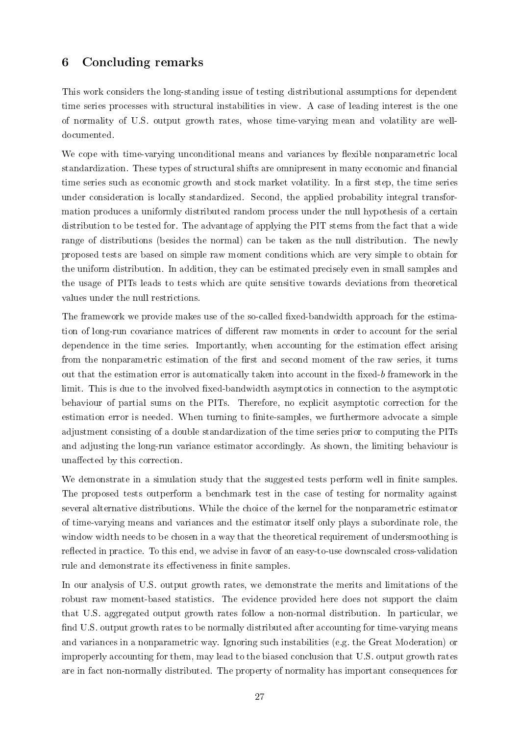## 6 Concluding remarks

This work considers the long-standing issue of testing distributional assumptions for dependent time series processes with structural instabilities in view. A case of leading interest is the one of normality of U.S. output growth rates, whose time-varying mean and volatility are well-documented.

We cope with time-varying unconditional means and variances by flexible nonparametric local standardization. These types of structural shifts are omnipresent in many economic and financial time series such as economic growth and stock market volatility. In a first step, the time series under consideration is locally standardized. Second, the applied probability integral transformation produces a uniformly distributed random process under the null hypothesis of a certain distribution to be tested for. The advantage of applying the PIT stems from the fact that a wide range of distributions (besides the normal) can be taken as the null distribution. The newly proposed tests are based on simple raw moment conditions which are very simple to obtain for the uniform distribution. In addition, they can be estimated precisely even in small samples and the usage of PITs leads to tests which are quite sensitive towards deviations from theoretical values under the null restrictions.

The framework we provide makes use of the so-called fixed-bandwidth approach for the estimation of long-run covariance matrices of different raw moments in order to account for the serial dependence in the time series. Importantly, when accounting for the estimation effect arising from the nonparametric estimation of the first and second moment of the raw series, it turns out that the estimation error is automatically taken into account in the fixed-$b$ framework in the limit. This is due to the involved fixed-bandwidth asymptotics in connection to the asymptotic behaviour of partial sums on the PITs. Therefore, no explicit asymptotic correction for the estimation error is needed. When turning to finite-samples, we furthermore advocate a simple adjustment consisting of a double standardization of the time series prior to computing the PITs and adjusting the long-run variance estimator accordingly. As shown, the limiting behaviour is unaffected by this correction.

We demonstrate in a simulation study that the suggested tests perform well in finite samples. The proposed tests outperform a benchmark test in the case of testing for normality against several alternative distributions. While the choice of the kernel for the nonparametric estimator of time-varying means and variances and the estimator itself only plays a subordinate role, the window width needs to be chosen in a way that the theoretical requirement of undersmoothing is reflected in practice. To this end, we advise in favor of an easy-to-use downscaled cross-validation rule and demonstrate its effectiveness in finite samples.

In our analysis of U.S. output growth rates, we demonstrate the merits and limitations of the robust raw moment-based statistics. The evidence provided here does not support the claim that U.S. aggregated output growth rates follow a non-normal distribution. In particular, we find U.S. output growth rates to be normally distributed after accounting for time-varying means and variances in a nonparametric way. Ignoring such instabilities (e.g. the Great Moderation) or improperly accounting for them, may lead to the biased conclusion that U.S. output growth rates are in fact non-normally distributed. The property of normality has important consequences for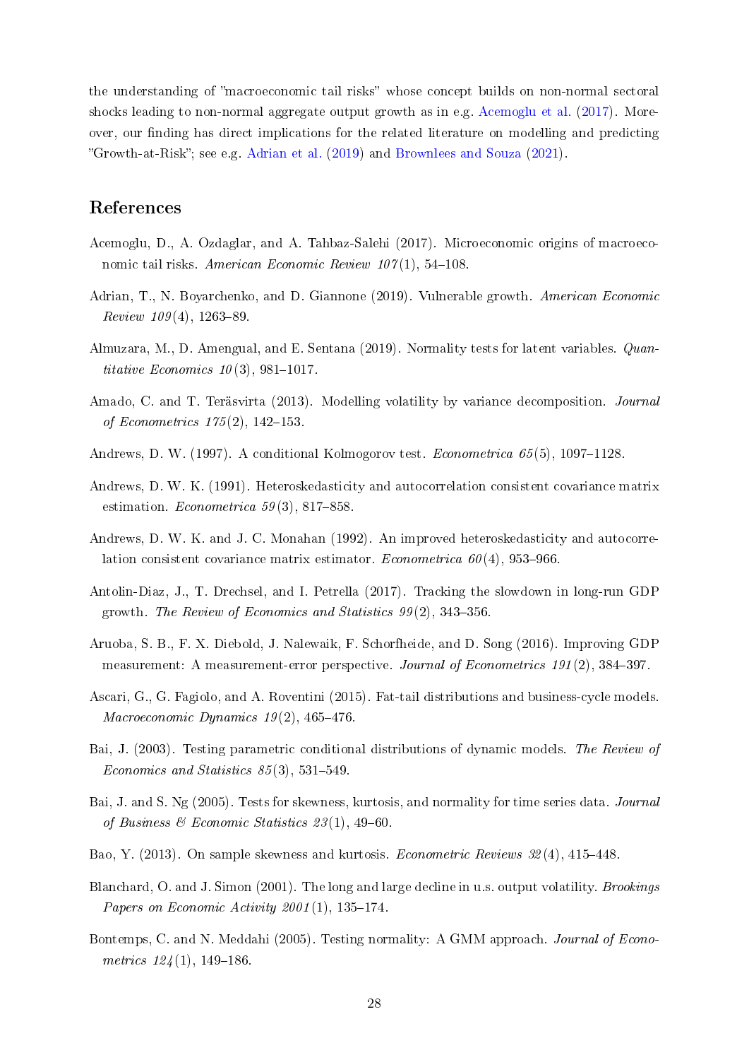the understanding of "macroeconomic tail risks" whose concept builds on non-normal sectoral shocks leading to non-normal aggregate output growth as in e.g. Acemoglu et al. (2017). Moreover, our finding has direct implications for the related literature on modelling and predicting "Growth-at-Risk"; see e.g. Adrian et al. (2019) and Brownlees and Souza (2021).

## References

Acemoglu, D., A. Ozdaglar, and A. Tahbaz-Salehi (2017). Microeconomic origins of macroeconomic tail risks. *American Economic Review 107*(1), 54–108.

Adrian, T., N. Boyarchenko, and D. Giannone (2019). Vulnerable growth. *American Economic Review 109*(4), 1263–89.

Almuzara, M., D. Amengual, and E. Sentana (2019). Normality tests for latent variables. *Quantitative Economics 10*(3), 981–1017.

Amado, C. and T. Teräsvirta (2013). Modelling volatility by variance decomposition. *Journal of Econometrics 175*(2), 142–153.

Andrews, D. W. (1997). A conditional Kolmogorov test. *Econometrica 65*(5), 1097–1128.

Andrews, D. W. K. (1991). Heteroskedasticity and autocorrelation consistent covariance matrix estimation. *Econometrica 59*(3), 817–858.

Andrews, D. W. K. and J. C. Monahan (1992). An improved heteroskedasticity and autocorrelation consistent covariance matrix estimator. *Econometrica 60*(4), 953–966.

Antolin-Diaz, J., T. Drechsel, and I. Petrella (2017). Tracking the slowdown in long-run GDP growth. *The Review of Economics and Statistics 99*(2), 343–356.

Aruoba, S. B., F. X. Diebold, J. Nalewaik, F. Schorfheide, and D. Song (2016). Improving GDP measurement: A measurement-error perspective. *Journal of Econometrics 191*(2), 384–397.

Ascari, G., G. Fagiolo, and A. Roventini (2015). Fat-tail distributions and business-cycle models. *Macroeconomic Dynamics 19*(2), 465–476.

Bai, J. (2003). Testing parametric conditional distributions of dynamic models. *The Review of Economics and Statistics 85*(3), 531–549.

Bai, J. and S. Ng (2005). Tests for skewness, kurtosis, and normality for time series data. *Journal of Business & Economic Statistics 23*(1), 49–60.

Bao, Y. (2013). On sample skewness and kurtosis. *Econometric Reviews 32*(4), 415–448.

Blanchard, O. and J. Simon (2001). The long and large decline in u.s. output volatility. *Brookings Papers on Economic Activity 2001*(1), 135–174.

Bontemps, C. and N. Meddahi (2005). Testing normality: A GMM approach. *Journal of Econometrics 124*(1), 149–186.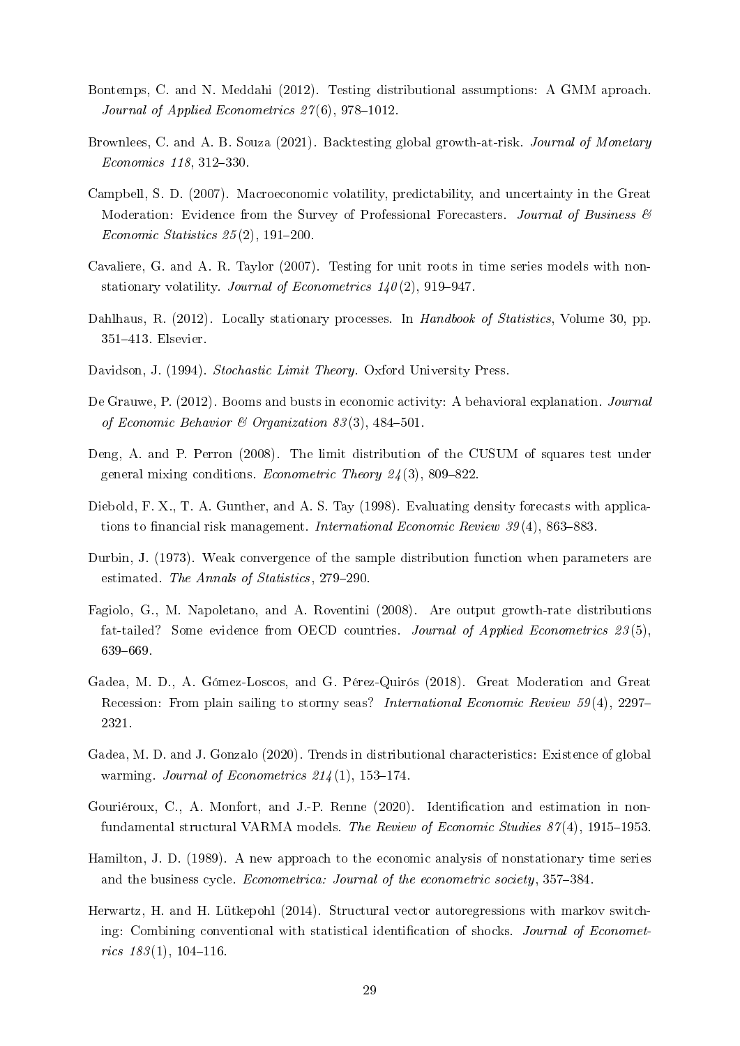Bontemps, C. and N. Meddahi (2012). Testing distributional assumptions: A GMM aproach. *Journal of Applied Econometrics 27*(6), 978–1012.

Brownlees, C. and A. B. Souza (2021). Backtesting global growth-at-risk. *Journal of Monetary Economics 118*, 312–330.

Campbell, S. D. (2007). Macroeconomic volatility, predictability, and uncertainty in the Great Moderation: Evidence from the Survey of Professional Forecasters. *Journal of Business & Economic Statistics 25*(2), 191–200.

Cavaliere, G. and A. R. Taylor (2007). Testing for unit roots in time series models with non-stationary volatility. *Journal of Econometrics 140*(2), 919–947.

Dahlhaus, R. (2012). Locally stationary processes. In *Handbook of Statistics*, Volume 30, pp. 351–413. Elsevier.

Davidson, J. (1994). *Stochastic Limit Theory.* Oxford University Press.

De Grauwe, P. (2012). Booms and busts in economic activity: A behavioral explanation. *Journal of Economic Behavior & Organization 83*(3), 484–501.

Deng, A. and P. Perron (2008). The limit distribution of the CUSUM of squares test under general mixing conditions. *Econometric Theory 24*(3), 809–822.

Diebold, F. X., T. A. Gunther, and A. S. Tay (1998). Evaluating density forecasts with applications to financial risk management. *International Economic Review 39*(4), 863–883.

Durbin, J. (1973). Weak convergence of the sample distribution function when parameters are estimated. *The Annals of Statistics*, 279–290.

Fagiolo, G., M. Napoletano, and A. Roventini (2008). Are output growth-rate distributions fat-tailed? Some evidence from OECD countries. *Journal of Applied Econometrics 23*(5), 639–669.

Gadea, M. D., A. Gómez-Loscos, and G. Pérez-Quirós (2018). Great Moderation and Great Recession: From plain sailing to stormy seas? *International Economic Review 59*(4), 2297–2321.

Gadea, M. D. and J. Gonzalo (2020). Trends in distributional characteristics: Existence of global warming. *Journal of Econometrics 214*(1), 153–174.

Gouriéroux, C., A. Monfort, and J.-P. Renne (2020). Identification and estimation in non-fundamental structural VARMA models. *The Review of Economic Studies 87*(4), 1915–1953.

Hamilton, J. D. (1989). A new approach to the economic analysis of nonstationary time series and the business cycle. *Econometrica: Journal of the econometric society*, 357–384.

Herwartz, H. and H. Lütkepohl (2014). Structural vector autoregressions with markov switching: Combining conventional with statistical identification of shocks. *Journal of Econometrics 183*(1), 104–116.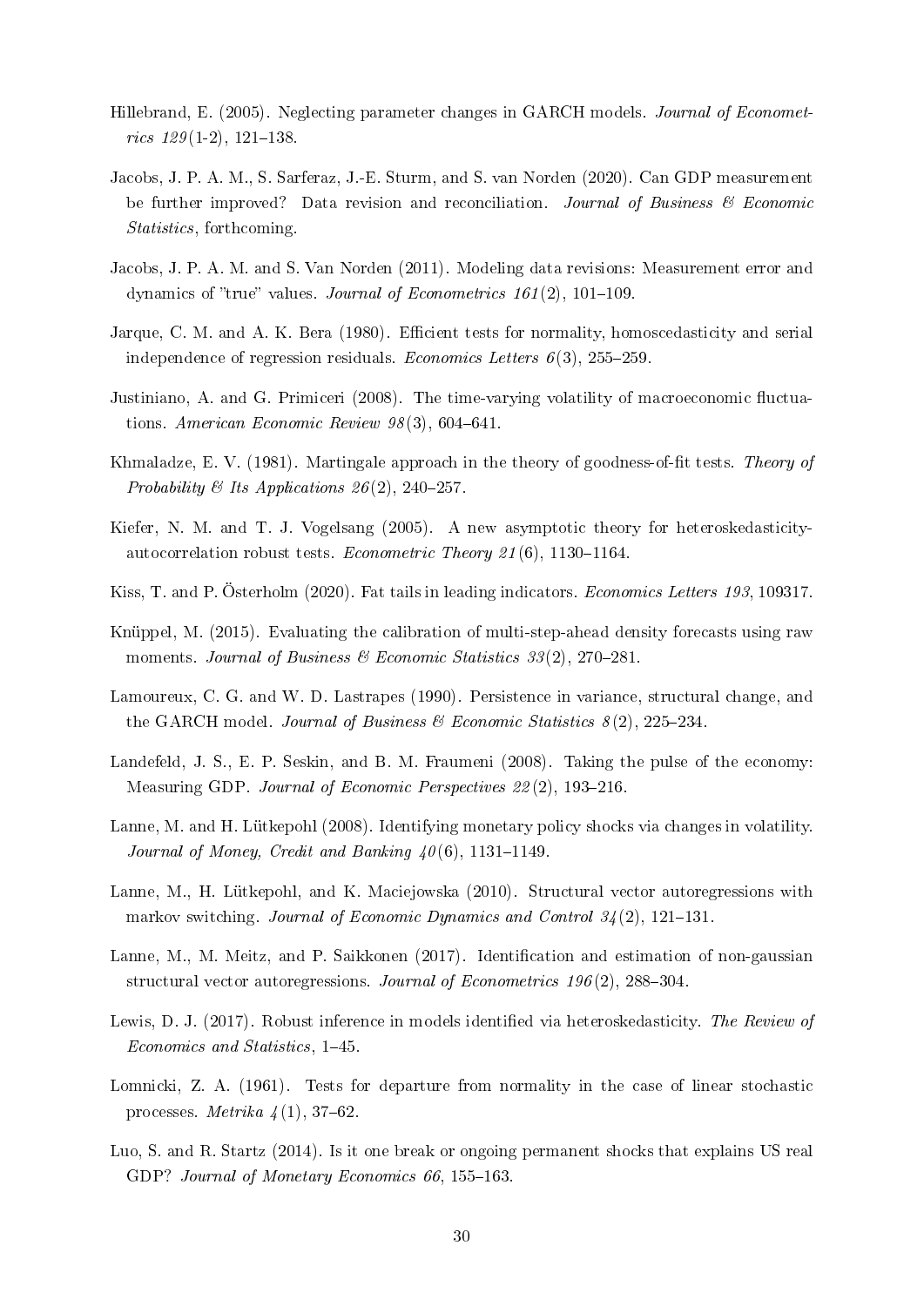Hillebrand, E. (2005). Neglecting parameter changes in GARCH models. *Journal of Econometrics 129*(1-2), 121–138.

Jacobs, J. P. A. M., S. Sarferaz, J.-E. Sturm, and S. van Norden (2020). Can GDP measurement be further improved? Data revision and reconciliation. *Journal of Business & Economic Statistics*, forthcoming.

Jacobs, J. P. A. M. and S. Van Norden (2011). Modeling data revisions: Measurement error and dynamics of "true" values. *Journal of Econometrics 161*(2), 101–109.

Jarque, C. M. and A. K. Bera (1980). Efficient tests for normality, homoscedasticity and serial independence of regression residuals. *Economics Letters 6*(3), 255–259.

Justiniano, A. and G. Primiceri (2008). The time-varying volatility of macroeconomic fluctuations. *American Economic Review 98*(3), 604–641.

Khmaladze, E. V. (1981). Martingale approach in the theory of goodness-of-fit tests. *Theory of Probability & Its Applications 26*(2), 240–257.

Kiefer, N. M. and T. J. Vogelsang (2005). A new asymptotic theory for heteroskedasticity-autocorrelation robust tests. *Econometric Theory 21*(6), 1130–1164.

Kiss, T. and P. Österholm (2020). Fat tails in leading indicators. *Economics Letters 193*, 109317.

Knüppel, M. (2015). Evaluating the calibration of multi-step-ahead density forecasts using raw moments. *Journal of Business & Economic Statistics 33*(2), 270–281.

Lamoureux, C. G. and W. D. Lastrapes (1990). Persistence in variance, structural change, and the GARCH model. *Journal of Business & Economic Statistics 8*(2), 225–234.

Landefeld, J. S., E. P. Seskin, and B. M. Fraumeni (2008). Taking the pulse of the economy: Measuring GDP. *Journal of Economic Perspectives 22*(2), 193–216.

Lanne, M. and H. Lütkepohl (2008). Identifying monetary policy shocks via changes in volatility. *Journal of Money, Credit and Banking 40*(6), 1131–1149.

Lanne, M., H. Lütkepohl, and K. Maciejowska (2010). Structural vector autoregressions with markov switching. *Journal of Economic Dynamics and Control 34*(2), 121–131.

Lanne, M., M. Meitz, and P. Saikkonen (2017). Identification and estimation of non-gaussian structural vector autoregressions. *Journal of Econometrics 196*(2), 288–304.

Lewis, D. J. (2017). Robust inference in models identified via heteroskedasticity. *The Review of Economics and Statistics*, 1–45.

Lomnicki, Z. A. (1961). Tests for departure from normality in the case of linear stochastic processes. *Metrika 4*(1), 37–62.

Luo, S. and R. Startz (2014). Is it one break or ongoing permanent shocks that explains US real GDP? *Journal of Monetary Economics 66*, 155–163.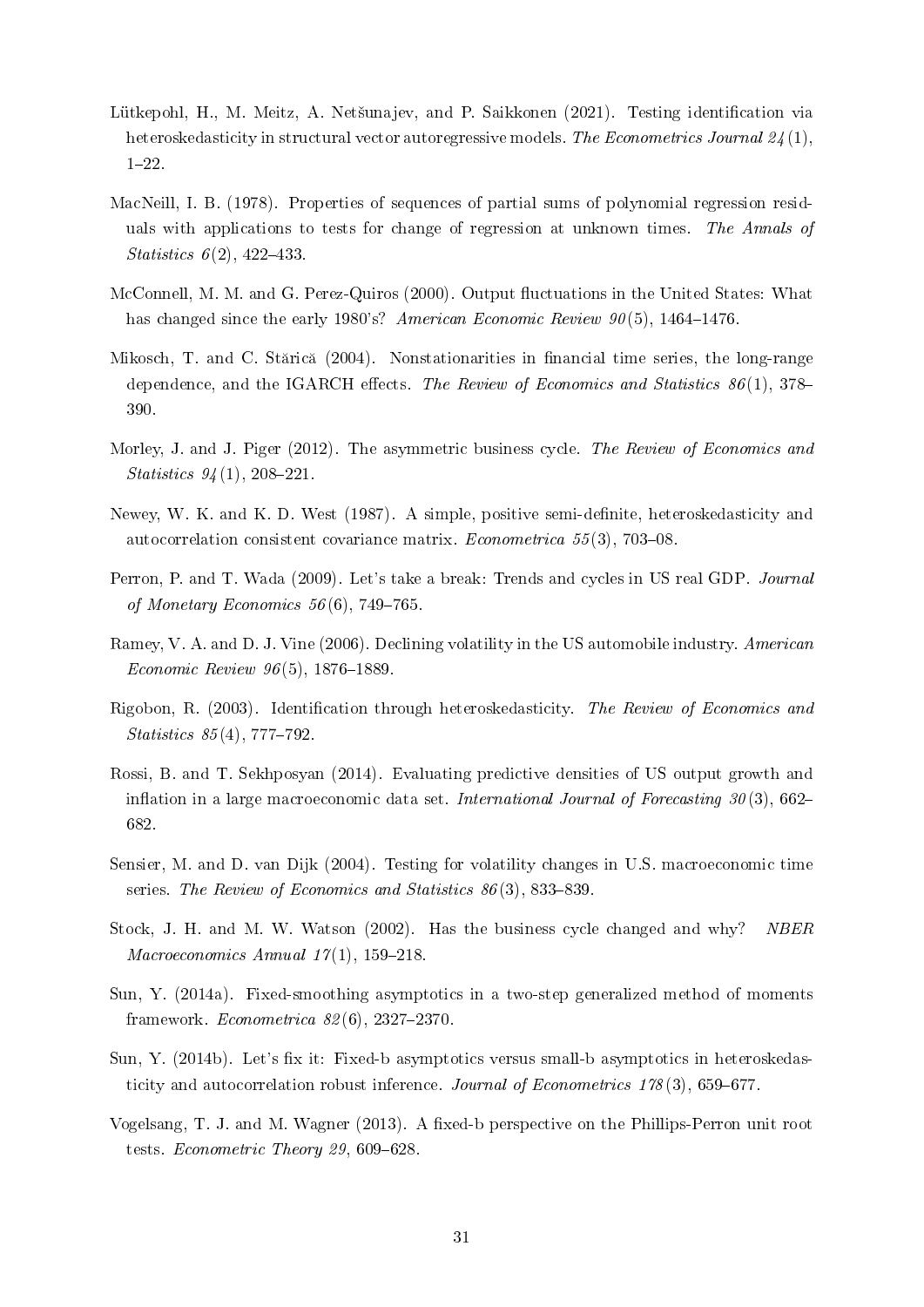Lütkepohl, H., M. Meitz, A. Netšunajev, and P. Saikkonen (2021). Testing identification via heteroskedasticity in structural vector autoregressive models. *The Econometrics Journal 24*(1), 1–22.

MacNeill, I. B. (1978). Properties of sequences of partial sums of polynomial regression residuals with applications to tests for change of regression at unknown times. *The Annals of Statistics 6*(2), 422–433.

McConnell, M. M. and G. Perez-Quiros (2000). Output fluctuations in the United States: What has changed since the early 1980's? *American Economic Review 90*(5), 1464–1476.

Mikosch, T. and C. Stărică (2004). Nonstationarities in financial time series, the long-range dependence, and the IGARCH effects. *The Review of Economics and Statistics 86*(1), 378–390.

Morley, J. and J. Piger (2012). The asymmetric business cycle. *The Review of Economics and Statistics 94*(1), 208–221.

Newey, W. K. and K. D. West (1987). A simple, positive semi-definite, heteroskedasticity and autocorrelation consistent covariance matrix. *Econometrica 55*(3), 703–08.

Perron, P. and T. Wada (2009). Let's take a break: Trends and cycles in US real GDP. *Journal of Monetary Economics 56*(6), 749–765.

Ramey, V. A. and D. J. Vine (2006). Declining volatility in the US automobile industry. *American Economic Review 96*(5), 1876–1889.

Rigobon, R. (2003). Identification through heteroskedasticity. *The Review of Economics and Statistics 85*(4), 777–792.

Rossi, B. and T. Sekhposyan (2014). Evaluating predictive densities of US output growth and inflation in a large macroeconomic data set. *International Journal of Forecasting 30*(3), 662–682.

Sensier, M. and D. van Dijk (2004). Testing for volatility changes in U.S. macroeconomic time series. *The Review of Economics and Statistics 86*(3), 833–839.

Stock, J. H. and M. W. Watson (2002). Has the business cycle changed and why? *NBER Macroeconomics Annual 17*(1), 159–218.

Sun, Y. (2014a). Fixed-smoothing asymptotics in a two-step generalized method of moments framework. *Econometrica 82*(6), 2327–2370.

Sun, Y. (2014b). Let's fix it: Fixed-b asymptotics versus small-b asymptotics in heteroskedasticity and autocorrelation robust inference. *Journal of Econometrics 178*(3), 659–677.

Vogelsang, T. J. and M. Wagner (2013). A fixed-b perspective on the Phillips-Perron unit root tests. *Econometric Theory 29*, 609–628.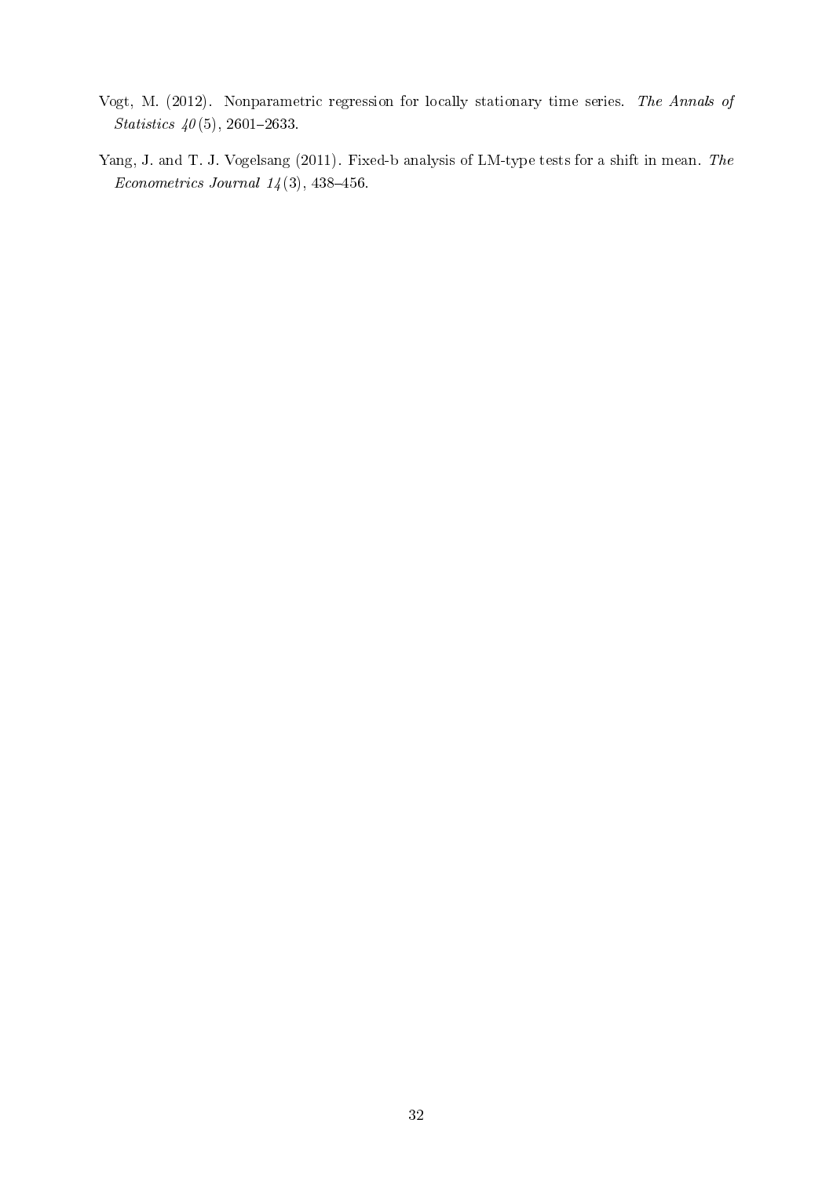Vogt, M. (2012). Nonparametric regression for locally stationary time series. *The Annals of Statistics 40*(5), 2601–2633.

Yang, J. and T. J. Vogelsang (2011). Fixed-b analysis of LM-type tests for a shift in mean. *The Econometrics Journal 14*(3), 438–456.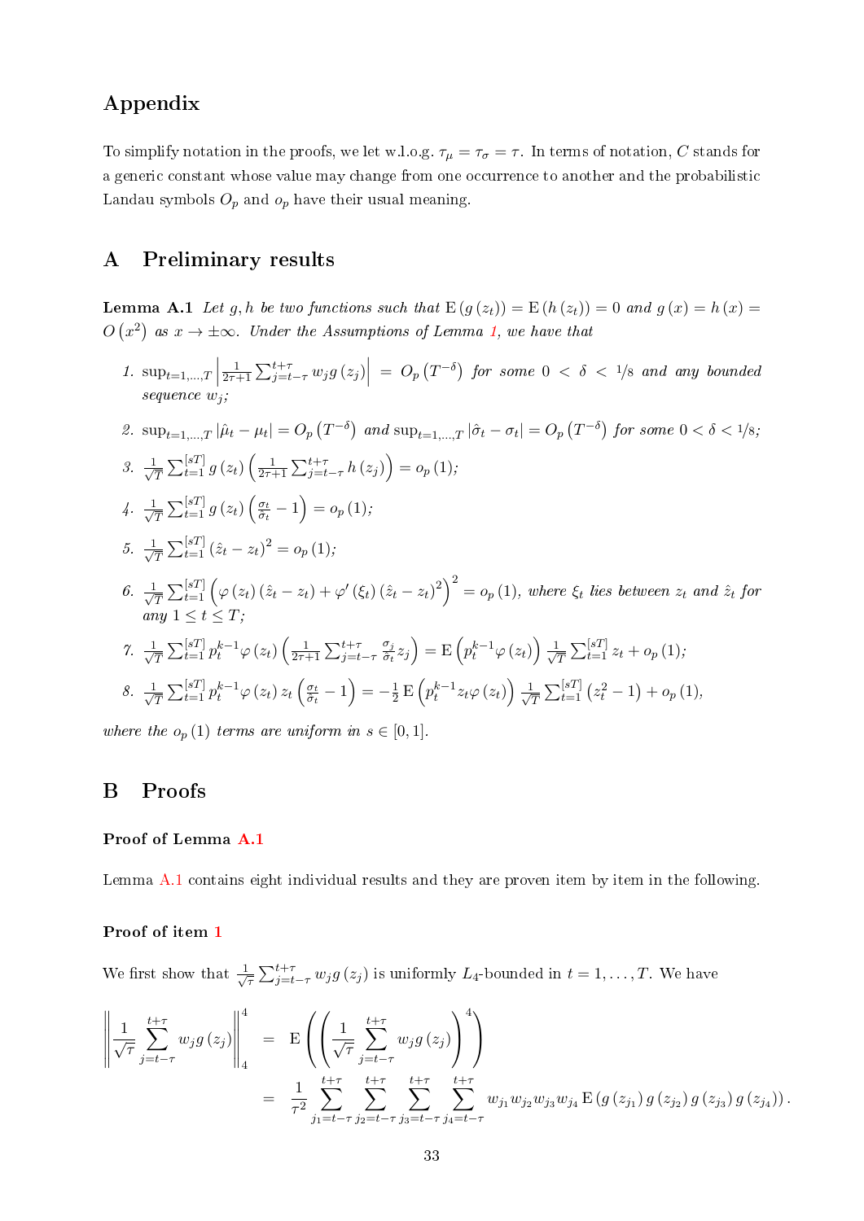# Appendix

To simplify notation in the proofs, we let w.l.o.g. $\tau_\mu = \tau_\sigma = \tau$. In terms of notation, $C$ stands for a generic constant whose value may change from one occurrence to another and the probabilistic Landau symbols $O_p$ and $o_p$ have their usual meaning.

## A Preliminary results

**Lemma A.1** *Let $g, h$ be two functions such that $\mathrm{E}\left(g\left(z_t\right)\right) = \mathrm{E}\left(h\left(z_t\right)\right) = 0$ and $g\left(x\right) = h\left(x\right) = O\left(x^2\right)$ as $x \to \pm\infty$. Under the Assumptions of Lemma 1, we have that*

1. $\sup_{t=1,\ldots,T}\left|\frac{1}{2\tau+1}\sum_{j=t-\tau}^{t+\tau} w_j g\left(z_j\right)\right| = O_p\left(T^{-\delta}\right)$ *for some $0 < \delta < 1/8$ and any bounded sequence $w_j$;*
2. $\sup_{t=1,\ldots,T}\left|\hat{\mu}_t - \mu_t\right| = O_p\left(T^{-\delta}\right)$ *and* $\sup_{t=1,\ldots,T}\left|\hat{\sigma}_t - \sigma_t\right| = O_p\left(T^{-\delta}\right)$ *for some $0 < \delta < 1/8$;*
3. $\frac{1}{\sqrt{T}}\sum_{t=1}^{[sT]} g\left(z_t\right)\left(\frac{1}{2\tau+1}\sum_{j=t-\tau}^{t+\tau} h\left(z_j\right)\right) = o_p\left(1\right)$;
4. $\frac{1}{\sqrt{T}}\sum_{t=1}^{[sT]} g\left(z_t\right)\left(\frac{\sigma_t}{\hat{\sigma}_t} - 1\right) = o_p\left(1\right)$;
5. $\frac{1}{\sqrt{T}}\sum_{t=1}^{[sT]} \left(\hat{z}_t - z_t\right)^2 = o_p\left(1\right)$;
6. $\frac{1}{\sqrt{T}}\sum_{t=1}^{[sT]} \left(\varphi\left(z_t\right)\left(\hat{z}_t - z_t\right) + \varphi'\left(\xi_t\right)\left(\hat{z}_t - z_t\right)^2\right)^2 = o_p\left(1\right)$, *where $\xi_t$ lies between $z_t$ and $\hat{z}_t$ for any $1 \le t \le T$;*
7. $\frac{1}{\sqrt{T}}\sum_{t=1}^{[sT]} p_t^{k-1}\varphi\left(z_t\right)\left(\frac{1}{2\tau+1}\sum_{j=t-\tau}^{t+\tau}\frac{\sigma_j}{\hat{\sigma}_t} z_j\right) = \mathrm{E}\left(p_t^{k-1}\varphi\left(z_t\right)\right)\frac{1}{\sqrt{T}}\sum_{t=1}^{[sT]} z_t + o_p\left(1\right)$;
8. $\frac{1}{\sqrt{T}}\sum_{t=1}^{[sT]} p_t^{k-1}\varphi\left(z_t\right) z_t\left(\frac{\sigma_t}{\hat{\sigma}_t} - 1\right) = -\frac{1}{2}\mathrm{E}\left(p_t^{k-1} z_t\varphi\left(z_t\right)\right)\frac{1}{\sqrt{T}}\sum_{t=1}^{[sT]}\left(z_t^2 - 1\right) + o_p\left(1\right)$,

*where the $o_p\left(1\right)$ terms are uniform in $s \in [0,1]$.*

## B Proofs

**Proof of Lemma A.1**

Lemma A.1 contains eight individual results and they are proven item by item in the following.

**Proof of item 1**

We first show that $\frac{1}{\sqrt{\tau}}\sum_{j=t-\tau}^{t+\tau} w_j g\left(z_j\right)$ is uniformly $L_4$-bounded in $t = 1, \ldots, T$. We have

$$
\begin{aligned}
\left\|\frac{1}{\sqrt{\tau}}\sum_{j=t-\tau}^{t+\tau} w_j g\left(z_j\right)\right\|_4^4 &= \mathrm{E}\left(\left(\frac{1}{\sqrt{\tau}}\sum_{j=t-\tau}^{t+\tau} w_j g\left(z_j\right)\right)^4\right) \\
&= \frac{1}{\tau^2}\sum_{j_1=t-\tau}^{t+\tau}\sum_{j_2=t-\tau}^{t+\tau}\sum_{j_3=t-\tau}^{t+\tau}\sum_{j_4=t-\tau}^{t+\tau} w_{j_1}w_{j_2}w_{j_3}w_{j_4}\,\mathrm{E}\left(g\left(z_{j_1}\right)g\left(z_{j_2}\right)g\left(z_{j_3}\right)g\left(z_{j_4}\right)\right).
\end{aligned}
$$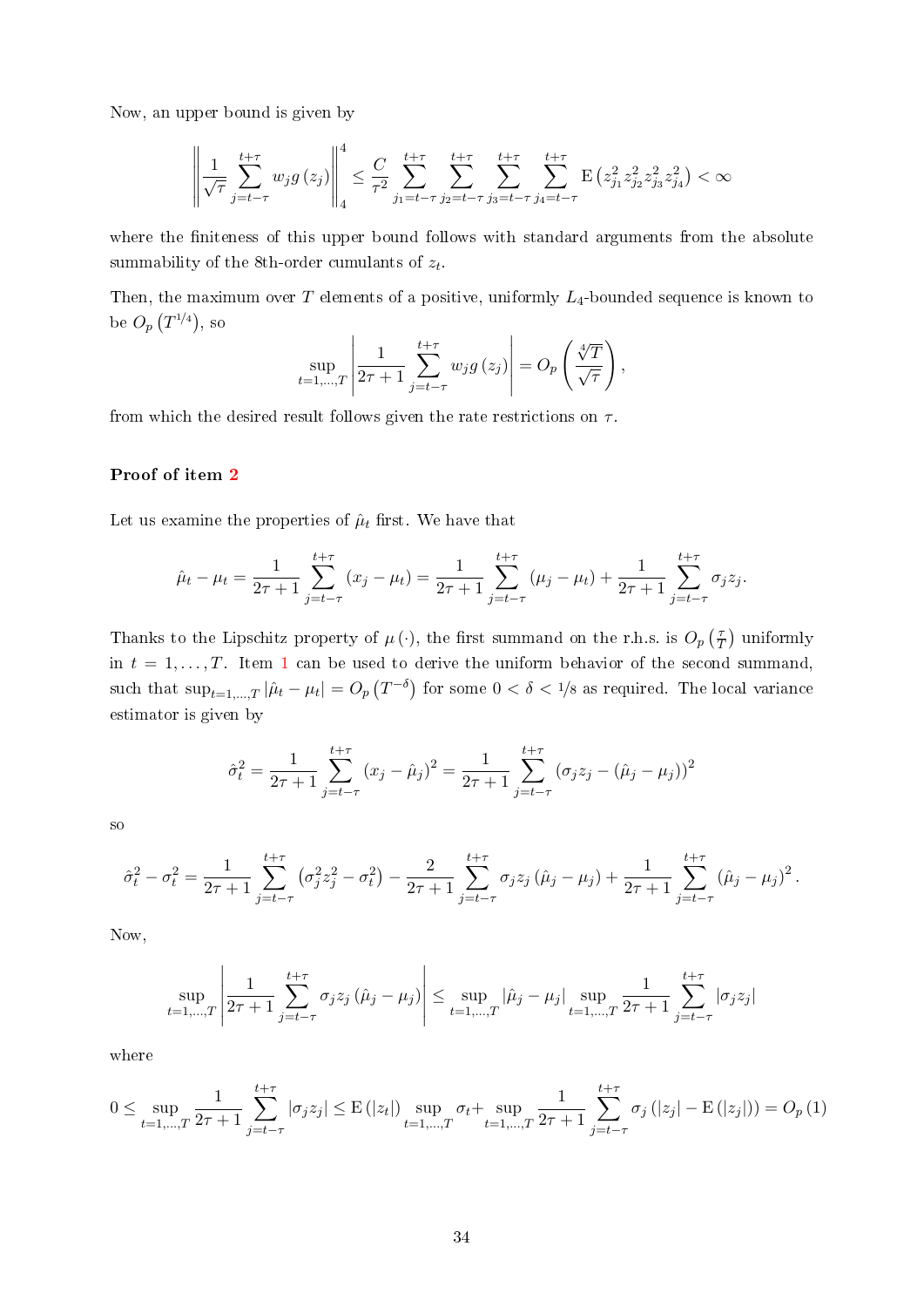Now, an upper bound is given by

$$\left\| \frac{1}{\sqrt{\tau}} \sum_{j=t-\tau}^{t+\tau} w_j g(z_j) \right\|_4^4 \leq \frac{C}{\tau^2} \sum_{j_1=t-\tau}^{t+\tau} \sum_{j_2=t-\tau}^{t+\tau} \sum_{j_3=t-\tau}^{t+\tau} \sum_{j_4=t-\tau}^{t+\tau} \mathrm{E}\left(z_{j_1}^2 z_{j_2}^2 z_{j_3}^2 z_{j_4}^2\right) < \infty$$

where the finiteness of this upper bound follows with standard arguments from the absolute summability of the 8th-order cumulants of $z_t$.

Then, the maximum over $T$ elements of a positive, uniformly $L_4$-bounded sequence is known to be $O_p\left(T^{1/4}\right)$, so

$$\sup_{t=1,\ldots,T} \left| \frac{1}{2\tau+1} \sum_{j=t-\tau}^{t+\tau} w_j g(z_j) \right| = O_p\left(\frac{\sqrt[4]{T}}{\sqrt{\tau}}\right),$$

from which the desired result follows given the rate restrictions on $\tau$.

**Proof of item 2**

Let us examine the properties of $\hat{\mu}_t$ first. We have that

$$\hat{\mu}_t - \mu_t = \frac{1}{2\tau+1} \sum_{j=t-\tau}^{t+\tau} (x_j - \mu_t) = \frac{1}{2\tau+1} \sum_{j=t-\tau}^{t+\tau} (\mu_j - \mu_t) + \frac{1}{2\tau+1} \sum_{j=t-\tau}^{t+\tau} \sigma_j z_j.$$

Thanks to the Lipschitz property of $\mu(\cdot)$, the first summand on the r.h.s. is $O_p\left(\frac{\tau}{T}\right)$ uniformly in $t = 1, \ldots, T$. Item 1 can be used to derive the uniform behavior of the second summand, such that $\sup_{t=1,\ldots,T} |\hat{\mu}_t - \mu_t| = O_p\left(T^{-\delta}\right)$ for some $0 < \delta < 1/8$ as required. The local variance estimator is given by

$$\hat{\sigma}_t^2 = \frac{1}{2\tau+1} \sum_{j=t-\tau}^{t+\tau} (x_j - \hat{\mu}_j)^2 = \frac{1}{2\tau+1} \sum_{j=t-\tau}^{t+\tau} (\sigma_j z_j - (\hat{\mu}_j - \mu_j))^2$$

so

$$\hat{\sigma}_t^2 - \sigma_t^2 = \frac{1}{2\tau+1} \sum_{j=t-\tau}^{t+\tau} \left(\sigma_j^2 z_j^2 - \sigma_t^2\right) - \frac{2}{2\tau+1} \sum_{j=t-\tau}^{t+\tau} \sigma_j z_j (\hat{\mu}_j - \mu_j) + \frac{1}{2\tau+1} \sum_{j=t-\tau}^{t+\tau} (\hat{\mu}_j - \mu_j)^2.$$

Now,

$$\sup_{t=1,\ldots,T} \left| \frac{1}{2\tau+1} \sum_{j=t-\tau}^{t+\tau} \sigma_j z_j (\hat{\mu}_j - \mu_j) \right| \leq \sup_{t=1,\ldots,T} |\hat{\mu}_j - \mu_j| \sup_{t=1,\ldots,T} \frac{1}{2\tau+1} \sum_{j=t-\tau}^{t+\tau} |\sigma_j z_j|$$

where

$$0 \leq \sup_{t=1,\ldots,T} \frac{1}{2\tau+1} \sum_{j=t-\tau}^{t+\tau} |\sigma_j z_j| \leq \mathrm{E}(|z_t|) \sup_{t=1,\ldots,T} \sigma_t + \sup_{t=1,\ldots,T} \frac{1}{2\tau+1} \sum_{j=t-\tau}^{t+\tau} \sigma_j (|z_j| - \mathrm{E}(|z_j|)) = O_p(1)$$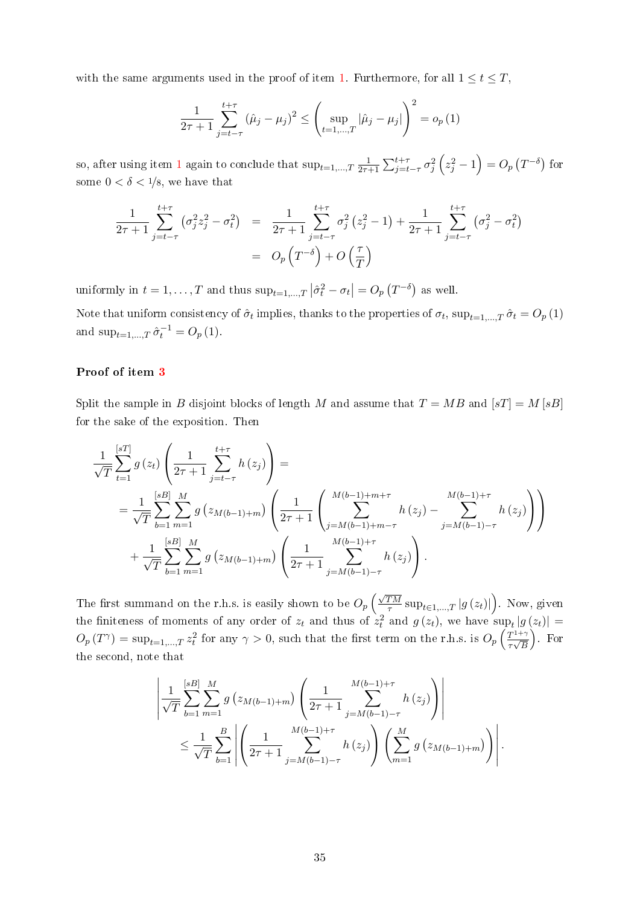with the same arguments used in the proof of item 1. Furthermore, for all $1 \leq t \leq T$,

$$\frac{1}{2\tau+1}\sum_{j=t-\tau}^{t+\tau}\left(\hat{\mu}_j-\mu_j\right)^2 \leq \left(\sup_{t=1,\dots,T}\left|\hat{\mu}_j-\mu_j\right|\right)^2 = o_p\left(1\right)$$

so, after using item 1 again to conclude that $\sup_{t=1,\dots,T}\frac{1}{2\tau+1}\sum_{j=t-\tau}^{t+\tau}\sigma_j^2\left(z_j^2-1\right) = O_p\left(T^{-\delta}\right)$ for some $0<\delta<1/8$, we have that

$$\begin{aligned}\frac{1}{2\tau+1}\sum_{j=t-\tau}^{t+\tau}\left(\sigma_j^2 z_j^2-\sigma_t^2\right) &= \frac{1}{2\tau+1}\sum_{j=t-\tau}^{t+\tau}\sigma_j^2\left(z_j^2-1\right)+\frac{1}{2\tau+1}\sum_{j=t-\tau}^{t+\tau}\left(\sigma_j^2-\sigma_t^2\right) \\ &= O_p\left(T^{-\delta}\right)+O\left(\frac{\tau}{T}\right)\end{aligned}$$

uniformly in $t = 1,\dots,T$ and thus $\sup_{t=1,\dots,T}\left|\hat{\sigma}_t^2-\sigma_t\right| = O_p\left(T^{-\delta}\right)$ as well.

Note that uniform consistency of $\hat{\sigma}_t$ implies, thanks to the properties of $\sigma_t$, $\sup_{t=1,\dots,T}\hat{\sigma}_t = O_p\left(1\right)$ and $\sup_{t=1,\dots,T}\hat{\sigma}_t^{-1} = O_p\left(1\right)$.

**Proof of item 3**

Split the sample in $B$ disjoint blocks of length $M$ and assume that $T = MB$ and $[sT] = M[sB]$ for the sake of the exposition. Then

$$\begin{aligned}&\frac{1}{\sqrt{T}}\sum_{t=1}^{[sT]}g\left(z_t\right)\left(\frac{1}{2\tau+1}\sum_{j=t-\tau}^{t+\tau}h\left(z_j\right)\right) = \\ &= \frac{1}{\sqrt{T}}\sum_{b=1}^{[sB]}\sum_{m=1}^{M}g\left(z_{M(b-1)+m}\right)\left(\frac{1}{2\tau+1}\left(\sum_{j=M(b-1)+m-\tau}^{M(b-1)+m+\tau}h\left(z_j\right)-\sum_{j=M(b-1)-\tau}^{M(b-1)+\tau}h\left(z_j\right)\right)\right) \\ &\quad+\frac{1}{\sqrt{T}}\sum_{b=1}^{[sB]}\sum_{m=1}^{M}g\left(z_{M(b-1)+m}\right)\left(\frac{1}{2\tau+1}\sum_{j=M(b-1)-\tau}^{M(b-1)+\tau}h\left(z_j\right)\right).\end{aligned}$$

The first summand on the r.h.s. is easily shown to be $O_p\left(\frac{\sqrt{T}M}{\tau}\sup_{t\in1,\dots,T}\left|g\left(z_t\right)\right|\right)$. Now, given the finiteness of moments of any order of $z_t$ and thus of $z_t^2$ and $g\left(z_t\right)$, we have $\sup_t\left|g\left(z_t\right)\right| = O_p\left(T^{\gamma}\right) = \sup_{t=1,\dots,T}z_t^2$ for any $\gamma>0$, such that the first term on the r.h.s. is $O_p\left(\frac{T^{1+\gamma}}{\tau\sqrt{B}}\right)$. For the second, note that

$$\begin{aligned}&\left|\frac{1}{\sqrt{T}}\sum_{b=1}^{[sB]}\sum_{m=1}^{M}g\left(z_{M(b-1)+m}\right)\left(\frac{1}{2\tau+1}\sum_{j=M(b-1)-\tau}^{M(b-1)+\tau}h\left(z_j\right)\right)\right| \\ &\qquad\leq \frac{1}{\sqrt{T}}\sum_{b=1}^{B}\left|\left(\frac{1}{2\tau+1}\sum_{j=M(b-1)-\tau}^{M(b-1)+\tau}h\left(z_j\right)\right)\left(\sum_{m=1}^{M}g\left(z_{M(b-1)+m}\right)\right)\right|.\end{aligned}$$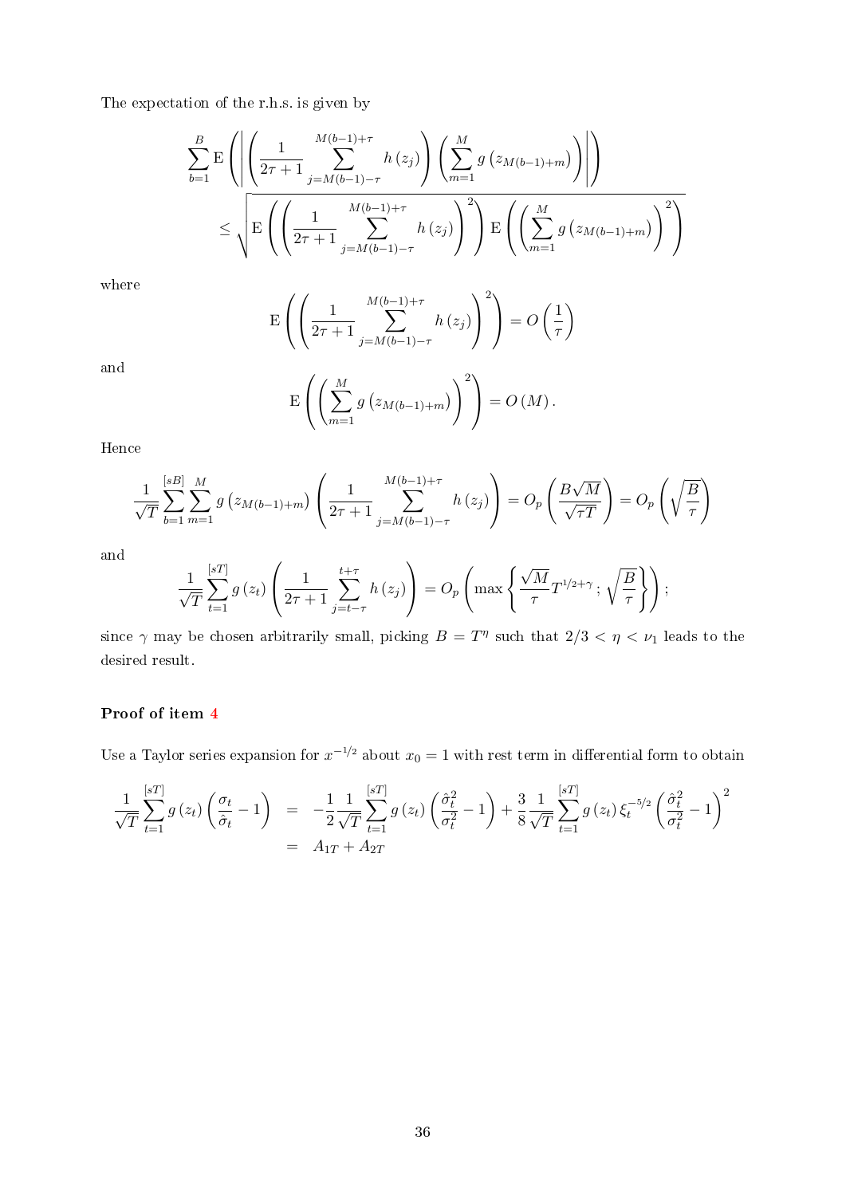The expectation of the r.h.s. is given by

$$
\begin{aligned}
\sum_{b=1}^{B} \mathrm{E}\left(\left|\left(\frac{1}{2\tau+1}\sum_{j=M(b-1)-\tau}^{M(b-1)+\tau} h\left(z_j\right)\right)\left(\sum_{m=1}^{M} g\left(z_{M(b-1)+m}\right)\right)\right|\right) \\
\leq \sqrt{\mathrm{E}\left(\left(\frac{1}{2\tau+1}\sum_{j=M(b-1)-\tau}^{M(b-1)+\tau} h\left(z_j\right)\right)^2\right)\mathrm{E}\left(\left(\sum_{m=1}^{M} g\left(z_{M(b-1)+m}\right)\right)^2\right)}
\end{aligned}
$$

where

$$
\mathrm{E}\left(\left(\frac{1}{2\tau+1}\sum_{j=M(b-1)-\tau}^{M(b-1)+\tau} h\left(z_j\right)\right)^2\right) = O\left(\frac{1}{\tau}\right)
$$

and

$$
\mathrm{E}\left(\left(\sum_{m=1}^{M} g\left(z_{M(b-1)+m}\right)\right)^2\right) = O\left(M\right).
$$

Hence

$$
\frac{1}{\sqrt{T}}\sum_{b=1}^{[sB]}\sum_{m=1}^{M} g\left(z_{M(b-1)+m}\right)\left(\frac{1}{2\tau+1}\sum_{j=M(b-1)-\tau}^{M(b-1)+\tau} h\left(z_j\right)\right) = O_p\left(\frac{B\sqrt{M}}{\sqrt{\tau T}}\right) = O_p\left(\sqrt{\frac{B}{\tau}}\right)
$$

and

$$
\frac{1}{\sqrt{T}}\sum_{t=1}^{[sT]} g\left(z_t\right)\left(\frac{1}{2\tau+1}\sum_{j=t-\tau}^{t+\tau} h\left(z_j\right)\right) = O_p\left(\max\left\{\frac{\sqrt{M}}{\tau}T^{1/2+\gamma};\sqrt{\frac{B}{\tau}}\right\}\right);
$$

since $\gamma$ may be chosen arbitrarily small, picking $B = T^{\eta}$ such that $2/3 < \eta < \nu_1$ leads to the desired result.

**Proof of item 4**

Use a Taylor series expansion for $x^{-1/2}$ about $x_0 = 1$ with rest term in differential form to obtain

$$
\begin{aligned}
\frac{1}{\sqrt{T}}\sum_{t=1}^{[sT]} g\left(z_t\right)\left(\frac{\sigma_t}{\hat{\sigma}_t}-1\right) &= -\frac{1}{2}\frac{1}{\sqrt{T}}\sum_{t=1}^{[sT]} g\left(z_t\right)\left(\frac{\hat{\sigma}_t^2}{\sigma_t^2}-1\right) + \frac{3}{8}\frac{1}{\sqrt{T}}\sum_{t=1}^{[sT]} g\left(z_t\right)\xi_t^{-5/2}\left(\frac{\hat{\sigma}_t^2}{\sigma_t^2}-1\right)^2 \\
&= A_{1T} + A_{2T}
\end{aligned}
$$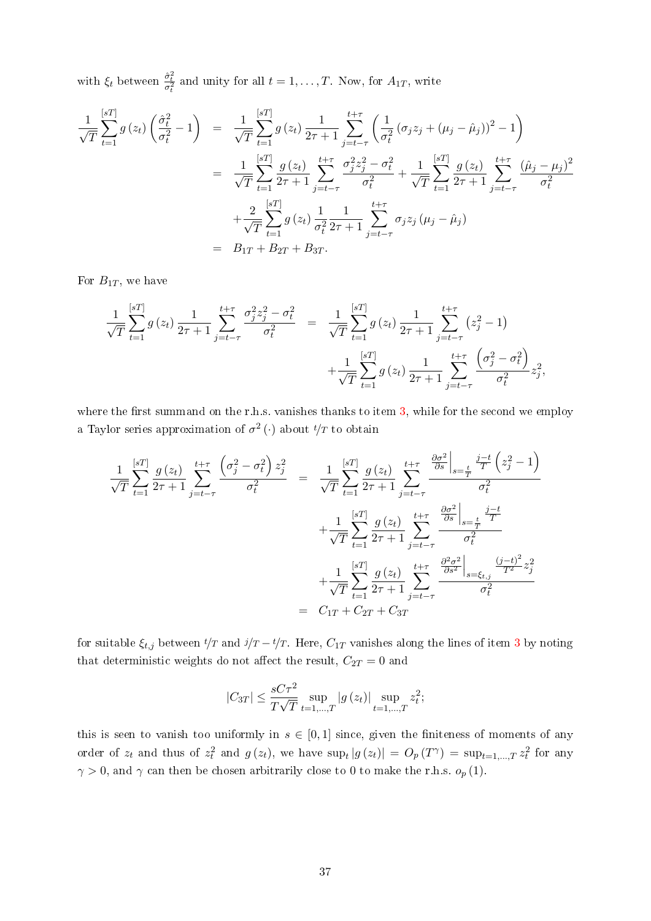with $\xi_t$ between $\frac{\hat{\sigma}_t^2}{\sigma_t^2}$ and unity for all $t = 1, \ldots, T$. Now, for $A_{1T}$, write

$$
\begin{aligned}
\frac{1}{\sqrt{T}} \sum_{t=1}^{[sT]} g(z_t) \left( \frac{\hat{\sigma}_t^2}{\sigma_t^2} - 1 \right) &= \frac{1}{\sqrt{T}} \sum_{t=1}^{[sT]} g(z_t) \frac{1}{2\tau + 1} \sum_{j=t-\tau}^{t+\tau} \left( \frac{1}{\sigma_t^2} \left( \sigma_j z_j + (\mu_j - \hat{\mu}_j) \right)^2 - 1 \right) \\
&= \frac{1}{\sqrt{T}} \sum_{t=1}^{[sT]} \frac{g(z_t)}{2\tau + 1} \sum_{j=t-\tau}^{t+\tau} \frac{\sigma_j^2 z_j^2 - \sigma_t^2}{\sigma_t^2} + \frac{1}{\sqrt{T}} \sum_{t=1}^{[sT]} \frac{g(z_t)}{2\tau + 1} \sum_{j=t-\tau}^{t+\tau} \frac{(\hat{\mu}_j - \mu_j)^2}{\sigma_t^2} \\
&\quad + \frac{2}{\sqrt{T}} \sum_{t=1}^{[sT]} g(z_t) \frac{1}{\sigma_t^2} \frac{1}{2\tau + 1} \sum_{j=t-\tau}^{t+\tau} \sigma_j z_j (\mu_j - \hat{\mu}_j) \\
&= B_{1T} + B_{2T} + B_{3T}.
\end{aligned}
$$

For $B_{1T}$, we have

$$
\begin{aligned}
\frac{1}{\sqrt{T}} \sum_{t=1}^{[sT]} g(z_t) \frac{1}{2\tau + 1} \sum_{j=t-\tau}^{t+\tau} \frac{\sigma_j^2 z_j^2 - \sigma_t^2}{\sigma_t^2} &= \frac{1}{\sqrt{T}} \sum_{t=1}^{[sT]} g(z_t) \frac{1}{2\tau + 1} \sum_{j=t-\tau}^{t+\tau} \left( z_j^2 - 1 \right) \\
&\quad + \frac{1}{\sqrt{T}} \sum_{t=1}^{[sT]} g(z_t) \frac{1}{2\tau + 1} \sum_{j=t-\tau}^{t+\tau} \frac{\left( \sigma_j^2 - \sigma_t^2 \right)}{\sigma_t^2} z_j^2,
\end{aligned}
$$

where the first summand on the r.h.s. vanishes thanks to item 3, while for the second we employ a Taylor series approximation of $\sigma^2(\cdot)$ about $t/T$ to obtain

$$
\begin{aligned}
\frac{1}{\sqrt{T}} \sum_{t=1}^{[sT]} \frac{g(z_t)}{2\tau + 1} \sum_{j=t-\tau}^{t+\tau} \frac{\left( \sigma_j^2 - \sigma_t^2 \right) z_j^2}{\sigma_t^2} &= \frac{1}{\sqrt{T}} \sum_{t=1}^{[sT]} \frac{g(z_t)}{2\tau + 1} \sum_{j=t-\tau}^{t+\tau} \frac{\left. \frac{\partial \sigma^2}{\partial s} \right|_{s=\frac{t}{T}} \frac{j-t}{T} \left( z_j^2 - 1 \right)}{\sigma_t^2} \\
&\quad + \frac{1}{\sqrt{T}} \sum_{t=1}^{[sT]} \frac{g(z_t)}{2\tau + 1} \sum_{j=t-\tau}^{t+\tau} \frac{\left. \frac{\partial \sigma^2}{\partial s} \right|_{s=\frac{t}{T}} \frac{j-t}{T}}{\sigma_t^2} \\
&\quad + \frac{1}{\sqrt{T}} \sum_{t=1}^{[sT]} \frac{g(z_t)}{2\tau + 1} \sum_{j=t-\tau}^{t+\tau} \frac{\left. \frac{\partial^2 \sigma^2}{\partial s^2} \right|_{s=\xi_{t,j}} \frac{(j-t)^2}{T^2} z_j^2}{\sigma_t^2} \\
&= C_{1T} + C_{2T} + C_{3T}
\end{aligned}
$$

for suitable $\xi_{t,j}$ between $t/T$ and $j/T - t/T$. Here, $C_{1T}$ vanishes along the lines of item 3 by noting that deterministic weights do not affect the result, $C_{2T} = 0$ and

$$
|C_{3T}| \leq \frac{sC\tau^2}{T\sqrt{T}} \sup_{t=1,\ldots,T} |g(z_t)| \sup_{t=1,\ldots,T} z_t^2;
$$

this is seen to vanish too uniformly in $s \in [0, 1]$ since, given the finiteness of moments of any order of $z_t$ and thus of $z_t^2$ and $g(z_t)$, we have $\sup_t |g(z_t)| = O_p(T^\gamma) = \sup_{t=1,\ldots,T} z_t^2$ for any $\gamma > 0$, and $\gamma$ can then be chosen arbitrarily close to 0 to make the r.h.s. $o_p(1)$.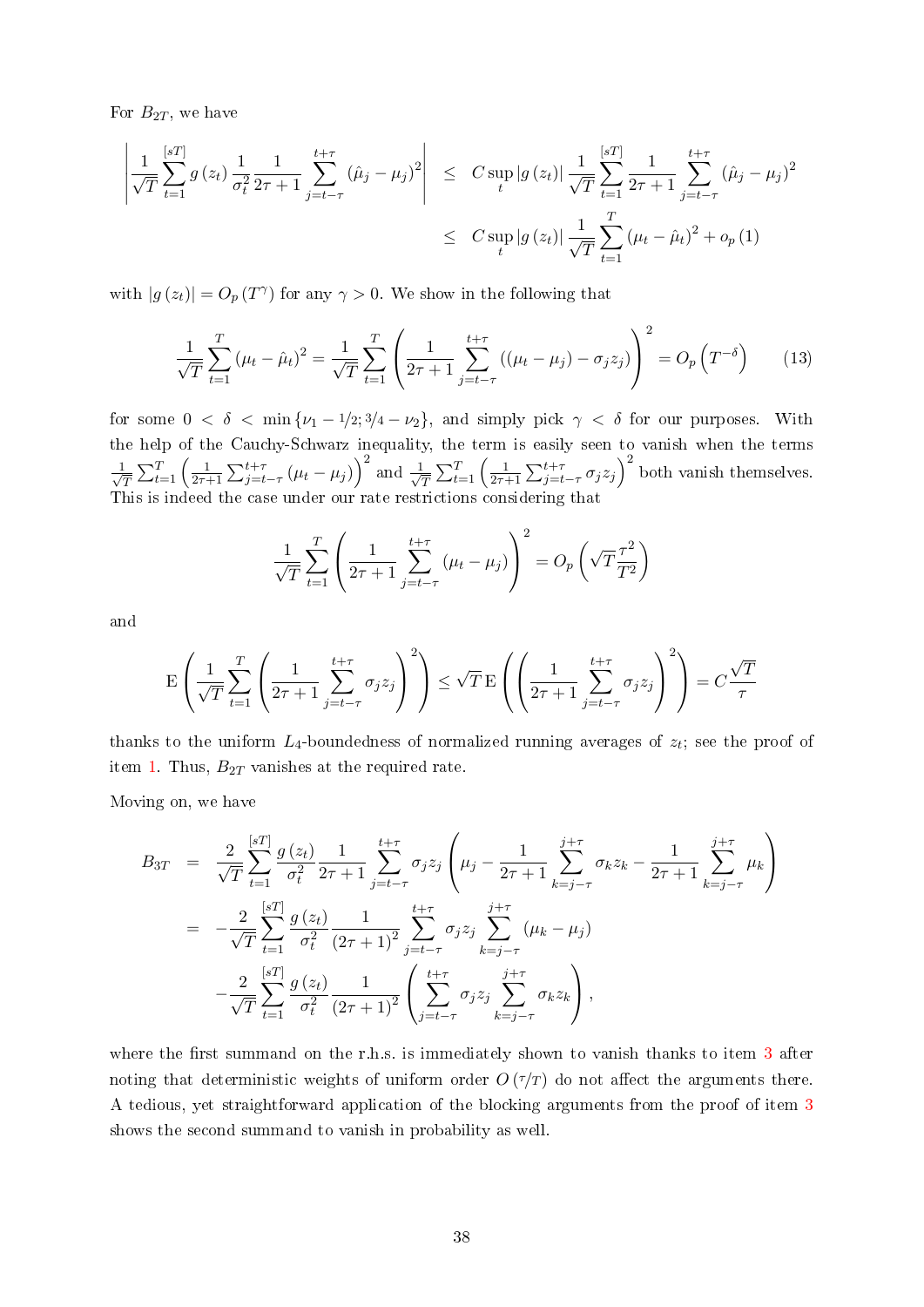For $B_{2T}$, we have

$$\left|\frac{1}{\sqrt{T}}\sum_{t=1}^{[sT]} g\left(z_t\right)\frac{1}{\sigma_t^2}\frac{1}{2\tau+1}\sum_{j=t-\tau}^{t+\tau}\left(\hat{\mu}_j-\mu_j\right)^2\right| \leq C\sup_t\left|g\left(z_t\right)\right|\frac{1}{\sqrt{T}}\sum_{t=1}^{[sT]}\frac{1}{2\tau+1}\sum_{j=t-\tau}^{t+\tau}\left(\hat{\mu}_j-\mu_j\right)^2$$

$$\leq C\sup_t\left|g\left(z_t\right)\right|\frac{1}{\sqrt{T}}\sum_{t=1}^{T}\left(\mu_t-\hat{\mu}_t\right)^2+o_p(1)$$

with $|g(z_t)| = O_p(T^{\gamma})$ for any $\gamma > 0$. We show in the following that

$$\frac{1}{\sqrt{T}}\sum_{t=1}^{T}\left(\mu_t-\hat{\mu}_t\right)^2 = \frac{1}{\sqrt{T}}\sum_{t=1}^{T}\left(\frac{1}{2\tau+1}\sum_{j=t-\tau}^{t+\tau}\left(\left(\mu_t-\mu_j\right)-\sigma_j z_j\right)\right)^2 = O_p\left(T^{-\delta}\right) \tag{13}$$

for some $0 < \delta < \min\{\nu_1 - 1/2; 3/4 - \nu_2\}$, and simply pick $\gamma < \delta$ for our purposes. With the help of the Cauchy-Schwarz inequality, the term is easily seen to vanish when the terms $\frac{1}{\sqrt{T}}\sum_{t=1}^{T}\left(\frac{1}{2\tau+1}\sum_{j=t-\tau}^{t+\tau}\left(\mu_t-\mu_j\right)\right)^2$ and $\frac{1}{\sqrt{T}}\sum_{t=1}^{T}\left(\frac{1}{2\tau+1}\sum_{j=t-\tau}^{t+\tau}\sigma_j z_j\right)^2$ both vanish themselves. This is indeed the case under our rate restrictions considering that

$$\frac{1}{\sqrt{T}}\sum_{t=1}^{T}\left(\frac{1}{2\tau+1}\sum_{j=t-\tau}^{t+\tau}\left(\mu_t-\mu_j\right)\right)^2 = O_p\left(\sqrt{T}\frac{\tau^2}{T^2}\right)$$

and

$$\mathrm{E}\left(\frac{1}{\sqrt{T}}\sum_{t=1}^{T}\left(\frac{1}{2\tau+1}\sum_{j=t-\tau}^{t+\tau}\sigma_j z_j\right)^2\right) \leq \sqrt{T}\,\mathrm{E}\left(\left(\frac{1}{2\tau+1}\sum_{j=t-\tau}^{t+\tau}\sigma_j z_j\right)^2\right) = C\frac{\sqrt{T}}{\tau}$$

thanks to the uniform $L_4$-boundedness of normalized running averages of $z_t$; see the proof of item 1. Thus, $B_{2T}$ vanishes at the required rate.

Moving on, we have

$$\begin{aligned}
B_{3T} &= \frac{2}{\sqrt{T}}\sum_{t=1}^{[sT]}\frac{g\left(z_t\right)}{\sigma_t^2}\frac{1}{2\tau+1}\sum_{j=t-\tau}^{t+\tau}\sigma_j z_j\left(\mu_j-\frac{1}{2\tau+1}\sum_{k=j-\tau}^{j+\tau}\sigma_k z_k-\frac{1}{2\tau+1}\sum_{k=j-\tau}^{j+\tau}\mu_k\right)\\
&= -\frac{2}{\sqrt{T}}\sum_{t=1}^{[sT]}\frac{g\left(z_t\right)}{\sigma_t^2}\frac{1}{\left(2\tau+1\right)^2}\sum_{j=t-\tau}^{t+\tau}\sigma_j z_j\sum_{k=j-\tau}^{j+\tau}\left(\mu_k-\mu_j\right)\\
&\quad -\frac{2}{\sqrt{T}}\sum_{t=1}^{[sT]}\frac{g\left(z_t\right)}{\sigma_t^2}\frac{1}{\left(2\tau+1\right)^2}\left(\sum_{j=t-\tau}^{t+\tau}\sigma_j z_j\sum_{k=j-\tau}^{j+\tau}\sigma_k z_k\right),
\end{aligned}$$

where the first summand on the r.h.s. is immediately shown to vanish thanks to item 3 after noting that deterministic weights of uniform order $O(\tau/T)$ do not affect the arguments there. A tedious, yet straightforward application of the blocking arguments from the proof of item 3 shows the second summand to vanish in probability as well.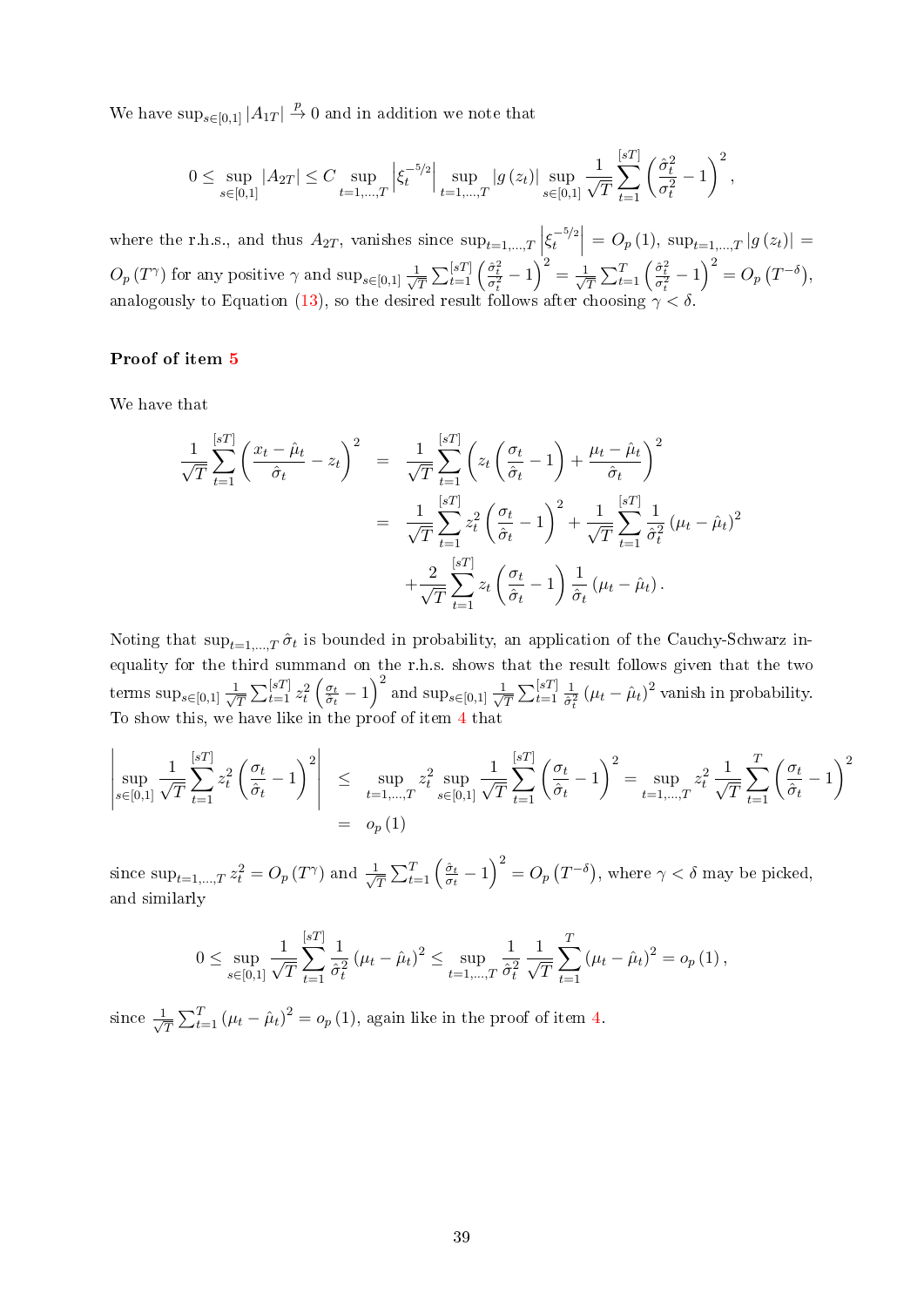We have $\sup_{s\in[0,1]}|A_{1T}| \xrightarrow{p} 0$ and in addition we note that

$$0 \leq \sup_{s\in[0,1]} |A_{2T}| \leq C \sup_{t=1,\ldots,T} \left|\xi_t^{-5/2}\right| \sup_{t=1,\ldots,T} |g(z_t)| \sup_{s\in[0,1]} \frac{1}{\sqrt{T}} \sum_{t=1}^{[sT]} \left(\frac{\hat{\sigma}_t^2}{\sigma_t^2} - 1\right)^2,$$

where the r.h.s., and thus $A_{2T}$, vanishes since $\sup_{t=1,\ldots,T}\left|\xi_t^{-5/2}\right| = O_p(1)$, $\sup_{t=1,\ldots,T}|g(z_t)| = O_p(T^\gamma)$ for any positive $\gamma$ and $\sup_{s\in[0,1]} \frac{1}{\sqrt{T}}\sum_{t=1}^{[sT]}\left(\frac{\hat{\sigma}_t^2}{\sigma_t^2}-1\right)^2 = \frac{1}{\sqrt{T}}\sum_{t=1}^{T}\left(\frac{\hat{\sigma}_t^2}{\sigma_t^2}-1\right)^2 = O_p\left(T^{-\delta}\right)$, analogously to Equation (13), so the desired result follows after choosing $\gamma < \delta$.

**Proof of item 5**

We have that

$$\begin{aligned}
\frac{1}{\sqrt{T}} \sum_{t=1}^{[sT]} \left(\frac{x_t - \hat{\mu}_t}{\hat{\sigma}_t} - z_t\right)^2 &= \frac{1}{\sqrt{T}} \sum_{t=1}^{[sT]} \left(z_t\left(\frac{\sigma_t}{\hat{\sigma}_t} - 1\right) + \frac{\mu_t - \hat{\mu}_t}{\hat{\sigma}_t}\right)^2 \\
&= \frac{1}{\sqrt{T}} \sum_{t=1}^{[sT]} z_t^2 \left(\frac{\sigma_t}{\hat{\sigma}_t} - 1\right)^2 + \frac{1}{\sqrt{T}} \sum_{t=1}^{[sT]} \frac{1}{\hat{\sigma}_t^2} \left(\mu_t - \hat{\mu}_t\right)^2 \\
&\quad + \frac{2}{\sqrt{T}} \sum_{t=1}^{[sT]} z_t \left(\frac{\sigma_t}{\hat{\sigma}_t} - 1\right) \frac{1}{\hat{\sigma}_t} \left(\mu_t - \hat{\mu}_t\right).
\end{aligned}$$

Noting that $\sup_{t=1,\ldots,T}\hat{\sigma}_t$ is bounded in probability, an application of the Cauchy-Schwarz inequality for the third summand on the r.h.s. shows that the result follows given that the two terms $\sup_{s\in[0,1]}\frac{1}{\sqrt{T}}\sum_{t=1}^{[sT]} z_t^2\left(\frac{\sigma_t}{\hat{\sigma}_t}-1\right)^2$ and $\sup_{s\in[0,1]}\frac{1}{\sqrt{T}}\sum_{t=1}^{[sT]}\frac{1}{\hat{\sigma}_t^2}\left(\mu_t-\hat{\mu}_t\right)^2$ vanish in probability. To show this, we have like in the proof of item 4 that

$$\begin{aligned}
\left|\sup_{s\in[0,1]} \frac{1}{\sqrt{T}} \sum_{t=1}^{[sT]} z_t^2 \left(\frac{\sigma_t}{\hat{\sigma}_t} - 1\right)^2\right| &\leq \sup_{t=1,\ldots,T} z_t^2 \sup_{s\in[0,1]} \frac{1}{\sqrt{T}} \sum_{t=1}^{[sT]} \left(\frac{\sigma_t}{\hat{\sigma}_t} - 1\right)^2 = \sup_{t=1,\ldots,T} z_t^2 \frac{1}{\sqrt{T}} \sum_{t=1}^{T} \left(\frac{\sigma_t}{\hat{\sigma}_t} - 1\right)^2 \\
&= o_p(1)
\end{aligned}$$

since $\sup_{t=1,\ldots,T} z_t^2 = O_p(T^\gamma)$ and $\frac{1}{\sqrt{T}}\sum_{t=1}^{T}\left(\frac{\hat{\sigma}_t}{\sigma_t}-1\right)^2 = O_p\left(T^{-\delta}\right)$, where $\gamma < \delta$ may be picked, and similarly

$$0 \leq \sup_{s\in[0,1]} \frac{1}{\sqrt{T}} \sum_{t=1}^{[sT]} \frac{1}{\hat{\sigma}_t^2} \left(\mu_t - \hat{\mu}_t\right)^2 \leq \sup_{t=1,\ldots,T} \frac{1}{\hat{\sigma}_t^2} \frac{1}{\sqrt{T}} \sum_{t=1}^{T} \left(\mu_t - \hat{\mu}_t\right)^2 = o_p(1),$$

since $\frac{1}{\sqrt{T}}\sum_{t=1}^{T}\left(\mu_t - \hat{\mu}_t\right)^2 = o_p(1)$, again like in the proof of item 4.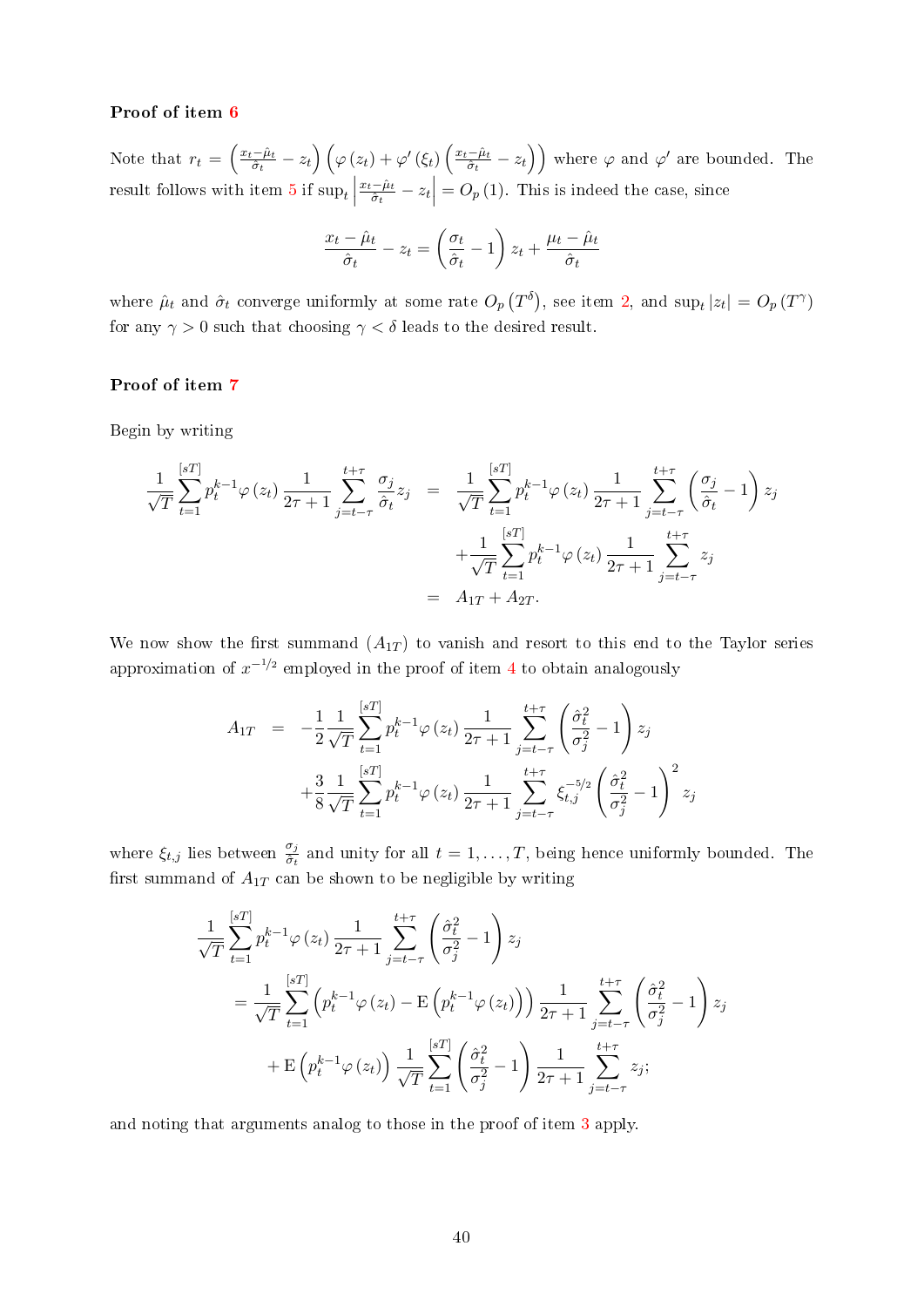**Proof of item 6**

Note that $r_t = \left(\frac{x_t - \hat{\mu}_t}{\hat{\sigma}_t} - z_t\right)\left(\varphi\left(z_t\right) + \varphi'\left(\xi_t\right)\left(\frac{x_t - \hat{\mu}_t}{\hat{\sigma}_t} - z_t\right)\right)$ where $\varphi$ and $\varphi'$ are bounded. The result follows with item 5 if $\sup_t \left|\frac{x_t - \hat{\mu}_t}{\hat{\sigma}_t} - z_t\right| = O_p(1)$. This is indeed the case, since

$$\frac{x_t - \hat{\mu}_t}{\hat{\sigma}_t} - z_t = \left(\frac{\sigma_t}{\hat{\sigma}_t} - 1\right) z_t + \frac{\mu_t - \hat{\mu}_t}{\hat{\sigma}_t}$$

where $\hat{\mu}_t$ and $\hat{\sigma}_t$ converge uniformly at some rate $O_p\left(T^{\delta}\right)$, see item 2, and $\sup_t |z_t| = O_p\left(T^{\gamma}\right)$ for any $\gamma > 0$ such that choosing $\gamma < \delta$ leads to the desired result.

**Proof of item 7**

Begin by writing

$$\begin{aligned}
\frac{1}{\sqrt{T}} \sum_{t=1}^{[sT]} p_t^{k-1} \varphi\left(z_t\right) \frac{1}{2\tau + 1} \sum_{j=t-\tau}^{t+\tau} \frac{\sigma_j}{\hat{\sigma}_t} z_j &= \frac{1}{\sqrt{T}} \sum_{t=1}^{[sT]} p_t^{k-1} \varphi\left(z_t\right) \frac{1}{2\tau + 1} \sum_{j=t-\tau}^{t+\tau} \left(\frac{\sigma_j}{\hat{\sigma}_t} - 1\right) z_j \\
&\quad + \frac{1}{\sqrt{T}} \sum_{t=1}^{[sT]} p_t^{k-1} \varphi\left(z_t\right) \frac{1}{2\tau + 1} \sum_{j=t-\tau}^{t+\tau} z_j \\
&= A_{1T} + A_{2T}.
\end{aligned}$$

We now show the first summand ($A_{1T}$) to vanish and resort to this end to the Taylor series approximation of $x^{-1/2}$ employed in the proof of item 4 to obtain analogously

$$\begin{aligned}
A_{1T} &= -\frac{1}{2} \frac{1}{\sqrt{T}} \sum_{t=1}^{[sT]} p_t^{k-1} \varphi\left(z_t\right) \frac{1}{2\tau + 1} \sum_{j=t-\tau}^{t+\tau} \left(\frac{\hat{\sigma}_t^2}{\sigma_j^2} - 1\right) z_j \\
&\quad + \frac{3}{8} \frac{1}{\sqrt{T}} \sum_{t=1}^{[sT]} p_t^{k-1} \varphi\left(z_t\right) \frac{1}{2\tau + 1} \sum_{j=t-\tau}^{t+\tau} \xi_{t,j}^{-5/2} \left(\frac{\hat{\sigma}_t^2}{\sigma_j^2} - 1\right)^2 z_j
\end{aligned}$$

where $\xi_{t,j}$ lies between $\frac{\sigma_j}{\hat{\sigma}_t}$ and unity for all $t = 1, \ldots, T$, being hence uniformly bounded. The first summand of $A_{1T}$ can be shown to be negligible by writing

$$\begin{aligned}
&\frac{1}{\sqrt{T}} \sum_{t=1}^{[sT]} p_t^{k-1} \varphi\left(z_t\right) \frac{1}{2\tau + 1} \sum_{j=t-\tau}^{t+\tau} \left(\frac{\hat{\sigma}_t^2}{\sigma_j^2} - 1\right) z_j \\
&= \frac{1}{\sqrt{T}} \sum_{t=1}^{[sT]} \left(p_t^{k-1} \varphi\left(z_t\right) - \mathrm{E}\left(p_t^{k-1} \varphi\left(z_t\right)\right)\right) \frac{1}{2\tau + 1} \sum_{j=t-\tau}^{t+\tau} \left(\frac{\hat{\sigma}_t^2}{\sigma_j^2} - 1\right) z_j \\
&\quad + \mathrm{E}\left(p_t^{k-1} \varphi\left(z_t\right)\right) \frac{1}{\sqrt{T}} \sum_{t=1}^{[sT]} \left(\frac{\hat{\sigma}_t^2}{\sigma_j^2} - 1\right) \frac{1}{2\tau + 1} \sum_{j=t-\tau}^{t+\tau} z_j;
\end{aligned}$$

and noting that arguments analog to those in the proof of item 3 apply.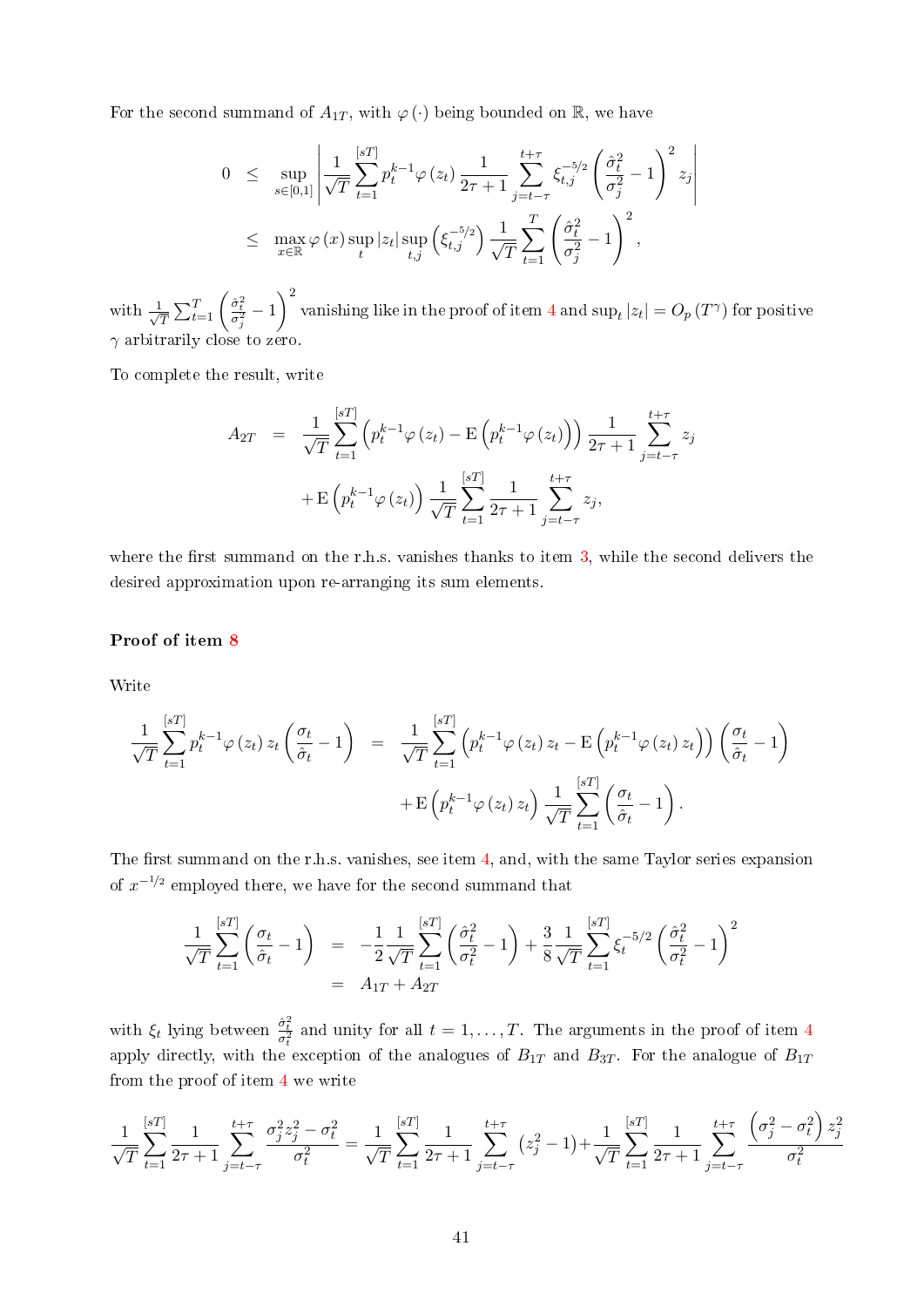For the second summand of $A_{1T}$, with $\varphi(\cdot)$ being bounded on $\mathbb{R}$, we have

$$
\begin{aligned}
0 &\leq \sup_{s\in[0,1]}\left|\frac{1}{\sqrt{T}}\sum_{t=1}^{[sT]} p_t^{k-1}\varphi(z_t)\frac{1}{2\tau+1}\sum_{j=t-\tau}^{t+\tau}\xi_{t,j}^{-5/2}\left(\frac{\hat{\sigma}_t^2}{\sigma_j^2}-1\right)^2 z_j\right| \\
&\leq \max_{x\in\mathbb{R}}\varphi(x)\sup_t|z_t|\sup_{t,j}\left(\xi_{t,j}^{-5/2}\right)\frac{1}{\sqrt{T}}\sum_{t=1}^{T}\left(\frac{\hat{\sigma}_t^2}{\sigma_j^2}-1\right)^2,
\end{aligned}
$$

with $\frac{1}{\sqrt{T}}\sum_{t=1}^{T}\left(\frac{\hat{\sigma}_t^2}{\sigma_j^2}-1\right)^2$ vanishing like in the proof of item 4 and $\sup_t|z_t| = O_p(T^\gamma)$ for positive $\gamma$ arbitrarily close to zero.

To complete the result, write

$$
\begin{aligned}
A_{2T} &= \frac{1}{\sqrt{T}}\sum_{t=1}^{[sT]}\left(p_t^{k-1}\varphi(z_t) - \mathrm{E}\left(p_t^{k-1}\varphi(z_t)\right)\right)\frac{1}{2\tau+1}\sum_{j=t-\tau}^{t+\tau}z_j \\
&\quad + \mathrm{E}\left(p_t^{k-1}\varphi(z_t)\right)\frac{1}{\sqrt{T}}\sum_{t=1}^{[sT]}\frac{1}{2\tau+1}\sum_{j=t-\tau}^{t+\tau}z_j,
\end{aligned}
$$

where the first summand on the r.h.s. vanishes thanks to item 3, while the second delivers the desired approximation upon re-arranging its sum elements.

**Proof of item 8**

Write

$$
\begin{aligned}
\frac{1}{\sqrt{T}}\sum_{t=1}^{[sT]}p_t^{k-1}\varphi(z_t)z_t\left(\frac{\sigma_t}{\hat{\sigma}_t}-1\right) &= \frac{1}{\sqrt{T}}\sum_{t=1}^{[sT]}\left(p_t^{k-1}\varphi(z_t)z_t - \mathrm{E}\left(p_t^{k-1}\varphi(z_t)z_t\right)\right)\left(\frac{\sigma_t}{\hat{\sigma}_t}-1\right) \\
&\quad + \mathrm{E}\left(p_t^{k-1}\varphi(z_t)z_t\right)\frac{1}{\sqrt{T}}\sum_{t=1}^{[sT]}\left(\frac{\sigma_t}{\hat{\sigma}_t}-1\right).
\end{aligned}
$$

The first summand on the r.h.s. vanishes, see item 4, and, with the same Taylor series expansion of $x^{-1/2}$ employed there, we have for the second summand that

$$
\begin{aligned}
\frac{1}{\sqrt{T}}\sum_{t=1}^{[sT]}\left(\frac{\sigma_t}{\hat{\sigma}_t}-1\right) &= -\frac{1}{2}\frac{1}{\sqrt{T}}\sum_{t=1}^{[sT]}\left(\frac{\hat{\sigma}_t^2}{\sigma_t^2}-1\right) + \frac{3}{8}\frac{1}{\sqrt{T}}\sum_{t=1}^{[sT]}\xi_t^{-5/2}\left(\frac{\hat{\sigma}_t^2}{\sigma_t^2}-1\right)^2 \\
&= A_{1T} + A_{2T}
\end{aligned}
$$

with $\xi_t$ lying between $\frac{\hat{\sigma}_t^2}{\sigma_t^2}$ and unity for all $t = 1,\ldots,T$. The arguments in the proof of item 4 apply directly, with the exception of the analogues of $B_{1T}$ and $B_{3T}$. For the analogue of $B_{1T}$ from the proof of item 4 we write

$$
\frac{1}{\sqrt{T}}\sum_{t=1}^{[sT]}\frac{1}{2\tau+1}\sum_{j=t-\tau}^{t+\tau}\frac{\sigma_j^2 z_j^2 - \sigma_t^2}{\sigma_t^2} = \frac{1}{\sqrt{T}}\sum_{t=1}^{[sT]}\frac{1}{2\tau+1}\sum_{j=t-\tau}^{t+\tau}\left(z_j^2-1\right) + \frac{1}{\sqrt{T}}\sum_{t=1}^{[sT]}\frac{1}{2\tau+1}\sum_{j=t-\tau}^{t+\tau}\frac{\left(\sigma_j^2-\sigma_t^2\right)z_j^2}{\sigma_t^2}
$$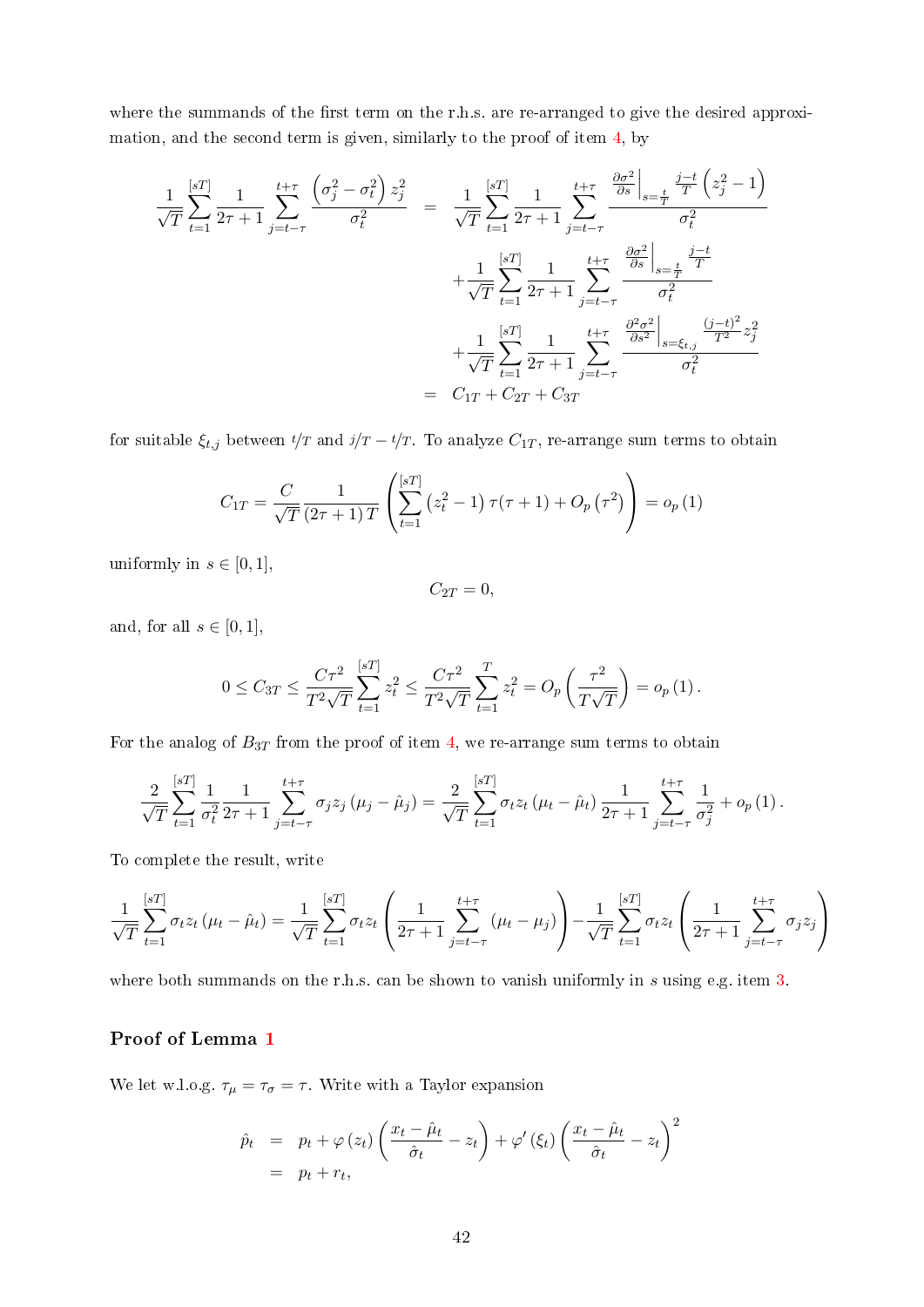where the summands of the first term on the r.h.s. are re-arranged to give the desired approximation, and the second term is given, similarly to the proof of item 4, by

$$
\begin{aligned}
\frac{1}{\sqrt{T}} \sum_{t=1}^{[sT]} \frac{1}{2\tau+1} \sum_{j=t-\tau}^{t+\tau} \frac{\left(\sigma_j^2 - \sigma_t^2\right) z_j^2}{\sigma_t^2} &= \frac{1}{\sqrt{T}} \sum_{t=1}^{[sT]} \frac{1}{2\tau+1} \sum_{j=t-\tau}^{t+\tau} \frac{\frac{\partial \sigma^2}{\partial s}\Big|_{s=\frac{t}{T}} \frac{j-t}{T} \left(z_j^2 - 1\right)}{\sigma_t^2} \\
&\quad + \frac{1}{\sqrt{T}} \sum_{t=1}^{[sT]} \frac{1}{2\tau+1} \sum_{j=t-\tau}^{t+\tau} \frac{\frac{\partial \sigma^2}{\partial s}\Big|_{s=\frac{t}{T}} \frac{j-t}{T}}{\sigma_t^2} \\
&\quad + \frac{1}{\sqrt{T}} \sum_{t=1}^{[sT]} \frac{1}{2\tau+1} \sum_{j=t-\tau}^{t+\tau} \frac{\frac{\partial^2 \sigma^2}{\partial s^2}\Big|_{s=\xi_{t,j}} \frac{(j-t)^2}{T^2} z_j^2}{\sigma_t^2} \\
&= C_{1T} + C_{2T} + C_{3T}
\end{aligned}
$$

for suitable $\xi_{t,j}$ between $t/T$ and $j/T - t/T$. To analyze $C_{1T}$, re-arrange sum terms to obtain

$$
C_{1T} = \frac{C}{\sqrt{T}} \frac{1}{(2\tau+1)\,T} \left( \sum_{t=1}^{[sT]} \left(z_t^2 - 1\right) \tau(\tau+1) + O_p\left(\tau^2\right) \right) = o_p(1)
$$

uniformly in $s \in [0,1]$,

$$
C_{2T} = 0,
$$

and, for all $s \in [0,1]$,

$$
0 \le C_{3T} \le \frac{C\tau^2}{T^2\sqrt{T}} \sum_{t=1}^{[sT]} z_t^2 \le \frac{C\tau^2}{T^2\sqrt{T}} \sum_{t=1}^{T} z_t^2 = O_p\left(\frac{\tau^2}{T\sqrt{T}}\right) = o_p(1).
$$

For the analog of $B_{3T}$ from the proof of item 4, we re-arrange sum terms to obtain

$$
\frac{2}{\sqrt{T}} \sum_{t=1}^{[sT]} \frac{1}{\sigma_t^2} \frac{1}{2\tau+1} \sum_{j=t-\tau}^{t+\tau} \sigma_j z_j \left(\mu_j - \hat{\mu}_j\right) = \frac{2}{\sqrt{T}} \sum_{t=1}^{[sT]} \sigma_t z_t \left(\mu_t - \hat{\mu}_t\right) \frac{1}{2\tau+1} \sum_{j=t-\tau}^{t+\tau} \frac{1}{\sigma_j^2} + o_p(1).
$$

To complete the result, write

$$
\frac{1}{\sqrt{T}} \sum_{t=1}^{[sT]} \sigma_t z_t \left(\mu_t - \hat{\mu}_t\right) = \frac{1}{\sqrt{T}} \sum_{t=1}^{[sT]} \sigma_t z_t \left( \frac{1}{2\tau+1} \sum_{j=t-\tau}^{t+\tau} \left(\mu_t - \mu_j\right) \right) - \frac{1}{\sqrt{T}} \sum_{t=1}^{[sT]} \sigma_t z_t \left( \frac{1}{2\tau+1} \sum_{j=t-\tau}^{t+\tau} \sigma_j z_j \right)
$$

where both summands on the r.h.s. can be shown to vanish uniformly in $s$ using e.g. item 3.

## Proof of Lemma 1

We let w.l.o.g. $\tau_\mu = \tau_\sigma = \tau$. Write with a Taylor expansion

$$
\begin{aligned}
\hat{p}_t &= p_t + \varphi(z_t) \left( \frac{x_t - \hat{\mu}_t}{\hat{\sigma}_t} - z_t \right) + \varphi'(\xi_t) \left( \frac{x_t - \hat{\mu}_t}{\hat{\sigma}_t} - z_t \right)^2 \\
&= p_t + r_t,
\end{aligned}
$$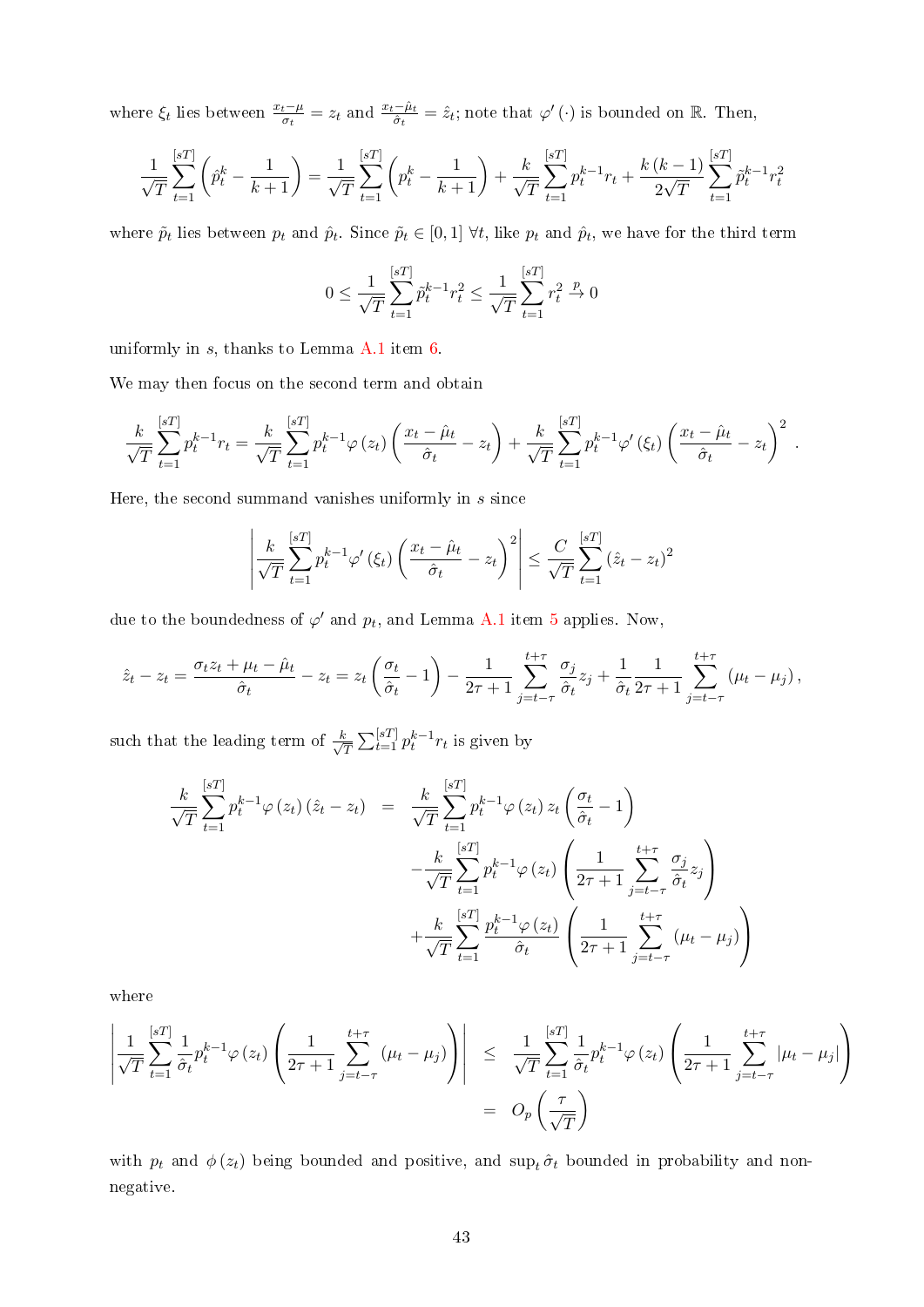where $\xi_t$ lies between $\frac{x_t - \mu}{\sigma_t} = z_t$ and $\frac{x_t - \hat{\mu}_t}{\hat{\sigma}_t} = \hat{z}_t$; note that $\varphi'(\cdot)$ is bounded on $\mathbb{R}$. Then,

$$\frac{1}{\sqrt{T}} \sum_{t=1}^{[sT]} \left( \hat{p}_t^k - \frac{1}{k+1} \right) = \frac{1}{\sqrt{T}} \sum_{t=1}^{[sT]} \left( p_t^k - \frac{1}{k+1} \right) + \frac{k}{\sqrt{T}} \sum_{t=1}^{[sT]} p_t^{k-1} r_t + \frac{k(k-1)}{2\sqrt{T}} \sum_{t=1}^{[sT]} \tilde{p}_t^{k-1} r_t^2$$

where $\tilde{p}_t$ lies between $p_t$ and $\hat{p}_t$. Since $\tilde{p}_t \in [0,1]$ $\forall t$, like $p_t$ and $\hat{p}_t$, we have for the third term

$$0 \leq \frac{1}{\sqrt{T}} \sum_{t=1}^{[sT]} \tilde{p}_t^{k-1} r_t^2 \leq \frac{1}{\sqrt{T}} \sum_{t=1}^{[sT]} r_t^2 \xrightarrow{p} 0$$

uniformly in $s$, thanks to Lemma A.1 item 6.

We may then focus on the second term and obtain

$$\frac{k}{\sqrt{T}} \sum_{t=1}^{[sT]} p_t^{k-1} r_t = \frac{k}{\sqrt{T}} \sum_{t=1}^{[sT]} p_t^{k-1} \varphi(z_t) \left( \frac{x_t - \hat{\mu}_t}{\hat{\sigma}_t} - z_t \right) + \frac{k}{\sqrt{T}} \sum_{t=1}^{[sT]} p_t^{k-1} \varphi'(\xi_t) \left( \frac{x_t - \hat{\mu}_t}{\hat{\sigma}_t} - z_t \right)^2 .$$

Here, the second summand vanishes uniformly in $s$ since

$$\left| \frac{k}{\sqrt{T}} \sum_{t=1}^{[sT]} p_t^{k-1} \varphi'(\xi_t) \left( \frac{x_t - \hat{\mu}_t}{\hat{\sigma}_t} - z_t \right)^2 \right| \leq \frac{C}{\sqrt{T}} \sum_{t=1}^{[sT]} (\hat{z}_t - z_t)^2$$

due to the boundedness of $\varphi'$ and $p_t$, and Lemma A.1 item 5 applies. Now,

$$\hat{z}_t - z_t = \frac{\sigma_t z_t + \mu_t - \hat{\mu}_t}{\hat{\sigma}_t} - z_t = z_t \left( \frac{\sigma_t}{\hat{\sigma}_t} - 1 \right) - \frac{1}{2\tau+1} \sum_{j=t-\tau}^{t+\tau} \frac{\sigma_j}{\hat{\sigma}_t} z_j + \frac{1}{\hat{\sigma}_t} \frac{1}{2\tau+1} \sum_{j=t-\tau}^{t+\tau} (\mu_t - \mu_j),$$

such that the leading term of $\frac{k}{\sqrt{T}} \sum_{t=1}^{[sT]} p_t^{k-1} r_t$ is given by

$$\begin{aligned}
\frac{k}{\sqrt{T}} \sum_{t=1}^{[sT]} p_t^{k-1} \varphi(z_t) (\hat{z}_t - z_t) &= \frac{k}{\sqrt{T}} \sum_{t=1}^{[sT]} p_t^{k-1} \varphi(z_t) z_t \left( \frac{\sigma_t}{\hat{\sigma}_t} - 1 \right) \\
&\quad - \frac{k}{\sqrt{T}} \sum_{t=1}^{[sT]} p_t^{k-1} \varphi(z_t) \left( \frac{1}{2\tau+1} \sum_{j=t-\tau}^{t+\tau} \frac{\sigma_j}{\hat{\sigma}_t} z_j \right) \\
&\quad + \frac{k}{\sqrt{T}} \sum_{t=1}^{[sT]} \frac{p_t^{k-1} \varphi(z_t)}{\hat{\sigma}_t} \left( \frac{1}{2\tau+1} \sum_{j=t-\tau}^{t+\tau} (\mu_t - \mu_j) \right)
\end{aligned}$$

where

$$\begin{aligned}
\left| \frac{1}{\sqrt{T}} \sum_{t=1}^{[sT]} \frac{1}{\hat{\sigma}_t} p_t^{k-1} \varphi(z_t) \left( \frac{1}{2\tau+1} \sum_{j=t-\tau}^{t+\tau} (\mu_t - \mu_j) \right) \right| &\leq \frac{1}{\sqrt{T}} \sum_{t=1}^{[sT]} \frac{1}{\hat{\sigma}_t} p_t^{k-1} \varphi(z_t) \left( \frac{1}{2\tau+1} \sum_{j=t-\tau}^{t+\tau} |\mu_t - \mu_j| \right) \\
&= O_p\left( \frac{\tau}{\sqrt{T}} \right)
\end{aligned}$$

with $p_t$ and $\phi(z_t)$ being bounded and positive, and $\sup_t \hat{\sigma}_t$ bounded in probability and non-negative.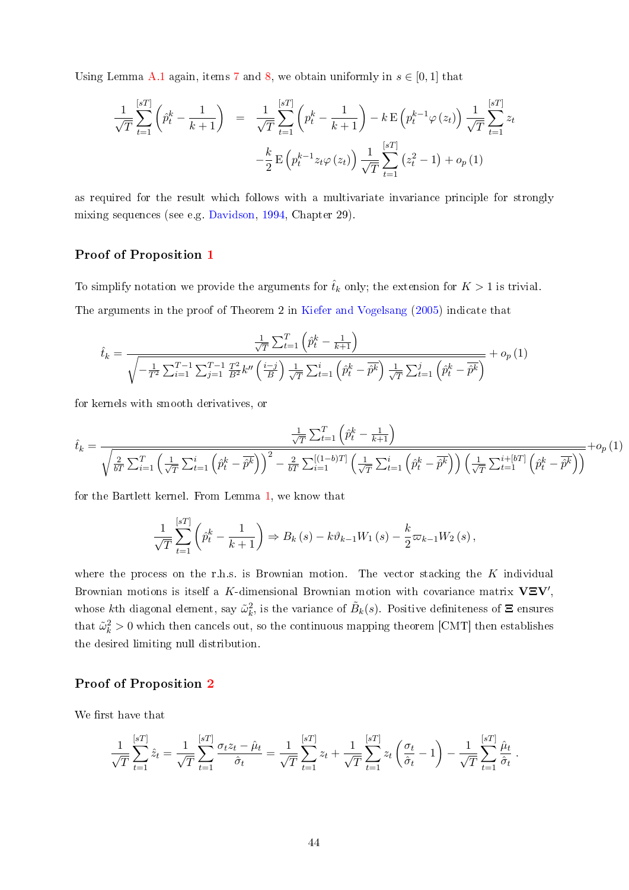Using Lemma A.1 again, items 7 and 8, we obtain uniformly in $s \in [0,1]$ that

$$\frac{1}{\sqrt{T}}\sum_{t=1}^{[sT]}\left(\hat{p}_t^k - \frac{1}{k+1}\right) = \frac{1}{\sqrt{T}}\sum_{t=1}^{[sT]}\left(p_t^k - \frac{1}{k+1}\right) - k\,\mathrm{E}\left(p_t^{k-1}\varphi\left(z_t\right)\right)\frac{1}{\sqrt{T}}\sum_{t=1}^{[sT]} z_t - \frac{k}{2}\,\mathrm{E}\left(p_t^{k-1}z_t\varphi\left(z_t\right)\right)\frac{1}{\sqrt{T}}\sum_{t=1}^{[sT]}\left(z_t^2-1\right) + o_p\left(1\right)$$

as required for the result which follows with a multivariate invariance principle for strongly mixing sequences (see e.g. Davidson, 1994, Chapter 29).

### Proof of Proposition 1

To simplify notation we provide the arguments for $\hat{t}_k$ only; the extension for $K > 1$ is trivial.

The arguments in the proof of Theorem 2 in Kiefer and Vogelsang (2005) indicate that

$$\hat{t}_k = \frac{\frac{1}{\sqrt{T}}\sum_{t=1}^{T}\left(\hat{p}_t^k - \frac{1}{k+1}\right)}{\sqrt{-\frac{1}{T^2}\sum_{i=1}^{T-1}\sum_{j=1}^{T-1}\frac{T^2}{B^2}k''\left(\frac{i-j}{B}\right)\frac{1}{\sqrt{T}}\sum_{t=1}^{i}\left(\hat{p}_t^k - \overline{\hat{p}^k}\right)\frac{1}{\sqrt{T}}\sum_{t=1}^{j}\left(\hat{p}_t^k - \overline{\hat{p}^k}\right)}} + o_p\left(1\right)$$

for kernels with smooth derivatives, or

$$\hat{t}_k = \frac{\frac{1}{\sqrt{T}}\sum_{t=1}^{T}\left(\hat{p}_t^k - \frac{1}{k+1}\right)}{\sqrt{\frac{2}{bT}\sum_{i=1}^{T}\left(\frac{1}{\sqrt{T}}\sum_{t=1}^{i}\left(\hat{p}_t^k - \overline{\hat{p}^k}\right)\right)^2 - \frac{2}{bT}\sum_{i=1}^{[(1-b)T]}\left(\frac{1}{\sqrt{T}}\sum_{t=1}^{i}\left(\hat{p}_t^k - \overline{\hat{p}^k}\right)\right)\left(\frac{1}{\sqrt{T}}\sum_{t=1}^{i+[bT]}\left(\hat{p}_t^k - \overline{\hat{p}^k}\right)\right)}} + o_p\left(1\right)$$

for the Bartlett kernel. From Lemma 1, we know that

$$\frac{1}{\sqrt{T}}\sum_{t=1}^{[sT]}\left(\hat{p}_t^k - \frac{1}{k+1}\right) \Rightarrow B_k\left(s\right) - k\vartheta_{k-1}W_1\left(s\right) - \frac{k}{2}\varpi_{k-1}W_2\left(s\right),$$

where the process on the r.h.s. is Brownian motion. The vector stacking the $K$ individual Brownian motions is itself a $K$-dimensional Brownian motion with covariance matrix $\mathbf{V}\mathbf{\Xi}\mathbf{V}'$, whose $k$th diagonal element, say $\tilde{\omega}_k^2$, is the variance of $\tilde{B}_k(s)$. Positive definiteness of $\mathbf{\Xi}$ ensures that $\tilde{\omega}_k^2 > 0$ which then cancels out, so the continuous mapping theorem [CMT] then establishes the desired limiting null distribution.

### Proof of Proposition 2

We first have that

$$\frac{1}{\sqrt{T}}\sum_{t=1}^{[sT]}\hat{z}_t = \frac{1}{\sqrt{T}}\sum_{t=1}^{[sT]}\frac{\sigma_t z_t - \hat{\mu}_t}{\hat{\sigma}_t} = \frac{1}{\sqrt{T}}\sum_{t=1}^{[sT]} z_t + \frac{1}{\sqrt{T}}\sum_{t=1}^{[sT]} z_t\left(\frac{\sigma_t}{\hat{\sigma}_t} - 1\right) - \frac{1}{\sqrt{T}}\sum_{t=1}^{[sT]}\frac{\hat{\mu}_t}{\hat{\sigma}_t}.$$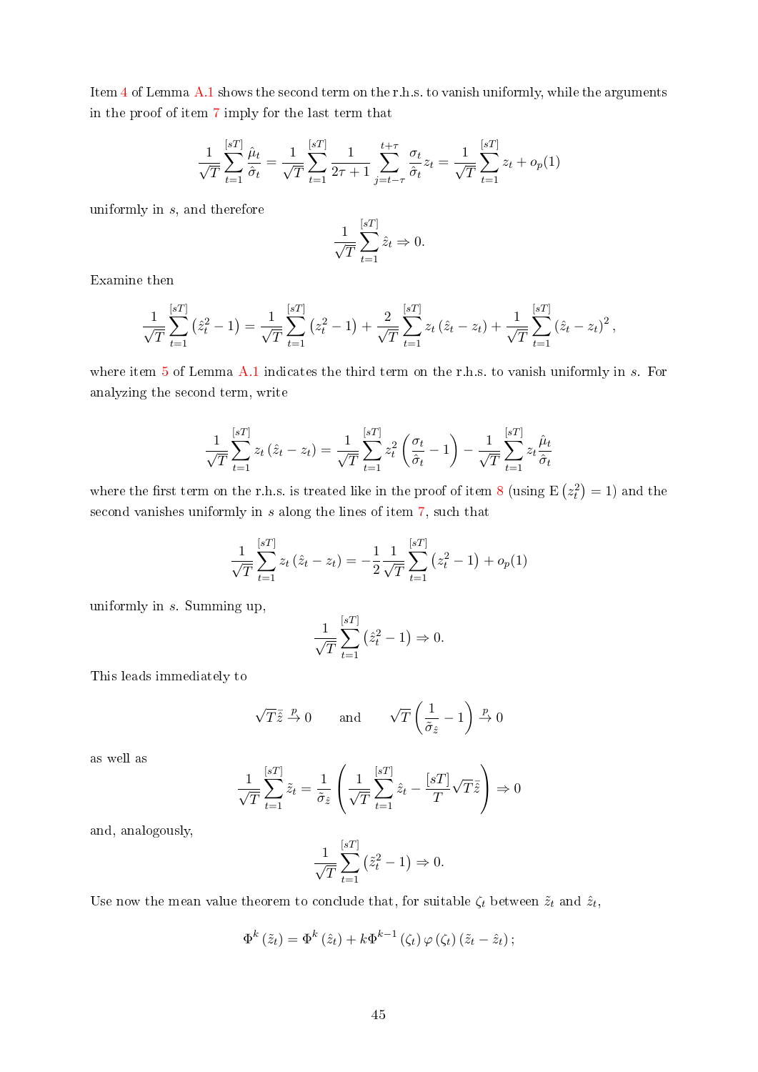Item 4 of Lemma A.1 shows the second term on the r.h.s. to vanish uniformly, while the arguments in the proof of item 7 imply for the last term that

$$\frac{1}{\sqrt{T}}\sum_{t=1}^{[sT]}\frac{\hat{\mu}_t}{\hat{\sigma}_t} = \frac{1}{\sqrt{T}}\sum_{t=1}^{[sT]}\frac{1}{2\tau+1}\sum_{j=t-\tau}^{t+\tau}\frac{\sigma_t}{\hat{\sigma}_t}z_t = \frac{1}{\sqrt{T}}\sum_{t=1}^{[sT]}z_t + o_p(1)$$

uniformly in $s$, and therefore

$$\frac{1}{\sqrt{T}}\sum_{t=1}^{[sT]}\hat{z}_t \Rightarrow 0.$$

Examine then

$$\frac{1}{\sqrt{T}}\sum_{t=1}^{[sT]}\left(\hat{z}_t^2-1\right) = \frac{1}{\sqrt{T}}\sum_{t=1}^{[sT]}\left(z_t^2-1\right) + \frac{2}{\sqrt{T}}\sum_{t=1}^{[sT]}z_t\left(\hat{z}_t-z_t\right) + \frac{1}{\sqrt{T}}\sum_{t=1}^{[sT]}\left(\hat{z}_t-z_t\right)^2,$$

where item 5 of Lemma A.1 indicates the third term on the r.h.s. to vanish uniformly in $s$. For analyzing the second term, write

$$\frac{1}{\sqrt{T}}\sum_{t=1}^{[sT]}z_t\left(\hat{z}_t-z_t\right) = \frac{1}{\sqrt{T}}\sum_{t=1}^{[sT]}z_t^2\left(\frac{\sigma_t}{\hat{\sigma}_t}-1\right) - \frac{1}{\sqrt{T}}\sum_{t=1}^{[sT]}z_t\frac{\hat{\mu}_t}{\hat{\sigma}_t}$$

where the first term on the r.h.s. is treated like in the proof of item 8 (using $\mathrm{E}\left(z_t^2\right)=1$) and the second vanishes uniformly in $s$ along the lines of item 7, such that

$$\frac{1}{\sqrt{T}}\sum_{t=1}^{[sT]}z_t\left(\hat{z}_t-z_t\right) = -\frac{1}{2}\frac{1}{\sqrt{T}}\sum_{t=1}^{[sT]}\left(z_t^2-1\right) + o_p(1)$$

uniformly in $s$. Summing up,

$$\frac{1}{\sqrt{T}}\sum_{t=1}^{[sT]}\left(\hat{z}_t^2-1\right) \Rightarrow 0.$$

This leads immediately to

$$\sqrt{T}\bar{\hat{z}} \xrightarrow{p} 0 \qquad \text{and} \qquad \sqrt{T}\left(\frac{1}{\bar{\sigma}_{\hat{z}}}-1\right) \xrightarrow{p} 0$$

as well as

$$\frac{1}{\sqrt{T}}\sum_{t=1}^{[sT]}\tilde{z}_t = \frac{1}{\bar{\sigma}_{\hat{z}}}\left(\frac{1}{\sqrt{T}}\sum_{t=1}^{[sT]}\hat{z}_t - \frac{[sT]}{T}\sqrt{T}\bar{\hat{z}}\right) \Rightarrow 0$$

and, analogously,

$$\frac{1}{\sqrt{T}}\sum_{t=1}^{[sT]}\left(\tilde{z}_t^2-1\right) \Rightarrow 0.$$

Use now the mean value theorem to conclude that, for suitable $\zeta_t$ between $\tilde{z}_t$ and $\hat{z}_t$,

$$\Phi^k\left(\tilde{z}_t\right) = \Phi^k\left(\hat{z}_t\right) + k\Phi^{k-1}\left(\zeta_t\right)\varphi\left(\zeta_t\right)\left(\tilde{z}_t-\hat{z}_t\right);$$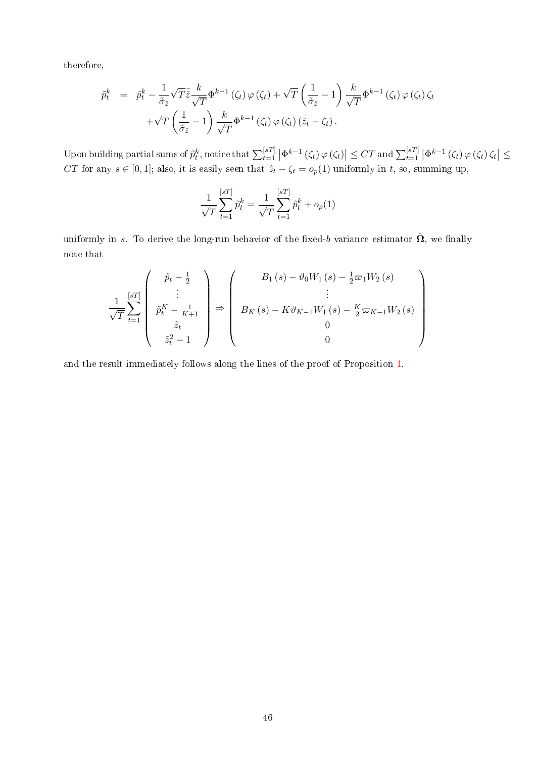therefore,

$$
\begin{aligned}
\tilde{p}_t^k &= \hat{p}_t^k - \frac{1}{\tilde{\sigma}_{\hat{z}}}\sqrt{T}\bar{\hat{z}}\frac{k}{\sqrt{T}}\Phi^{k-1}\left(\zeta_t\right)\varphi\left(\zeta_t\right) + \sqrt{T}\left(\frac{1}{\tilde{\sigma}_{\hat{z}}}-1\right)\frac{k}{\sqrt{T}}\Phi^{k-1}\left(\zeta_t\right)\varphi\left(\zeta_t\right)\zeta_t \\
&\quad + \sqrt{T}\left(\frac{1}{\tilde{\sigma}_{\hat{z}}}-1\right)\frac{k}{\sqrt{T}}\Phi^{k-1}\left(\zeta_t\right)\varphi\left(\zeta_t\right)\left(\hat{z}_t-\zeta_t\right).
\end{aligned}
$$

Upon building partial sums of $\tilde{p}_t^k$, notice that $\sum_{t=1}^{[sT]}\left|\Phi^{k-1}\left(\zeta_t\right)\varphi\left(\zeta_t\right)\right| \leq CT$ and $\sum_{t=1}^{[sT]}\left|\Phi^{k-1}\left(\zeta_t\right)\varphi\left(\zeta_t\right)\zeta_t\right| \leq CT$ for any $s \in [0,1]$; also, it is easily seen that $\hat{z}_t - \zeta_t = o_p(1)$ uniformly in $t$, so, summing up,

$$
\frac{1}{\sqrt{T}}\sum_{t=1}^{[sT]}\tilde{p}_t^k = \frac{1}{\sqrt{T}}\sum_{t=1}^{[sT]}\hat{p}_t^k + o_p(1)
$$

uniformly in $s$. To derive the long-run behavior of the fixed-$b$ variance estimator $\hat{\mathbf{\Omega}}$, we finally note that

$$
\frac{1}{\sqrt{T}}\sum_{t=1}^{[sT]}\begin{pmatrix} \tilde{p}_t - \frac{1}{2} \\ \vdots \\ \tilde{p}_t^K - \frac{1}{K+1} \\ \tilde{z}_t \\ \tilde{z}_t^2 - 1 \end{pmatrix} \Rightarrow \begin{pmatrix} B_1(s) - \vartheta_0 W_1(s) - \frac{1}{2}\varpi_1 W_2(s) \\ \vdots \\ B_K(s) - K\vartheta_{K-1}W_1(s) - \frac{K}{2}\varpi_{K-1}W_2(s) \\ 0 \\ 0 \end{pmatrix}
$$

and the result immediately follows along the lines of the proof of Proposition 1.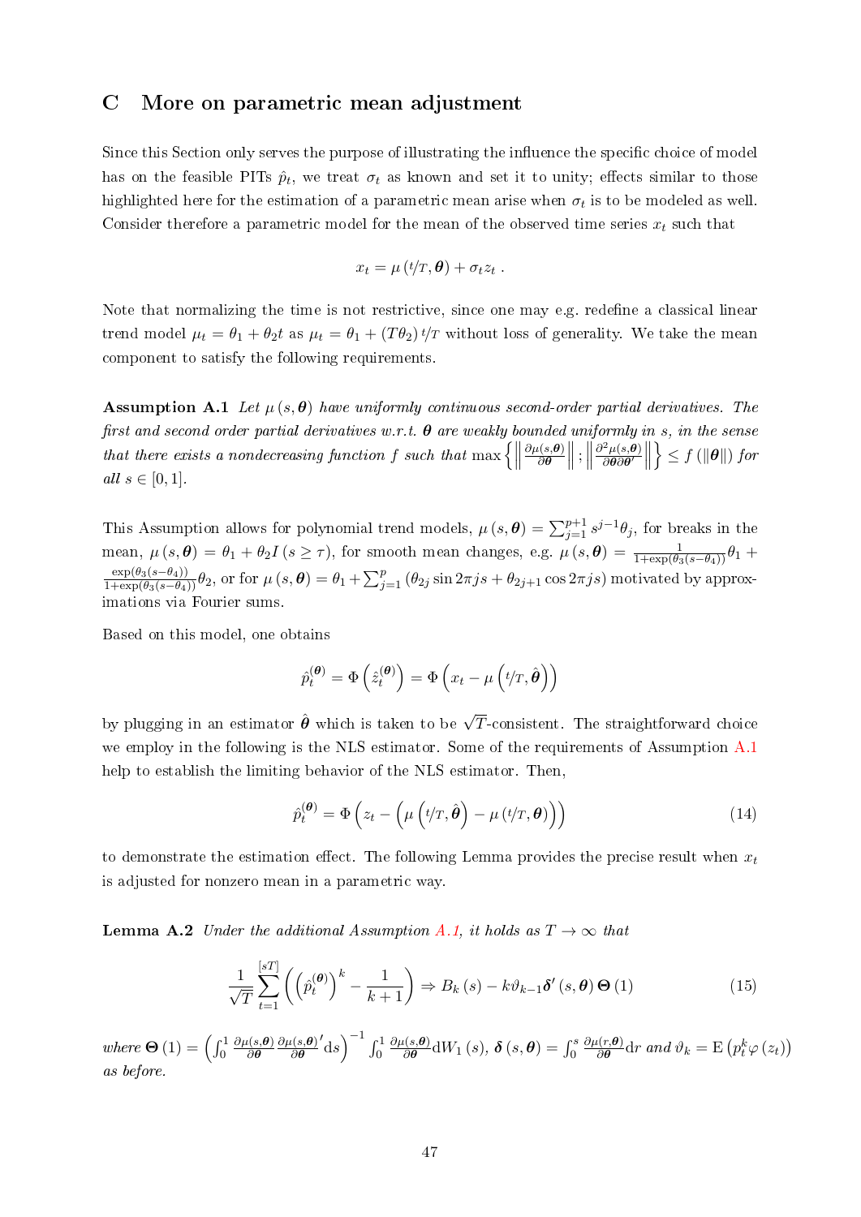# C More on parametric mean adjustment

Since this Section only serves the purpose of illustrating the influence the specific choice of model has on the feasible PITs $\hat{p}_t$, we treat $\sigma_t$ as known and set it to unity; effects similar to those highlighted here for the estimation of a parametric mean arise when $\sigma_t$ is to be modeled as well. Consider therefore a parametric model for the mean of the observed time series $x_t$ such that

$$x_t = \mu\left(t/T, \boldsymbol{\theta}\right) + \sigma_t z_t\ .$$

Note that normalizing the time is not restrictive, since one may e.g. redefine a classical linear trend model $\mu_t = \theta_1 + \theta_2 t$ as $\mu_t = \theta_1 + (T\theta_2)\, t/T$ without loss of generality. We take the mean component to satisfy the following requirements.

**Assumption A.1** *Let $\mu(s, \boldsymbol{\theta})$ have uniformly continuous second-order partial derivatives. The first and second order partial derivatives w.r.t. $\boldsymbol{\theta}$ are weakly bounded uniformly in $s$, in the sense that there exists a nondecreasing function $f$ such that $\max\left\{\left\|\frac{\partial\mu(s,\boldsymbol{\theta})}{\partial\boldsymbol{\theta}}\right\|; \left\|\frac{\partial^2\mu(s,\boldsymbol{\theta})}{\partial\boldsymbol{\theta}\partial\boldsymbol{\theta}'}\right\|\right\} \leq f\left(\|\boldsymbol{\theta}\|\right)$ for all $s \in [0, 1]$.*

This Assumption allows for polynomial trend models, $\mu(s, \boldsymbol{\theta}) = \sum_{j=1}^{p+1} s^{j-1}\theta_j$, for breaks in the mean, $\mu(s, \boldsymbol{\theta}) = \theta_1 + \theta_2 I(s \geq \tau)$, for smooth mean changes, e.g. $\mu(s, \boldsymbol{\theta}) = \frac{1}{1+\exp(\theta_3(s-\theta_4))}\theta_1 + \frac{\exp(\theta_3(s-\theta_4))}{1+\exp(\theta_3(s-\theta_4))}\theta_2$, or for $\mu(s, \boldsymbol{\theta}) = \theta_1 + \sum_{j=1}^{p}\left(\theta_{2j}\sin 2\pi js + \theta_{2j+1}\cos 2\pi js\right)$ motivated by approximations via Fourier sums.

Based on this model, one obtains

$$\hat{p}_t^{(\boldsymbol{\theta})} = \Phi\left(\hat{z}_t^{(\boldsymbol{\theta})}\right) = \Phi\left(x_t - \mu\left(t/T, \hat{\boldsymbol{\theta}}\right)\right)$$

by plugging in an estimator $\hat{\boldsymbol{\theta}}$ which is taken to be $\sqrt{T}$-consistent. The straightforward choice we employ in the following is the NLS estimator. Some of the requirements of Assumption A.1 help to establish the limiting behavior of the NLS estimator. Then,

$$\hat{p}_t^{(\boldsymbol{\theta})} = \Phi\left(z_t - \left(\mu\left(t/T, \hat{\boldsymbol{\theta}}\right) - \mu\left(t/T, \boldsymbol{\theta}\right)\right)\right) \tag{14}$$

to demonstrate the estimation effect. The following Lemma provides the precise result when $x_t$ is adjusted for nonzero mean in a parametric way.

**Lemma A.2** *Under the additional Assumption A.1, it holds as $T \to \infty$ that*

$$\frac{1}{\sqrt{T}}\sum_{t=1}^{[sT]}\left(\left(\hat{p}_t^{(\boldsymbol{\theta})}\right)^k - \frac{1}{k+1}\right) \Rightarrow B_k(s) - k\vartheta_{k-1}\boldsymbol{\delta}'(s, \boldsymbol{\theta})\,\boldsymbol{\Theta}(1) \tag{15}$$

*where $\boldsymbol{\Theta}(1) = \left(\int_0^1 \frac{\partial\mu(s,\boldsymbol{\theta})}{\partial\boldsymbol{\theta}}\frac{\partial\mu(s,\boldsymbol{\theta})}{\partial\boldsymbol{\theta}}'\mathrm{d}s\right)^{-1}\int_0^1 \frac{\partial\mu(s,\boldsymbol{\theta})}{\partial\boldsymbol{\theta}}\mathrm{d}W_1(s)$, $\boldsymbol{\delta}(s, \boldsymbol{\theta}) = \int_0^s \frac{\partial\mu(r,\boldsymbol{\theta})}{\partial\boldsymbol{\theta}}\mathrm{d}r$ and $\vartheta_k = \mathrm{E}\left(p_t^k\varphi(z_t)\right)$ as before.*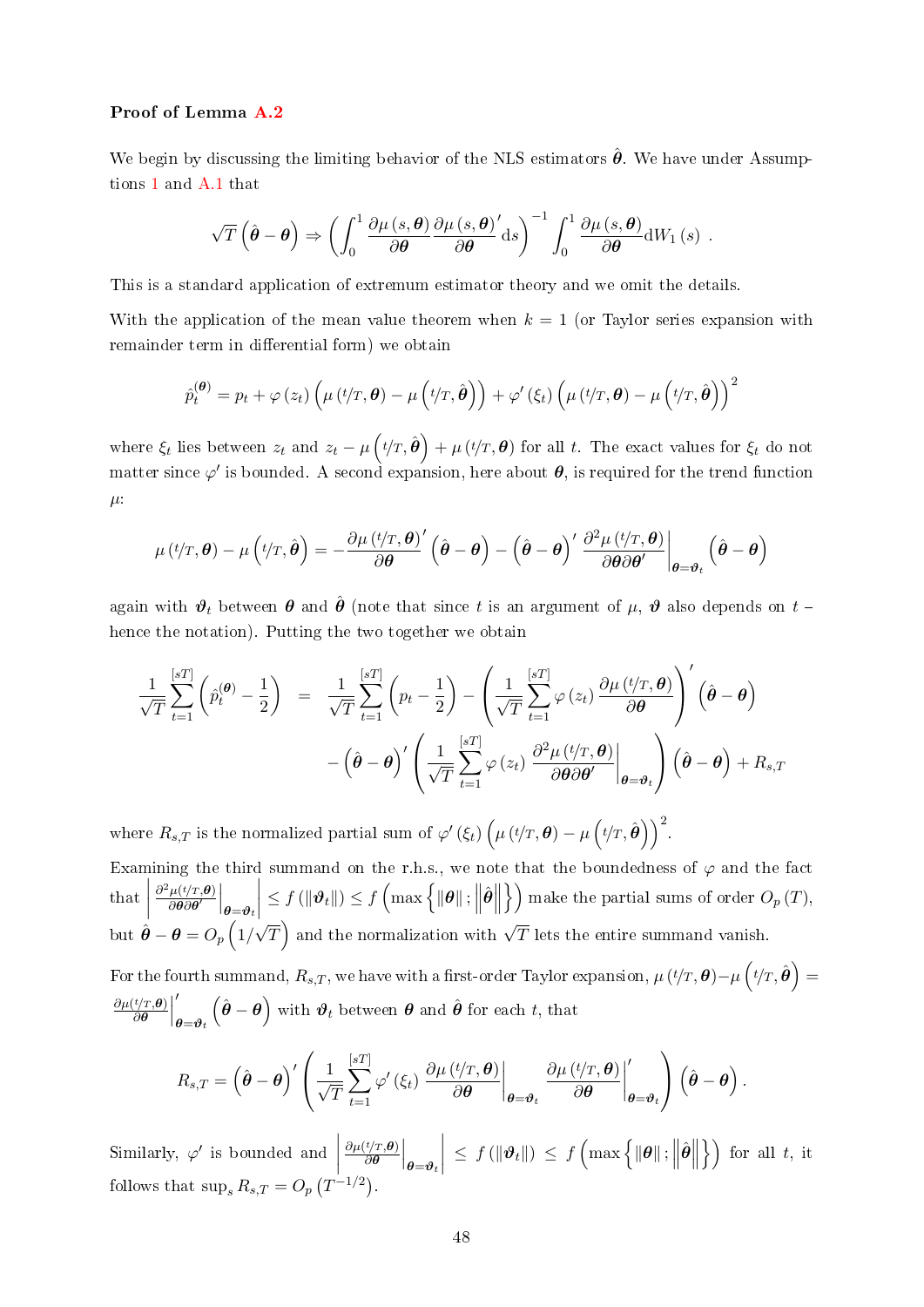**Proof of Lemma A.2**

We begin by discussing the limiting behavior of the NLS estimators $\hat{\boldsymbol{\theta}}$. We have under Assumptions 1 and A.1 that

$$\sqrt{T}\left(\hat{\boldsymbol{\theta}}-\boldsymbol{\theta}\right) \Rightarrow \left(\int_0^1 \frac{\partial \mu\left(s,\boldsymbol{\theta}\right)}{\partial \boldsymbol{\theta}} \frac{\partial \mu\left(s,\boldsymbol{\theta}\right)'}{\partial \boldsymbol{\theta}} \mathrm{d}s\right)^{-1} \int_0^1 \frac{\partial \mu\left(s,\boldsymbol{\theta}\right)}{\partial \boldsymbol{\theta}} \mathrm{d}W_1\left(s\right) \; .$$

This is a standard application of extremum estimator theory and we omit the details.

With the application of the mean value theorem when $k=1$ (or Taylor series expansion with remainder term in differential form) we obtain

$$\hat{p}_t^{(\boldsymbol{\theta})} = p_t + \varphi\left(z_t\right)\left(\mu\left(t/T,\boldsymbol{\theta}\right) - \mu\left(t/T,\hat{\boldsymbol{\theta}}\right)\right) + \varphi'\left(\xi_t\right)\left(\mu\left(t/T,\boldsymbol{\theta}\right) - \mu\left(t/T,\hat{\boldsymbol{\theta}}\right)\right)^2$$

where $\xi_t$ lies between $z_t$ and $z_t - \mu\left(t/T,\hat{\boldsymbol{\theta}}\right) + \mu\left(t/T,\boldsymbol{\theta}\right)$ for all $t$. The exact values for $\xi_t$ do not matter since $\varphi'$ is bounded. A second expansion, here about $\boldsymbol{\theta}$, is required for the trend function $\mu$:

$$\mu\left(t/T,\boldsymbol{\theta}\right) - \mu\left(t/T,\hat{\boldsymbol{\theta}}\right) = -\frac{\partial \mu\left(t/T,\boldsymbol{\theta}\right)'}{\partial \boldsymbol{\theta}}\left(\hat{\boldsymbol{\theta}}-\boldsymbol{\theta}\right) - \left(\hat{\boldsymbol{\theta}}-\boldsymbol{\theta}\right)' \left.\frac{\partial^2 \mu\left(t/T,\boldsymbol{\theta}\right)}{\partial \boldsymbol{\theta}\partial \boldsymbol{\theta}'}\right|_{\boldsymbol{\theta}=\boldsymbol{\vartheta}_t}\left(\hat{\boldsymbol{\theta}}-\boldsymbol{\theta}\right)$$

again with $\boldsymbol{\vartheta}_t$ between $\boldsymbol{\theta}$ and $\hat{\boldsymbol{\theta}}$ (note that since $t$ is an argument of $\mu$, $\boldsymbol{\vartheta}$ also depends on $t$ – hence the notation). Putting the two together we obtain

$$\begin{aligned}
\frac{1}{\sqrt{T}}\sum_{t=1}^{[sT]}\left(\hat{p}_t^{(\boldsymbol{\theta})}-\frac{1}{2}\right) &= \frac{1}{\sqrt{T}}\sum_{t=1}^{[sT]}\left(p_t-\frac{1}{2}\right) - \left(\frac{1}{\sqrt{T}}\sum_{t=1}^{[sT]}\varphi\left(z_t\right)\frac{\partial \mu\left(t/T,\boldsymbol{\theta}\right)}{\partial \boldsymbol{\theta}}\right)'\left(\hat{\boldsymbol{\theta}}-\boldsymbol{\theta}\right) \\
&\quad - \left(\hat{\boldsymbol{\theta}}-\boldsymbol{\theta}\right)'\left(\frac{1}{\sqrt{T}}\sum_{t=1}^{[sT]}\varphi\left(z_t\right)\left.\frac{\partial^2 \mu\left(t/T,\boldsymbol{\theta}\right)}{\partial \boldsymbol{\theta}\partial \boldsymbol{\theta}'}\right|_{\boldsymbol{\theta}=\boldsymbol{\vartheta}_t}\right)\left(\hat{\boldsymbol{\theta}}-\boldsymbol{\theta}\right) + R_{s,T}
\end{aligned}$$

where $R_{s,T}$ is the normalized partial sum of $\varphi'\left(\xi_t\right)\left(\mu\left(t/T,\boldsymbol{\theta}\right) - \mu\left(t/T,\hat{\boldsymbol{\theta}}\right)\right)^2$.

Examining the third summand on the r.h.s., we note that the boundedness of $\varphi$ and the fact that $\left|\left.\frac{\partial^2 \mu(t/T,\boldsymbol{\theta})}{\partial \boldsymbol{\theta}\partial \boldsymbol{\theta}'}\right|_{\boldsymbol{\theta}=\boldsymbol{\vartheta}_t}\right| \leq f\left(\|\boldsymbol{\vartheta}_t\|\right) \leq f\left(\max\left\{\|\boldsymbol{\theta}\|;\left\|\hat{\boldsymbol{\theta}}\right\|\right\}\right)$ make the partial sums of order $O_p\left(T\right)$, but $\hat{\boldsymbol{\theta}}-\boldsymbol{\theta} = O_p\left(1/\sqrt{T}\right)$ and the normalization with $\sqrt{T}$ lets the entire summand vanish.

For the fourth summand, $R_{s,T}$, we have with a first-order Taylor expansion, $\mu\left(t/T,\boldsymbol{\theta}\right)-\mu\left(t/T,\hat{\boldsymbol{\theta}}\right) = \left.\frac{\partial \mu(t/T,\boldsymbol{\theta})}{\partial \boldsymbol{\theta}}\right|_{\boldsymbol{\theta}=\boldsymbol{\vartheta}_t}'\left(\hat{\boldsymbol{\theta}}-\boldsymbol{\theta}\right)$ with $\boldsymbol{\vartheta}_t$ between $\boldsymbol{\theta}$ and $\hat{\boldsymbol{\theta}}$ for each $t$, that

$$R_{s,T} = \left(\hat{\boldsymbol{\theta}}-\boldsymbol{\theta}\right)'\left(\frac{1}{\sqrt{T}}\sum_{t=1}^{[sT]}\varphi'\left(\xi_t\right)\left.\frac{\partial \mu\left(t/T,\boldsymbol{\theta}\right)}{\partial \boldsymbol{\theta}}\right|_{\boldsymbol{\theta}=\boldsymbol{\vartheta}_t}\left.\frac{\partial \mu\left(t/T,\boldsymbol{\theta}\right)}{\partial \boldsymbol{\theta}}\right|_{\boldsymbol{\theta}=\boldsymbol{\vartheta}_t}'\right)\left(\hat{\boldsymbol{\theta}}-\boldsymbol{\theta}\right).$$

Similarly, $\varphi'$ is bounded and $\left|\left.\frac{\partial \mu(t/T,\boldsymbol{\theta})}{\partial \boldsymbol{\theta}}\right|_{\boldsymbol{\theta}=\boldsymbol{\vartheta}_t}\right| \leq f\left(\|\boldsymbol{\vartheta}_t\|\right) \leq f\left(\max\left\{\|\boldsymbol{\theta}\|;\left\|\hat{\boldsymbol{\theta}}\right\|\right\}\right)$ for all $t$, it follows that $\sup_s R_{s,T} = O_p\left(T^{-1/2}\right)$.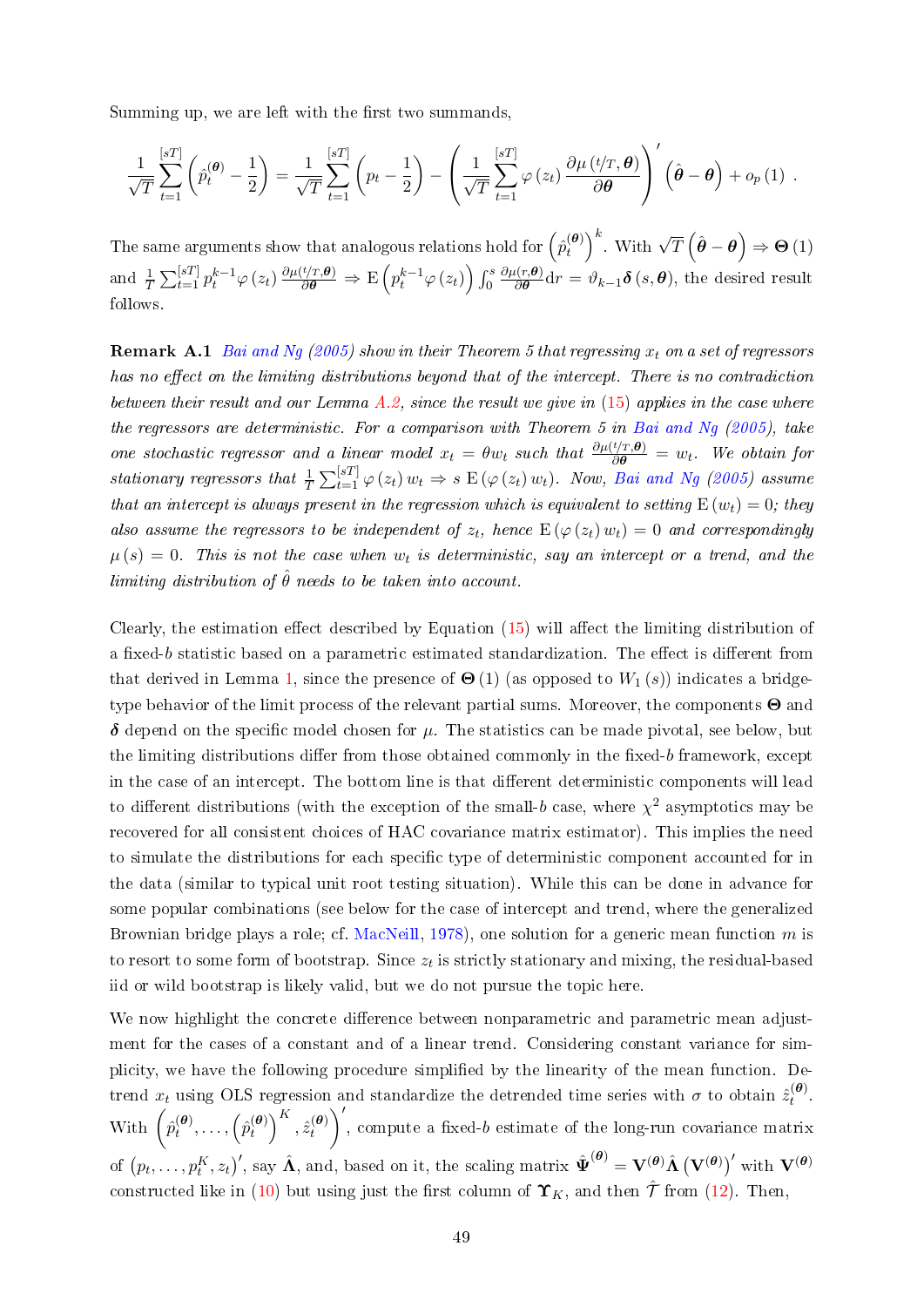Summing up, we are left with the first two summands,

$$\frac{1}{\sqrt{T}}\sum_{t=1}^{[sT]}\left(\hat{p}_t^{(\boldsymbol{\theta})}-\frac{1}{2}\right)=\frac{1}{\sqrt{T}}\sum_{t=1}^{[sT]}\left(p_t-\frac{1}{2}\right)-\left(\frac{1}{\sqrt{T}}\sum_{t=1}^{[sT]}\varphi\left(z_t\right)\frac{\partial\mu\left(t/T,\boldsymbol{\theta}\right)}{\partial\boldsymbol{\theta}}\right)'\left(\hat{\boldsymbol{\theta}}-\boldsymbol{\theta}\right)+o_p\left(1\right).$$

The same arguments show that analogous relations hold for $\left(\hat{p}_t^{(\boldsymbol{\theta})}\right)^k$. With $\sqrt{T}\left(\hat{\boldsymbol{\theta}}-\boldsymbol{\theta}\right)\Rightarrow\boldsymbol{\Theta}\left(1\right)$ and $\frac{1}{T}\sum_{t=1}^{[sT]}p_t^{k-1}\varphi\left(z_t\right)\frac{\partial\mu\left(t/T,\boldsymbol{\theta}\right)}{\partial\boldsymbol{\theta}}\Rightarrow\mathrm{E}\left(p_t^{k-1}\varphi\left(z_t\right)\right)\int_0^s\frac{\partial\mu\left(r,\boldsymbol{\theta}\right)}{\partial\boldsymbol{\theta}}\mathrm{d}r=\vartheta_{k-1}\boldsymbol{\delta}\left(s,\boldsymbol{\theta}\right)$, the desired result follows.

**Remark A.1** *Bai and Ng (2005) show in their Theorem 5 that regressing $x_t$ on a set of regressors has no effect on the limiting distributions beyond that of the intercept. There is no contradiction between their result and our Lemma A.2, since the result we give in (15) applies in the case where the regressors are deterministic. For a comparison with Theorem 5 in Bai and Ng (2005), take one stochastic regressor and a linear model $x_t=\theta w_t$ such that $\frac{\partial\mu\left(t/T,\boldsymbol{\theta}\right)}{\partial\boldsymbol{\theta}}=w_t$. We obtain for stationary regressors that $\frac{1}{T}\sum_{t=1}^{[sT]}\varphi\left(z_t\right)w_t\Rightarrow s\ \mathrm{E}\left(\varphi\left(z_t\right)w_t\right)$. Now, Bai and Ng (2005) assume that an intercept is always present in the regression which is equivalent to setting $\mathrm{E}\left(w_t\right)=0$; they also assume the regressors to be independent of $z_t$, hence $\mathrm{E}\left(\varphi\left(z_t\right)w_t\right)=0$ and correspondingly $\mu\left(s\right)=0$. This is not the case when $w_t$ is deterministic, say an intercept or a trend, and the limiting distribution of $\hat{\theta}$ needs to be taken into account.*

Clearly, the estimation effect described by Equation (15) will affect the limiting distribution of a fixed-$b$ statistic based on a parametric estimated standardization. The effect is different from that derived in Lemma 1, since the presence of $\boldsymbol{\Theta}\left(1\right)$ (as opposed to $W_1\left(s\right)$) indicates a bridge-type behavior of the limit process of the relevant partial sums. Moreover, the components $\boldsymbol{\Theta}$ and $\boldsymbol{\delta}$ depend on the specific model chosen for $\mu$. The statistics can be made pivotal, see below, but the limiting distributions differ from those obtained commonly in the fixed-$b$ framework, except in the case of an intercept. The bottom line is that different deterministic components will lead to different distributions (with the exception of the small-$b$ case, where $\chi^2$ asymptotics may be recovered for all consistent choices of HAC covariance matrix estimator). This implies the need to simulate the distributions for each specific type of deterministic component accounted for in the data (similar to typical unit root testing situation). While this can be done in advance for some popular combinations (see below for the case of intercept and trend, where the generalized Brownian bridge plays a role; cf. MacNeill, 1978), one solution for a generic mean function $m$ is to resort to some form of bootstrap. Since $z_t$ is strictly stationary and mixing, the residual-based iid or wild bootstrap is likely valid, but we do not pursue the topic here.

We now highlight the concrete difference between nonparametric and parametric mean adjustment for the cases of a constant and of a linear trend. Considering constant variance for simplicity, we have the following procedure simplified by the linearity of the mean function. Detrend $x_t$ using OLS regression and standardize the detrended time series with $\sigma$ to obtain $\hat{z}_t^{(\boldsymbol{\theta})}$. With $\left(\hat{p}_t^{(\boldsymbol{\theta})},\ldots,\left(\hat{p}_t^{(\boldsymbol{\theta})}\right)^K,\hat{z}_t^{(\boldsymbol{\theta})}\right)'$, compute a fixed-$b$ estimate of the long-run covariance matrix of $\left(p_t,\ldots,p_t^K,z_t\right)'$, say $\hat{\boldsymbol{\Lambda}}$, and, based on it, the scaling matrix $\hat{\boldsymbol{\Psi}}^{(\boldsymbol{\theta})}=\mathbf{V}^{(\boldsymbol{\theta})}\hat{\boldsymbol{\Lambda}}\left(\mathbf{V}^{(\boldsymbol{\theta})}\right)'$ with $\mathbf{V}^{(\boldsymbol{\theta})}$ constructed like in (10) but using just the first column of $\boldsymbol{\Upsilon}_K$, and then $\hat{\mathcal{T}}$ from (12). Then,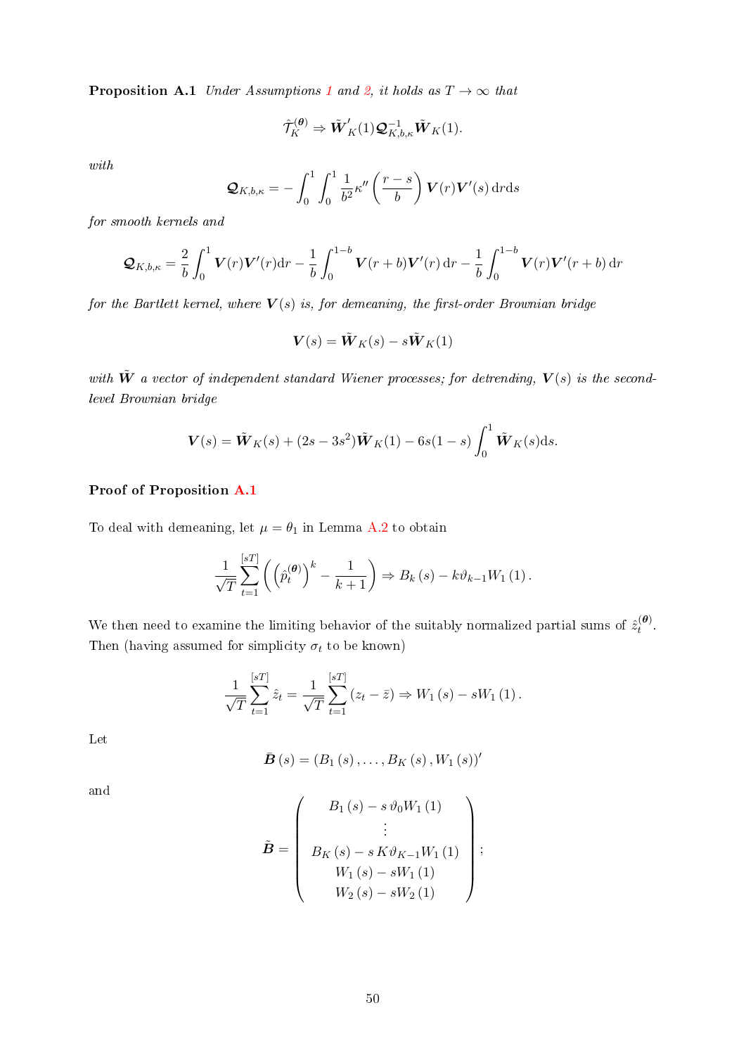**Proposition A.1** *Under Assumptions 1 and 2, it holds as $T \to \infty$ that*

$$\hat{\mathcal{T}}_K^{(\boldsymbol{\theta})} \Rightarrow \tilde{\boldsymbol{W}}'_K(1)\boldsymbol{\mathcal{Q}}_{K,b,\kappa}^{-1}\tilde{\boldsymbol{W}}_K(1).$$

*with*

$$\boldsymbol{\mathcal{Q}}_{K,b,\kappa} = -\int_0^1\int_0^1 \frac{1}{b^2}\kappa''\left(\frac{r-s}{b}\right)\boldsymbol{V}(r)\boldsymbol{V}'(s)\,\mathrm{d}r\mathrm{d}s$$

*for smooth kernels and*

$$\boldsymbol{\mathcal{Q}}_{K,b,\kappa} = \frac{2}{b}\int_0^1 \boldsymbol{V}(r)\boldsymbol{V}'(r)\mathrm{d}r - \frac{1}{b}\int_0^{1-b}\boldsymbol{V}(r+b)\boldsymbol{V}'(r)\,\mathrm{d}r - \frac{1}{b}\int_0^{1-b}\boldsymbol{V}(r)\boldsymbol{V}'(r+b)\,\mathrm{d}r$$

*for the Bartlett kernel, where $\boldsymbol{V}(s)$ is, for demeaning, the first-order Brownian bridge*

$$\boldsymbol{V}(s) = \tilde{\boldsymbol{W}}_K(s) - s\tilde{\boldsymbol{W}}_K(1)$$

*with $\tilde{\boldsymbol{W}}$ a vector of independent standard Wiener processes; for detrending, $\boldsymbol{V}(s)$ is the second-level Brownian bridge*

$$\boldsymbol{V}(s) = \tilde{\boldsymbol{W}}_K(s) + (2s - 3s^2)\tilde{\boldsymbol{W}}_K(1) - 6s(1-s)\int_0^1 \tilde{\boldsymbol{W}}_K(s)\mathrm{d}s.$$

**Proof of Proposition A.1**

To deal with demeaning, let $\mu = \theta_1$ in Lemma A.2 to obtain

$$\frac{1}{\sqrt{T}}\sum_{t=1}^{[sT]}\left(\left(\hat{p}_t^{(\boldsymbol{\theta})}\right)^k - \frac{1}{k+1}\right) \Rightarrow B_k(s) - k\vartheta_{k-1}W_1(1).$$

We then need to examine the limiting behavior of the suitably normalized partial sums of $\hat{z}_t^{(\boldsymbol{\theta})}$. Then (having assumed for simplicity $\sigma_t$ to be known)

$$\frac{1}{\sqrt{T}}\sum_{t=1}^{[sT]}\hat{z}_t = \frac{1}{\sqrt{T}}\sum_{t=1}^{[sT]}(z_t - \bar{z}) \Rightarrow W_1(s) - sW_1(1).$$

Let

$$\bar{\boldsymbol{B}}(s) = (B_1(s), \ldots, B_K(s), W_1(s))'$$

and

$$\tilde{\boldsymbol{B}} = \begin{pmatrix} B_1(s) - s\,\vartheta_0 W_1(1) \\ \vdots \\ B_K(s) - s\,K\vartheta_{K-1}W_1(1) \\ W_1(s) - sW_1(1) \\ W_2(s) - sW_2(1) \end{pmatrix};$$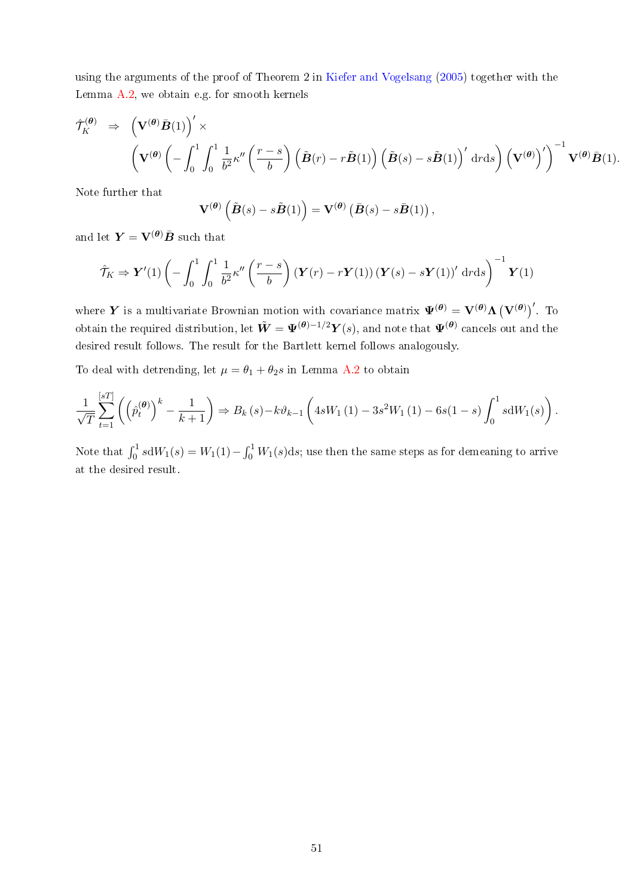using the arguments of the proof of Theorem 2 in Kiefer and Vogelsang (2005) together with the Lemma A.2, we obtain e.g. for smooth kernels

$$
\begin{aligned}
\hat{\mathcal{T}}_K^{(\boldsymbol{\theta})} \;\; \Rightarrow \;\; & \left(\mathbf{V}^{(\boldsymbol{\theta})}\bar{\boldsymbol{B}}(1)\right)' \times \\
& \left(\mathbf{V}^{(\boldsymbol{\theta})}\left(-\int_0^1\int_0^1 \frac{1}{b^2}\kappa''\left(\frac{r-s}{b}\right)\left(\tilde{\boldsymbol{B}}(r)-r\tilde{\boldsymbol{B}}(1)\right)\left(\tilde{\boldsymbol{B}}(s)-s\tilde{\boldsymbol{B}}(1)\right)'\mathrm{d}r\mathrm{d}s\right)\left(\mathbf{V}^{(\boldsymbol{\theta})}\right)'\right)^{-1}\mathbf{V}^{(\boldsymbol{\theta})}\bar{\boldsymbol{B}}(1).
\end{aligned}
$$

Note further that

$$
\mathbf{V}^{(\boldsymbol{\theta})}\left(\tilde{\boldsymbol{B}}(s)-s\tilde{\boldsymbol{B}}(1)\right) = \mathbf{V}^{(\boldsymbol{\theta})}\left(\bar{\boldsymbol{B}}(s)-s\bar{\boldsymbol{B}}(1)\right),
$$

and let $\boldsymbol{Y} = \mathbf{V}^{(\boldsymbol{\theta})}\bar{\boldsymbol{B}}$ such that

$$
\hat{\mathcal{T}}_K \Rightarrow \boldsymbol{Y}'(1)\left(-\int_0^1\int_0^1 \frac{1}{b^2}\kappa''\left(\frac{r-s}{b}\right)\left(\boldsymbol{Y}(r)-r\boldsymbol{Y}(1)\right)\left(\boldsymbol{Y}(s)-s\boldsymbol{Y}(1)\right)'\mathrm{d}r\mathrm{d}s\right)^{-1}\boldsymbol{Y}(1)
$$

where $\boldsymbol{Y}$ is a multivariate Brownian motion with covariance matrix $\boldsymbol{\Psi}^{(\boldsymbol{\theta})} = \mathbf{V}^{(\boldsymbol{\theta})}\boldsymbol{\Lambda}\left(\mathbf{V}^{(\boldsymbol{\theta})}\right)'$. To obtain the required distribution, let $\tilde{\boldsymbol{W}} = \boldsymbol{\Psi}^{(\boldsymbol{\theta})-1/2}\boldsymbol{Y}(s)$, and note that $\boldsymbol{\Psi}^{(\boldsymbol{\theta})}$ cancels out and the desired result follows. The result for the Bartlett kernel follows analogously.

To deal with detrending, let $\mu = \theta_1 + \theta_2 s$ in Lemma A.2 to obtain

$$
\frac{1}{\sqrt{T}}\sum_{t=1}^{[sT]}\left(\left(\hat{p}_t^{(\boldsymbol{\theta})}\right)^k - \frac{1}{k+1}\right) \Rightarrow B_k(s) - k\vartheta_{k-1}\left(4sW_1(1) - 3s^2W_1(1) - 6s(1-s)\int_0^1 s\mathrm{d}W_1(s)\right).
$$

Note that $\int_0^1 s\mathrm{d}W_1(s) = W_1(1) - \int_0^1 W_1(s)\mathrm{d}s$; use then the same steps as for demeaning to arrive at the desired result.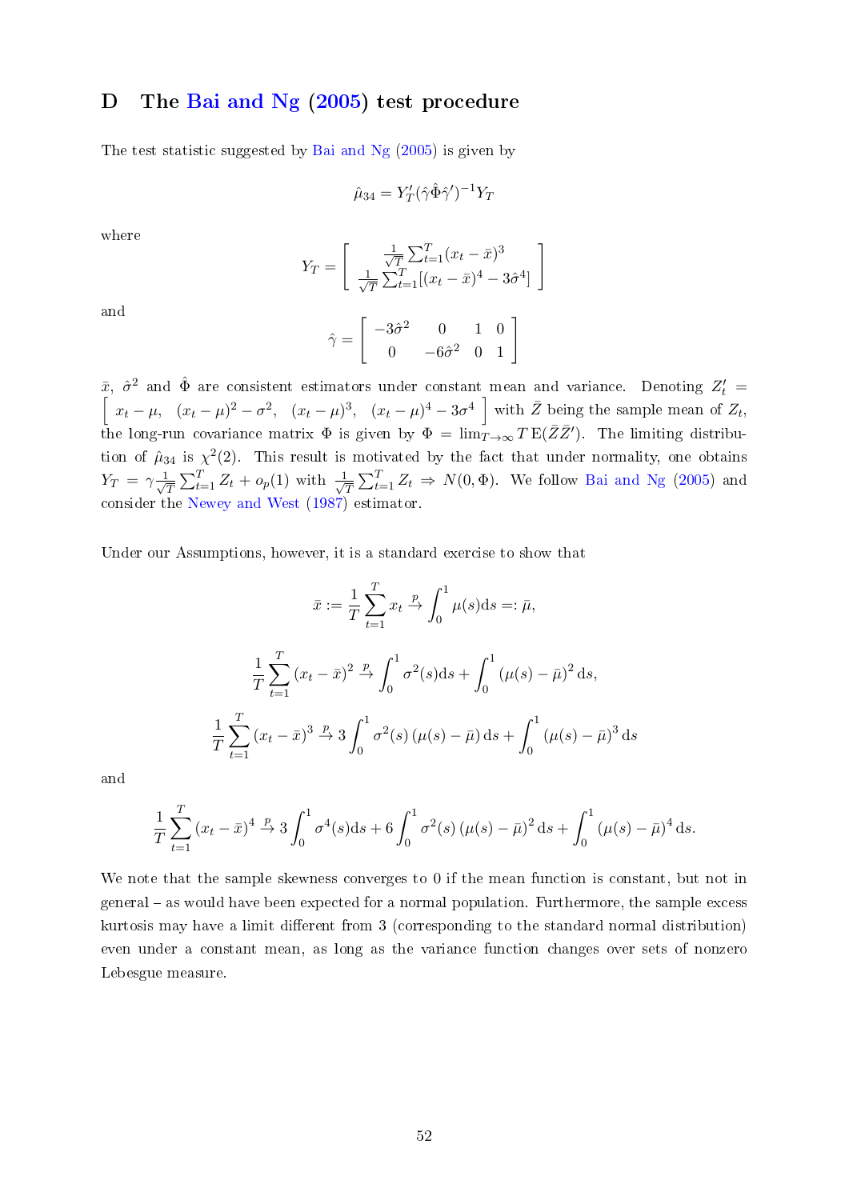## D The Bai and Ng (2005) test procedure

The test statistic suggested by Bai and Ng (2005) is given by

$$\hat{\mu}_{34} = Y_T'(\hat{\gamma}\hat{\Phi}\hat{\gamma}')^{-1}Y_T$$

where

$$Y_T = \begin{bmatrix} \frac{1}{\sqrt{T}}\sum_{t=1}^{T}(x_t - \bar{x})^3 \\ \frac{1}{\sqrt{T}}\sum_{t=1}^{T}[(x_t - \bar{x})^4 - 3\hat{\sigma}^4] \end{bmatrix}$$

and

$$\hat{\gamma} = \begin{bmatrix} -3\hat{\sigma}^2 & 0 & 1 & 0 \\ 0 & -6\hat{\sigma}^2 & 0 & 1 \end{bmatrix}$$

$\bar{x}$, $\hat{\sigma}^2$ and $\hat{\Phi}$ are consistent estimators under constant mean and variance. Denoting $Z_t' = \begin{bmatrix} x_t - \mu, & (x_t-\mu)^2 - \sigma^2, & (x_t-\mu)^3, & (x_t-\mu)^4 - 3\sigma^4 \end{bmatrix}$ with $\bar{Z}$ being the sample mean of $Z_t$, the long-run covariance matrix $\Phi$ is given by $\Phi = \lim_{T\to\infty} T\,\mathrm{E}(\bar{Z}\bar{Z}')$. The limiting distribution of $\hat{\mu}_{34}$ is $\chi^2(2)$. This result is motivated by the fact that under normality, one obtains $Y_T = \gamma\frac{1}{\sqrt{T}}\sum_{t=1}^{T} Z_t + o_p(1)$ with $\frac{1}{\sqrt{T}}\sum_{t=1}^{T} Z_t \Rightarrow N(0,\Phi)$. We follow Bai and Ng (2005) and consider the Newey and West (1987) estimator.

Under our Assumptions, however, it is a standard exercise to show that

$$\bar{x} := \frac{1}{T}\sum_{t=1}^{T} x_t \overset{p}{\to} \int_0^1 \mu(s)\mathrm{d}s =: \bar{\mu},$$

$$\frac{1}{T}\sum_{t=1}^{T}(x_t - \bar{x})^2 \overset{p}{\to} \int_0^1 \sigma^2(s)\mathrm{d}s + \int_0^1 (\mu(s) - \bar{\mu})^2\,\mathrm{d}s,$$

$$\frac{1}{T}\sum_{t=1}^{T}(x_t - \bar{x})^3 \overset{p}{\to} 3\int_0^1 \sigma^2(s)\left(\mu(s) - \bar{\mu}\right)\mathrm{d}s + \int_0^1 (\mu(s) - \bar{\mu})^3\,\mathrm{d}s$$

and

$$\frac{1}{T}\sum_{t=1}^{T}(x_t - \bar{x})^4 \overset{p}{\to} 3\int_0^1 \sigma^4(s)\mathrm{d}s + 6\int_0^1 \sigma^2(s)\left(\mu(s) - \bar{\mu}\right)^2\mathrm{d}s + \int_0^1 (\mu(s) - \bar{\mu})^4\,\mathrm{d}s.$$

We note that the sample skewness converges to 0 if the mean function is constant, but not in general – as would have been expected for a normal population. Furthermore, the sample excess kurtosis may have a limit different from 3 (corresponding to the standard normal distribution) even under a constant mean, as long as the variance function changes over sets of nonzero Lebesgue measure.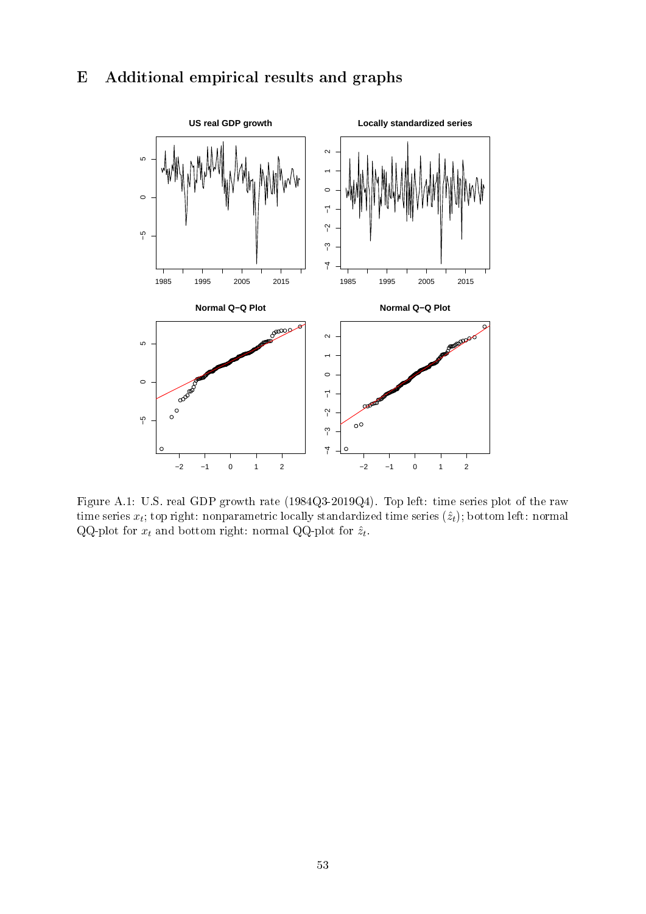# E Additional empirical results and graphs

Figure A.1: U.S. real GDP growth rate (1984Q3-2019Q4). Top left: time series plot of the raw time series $x_t$; top right: nonparametric locally standardized time series $(\hat{z}_t)$; bottom left: normal QQ-plot for $x_t$ and bottom right: normal QQ-plot for $\hat{z}_t$.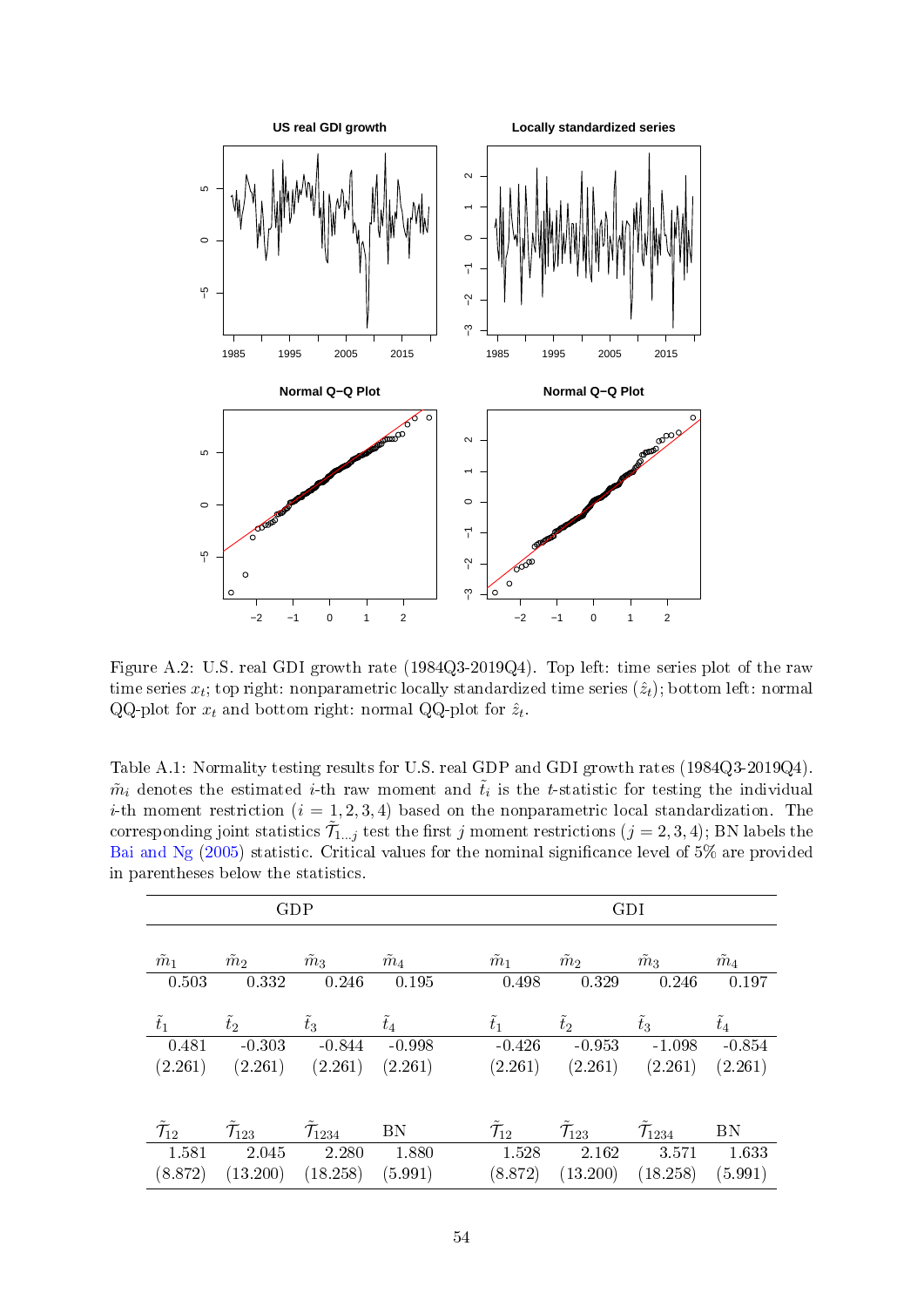Figure A.2: U.S. real GDI growth rate (1984Q3-2019Q4). Top left: time series plot of the raw time series $x_t$; top right: nonparametric locally standardized time series $(\hat{z}_t)$; bottom left: normal QQ-plot for $x_t$ and bottom right: normal QQ-plot for $\hat{z}_t$.

Table A.1: Normality testing results for U.S. real GDP and GDI growth rates (1984Q3-2019Q4). $\tilde{m}_i$ denotes the estimated $i$-th raw moment and $\tilde{t}_i$ is the $t$-statistic for testing the individual $i$-th moment restriction ($i = 1, 2, 3, 4$) based on the nonparametric local standardization. The corresponding joint statistics $\tilde{\mathcal{T}}_{1\ldots j}$ test the first $j$ moment restrictions ($j = 2, 3, 4$); BN labels the Bai and Ng (2005) statistic. Critical values for the nominal significance level of 5% are provided in parentheses below the statistics.

| GDP | | | | GDI | | | |
|---|---|---|---|---|---|---|---|
| $\tilde{m}_1$ | $\tilde{m}_2$ | $\tilde{m}_3$ | $\tilde{m}_4$ | $\tilde{m}_1$ | $\tilde{m}_2$ | $\tilde{m}_3$ | $\tilde{m}_4$ |
| 0.503 | 0.332 | 0.246 | 0.195 | 0.498 | 0.329 | 0.246 | 0.197 |
| $\tilde{t}_1$ | $\tilde{t}_2$ | $\tilde{t}_3$ | $\tilde{t}_4$ | $\tilde{t}_1$ | $\tilde{t}_2$ | $\tilde{t}_3$ | $\tilde{t}_4$ |
| 0.481 | -0.303 | -0.844 | -0.998 | -0.426 | -0.953 | -1.098 | -0.854 |
| (2.261) | (2.261) | (2.261) | (2.261) | (2.261) | (2.261) | (2.261) | (2.261) |
| $\tilde{\mathcal{T}}_{12}$ | $\tilde{\mathcal{T}}_{123}$ | $\tilde{\mathcal{T}}_{1234}$ | BN | $\tilde{\mathcal{T}}_{12}$ | $\tilde{\mathcal{T}}_{123}$ | $\tilde{\mathcal{T}}_{1234}$ | BN |
| 1.581 | 2.045 | 2.280 | 1.880 | 1.528 | 2.162 | 3.571 | 1.633 |
| (8.872) | (13.200) | (18.258) | (5.991) | (8.872) | (13.200) | (18.258) | (5.991) |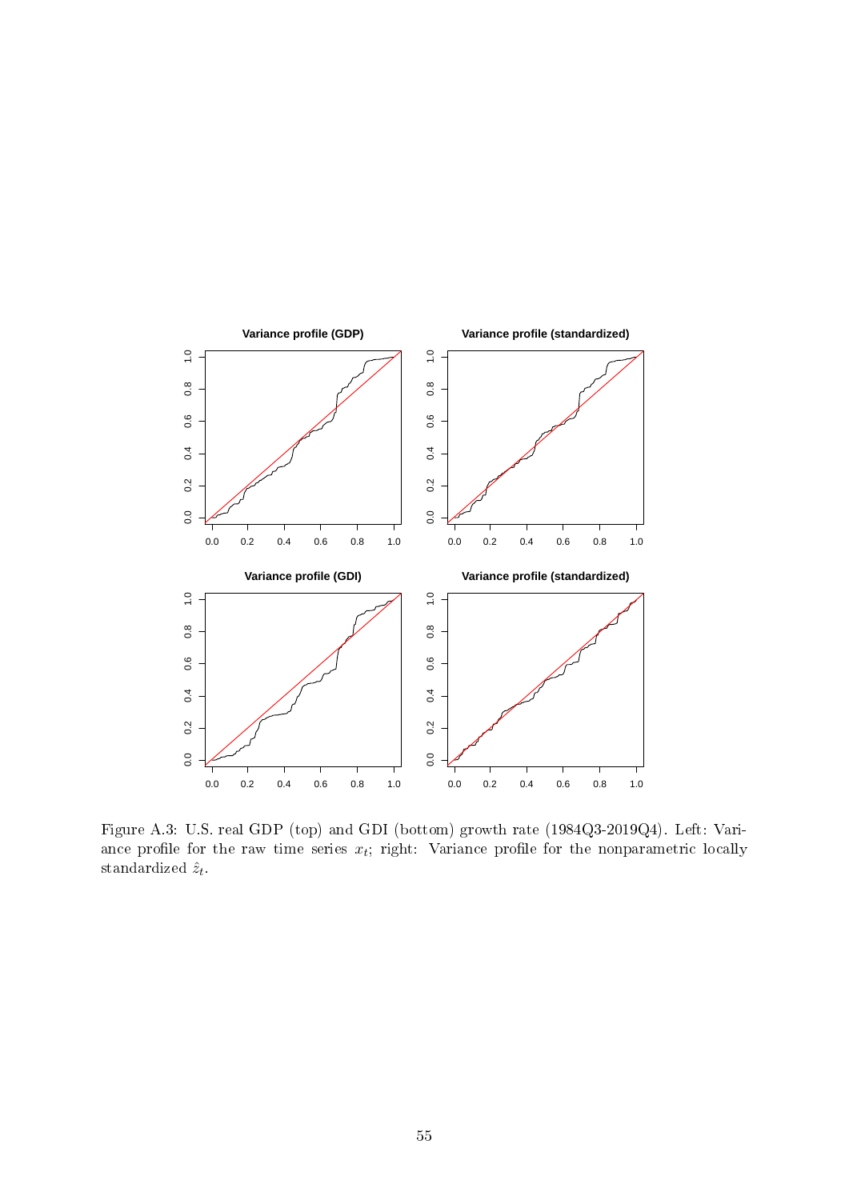Figure A.3: U.S. real GDP (top) and GDI (bottom) growth rate (1984Q3-2019Q4). Left: Variance profile for the raw time series $x_t$; right: Variance profile for the nonparametric locally standardized $\hat{z}_t$.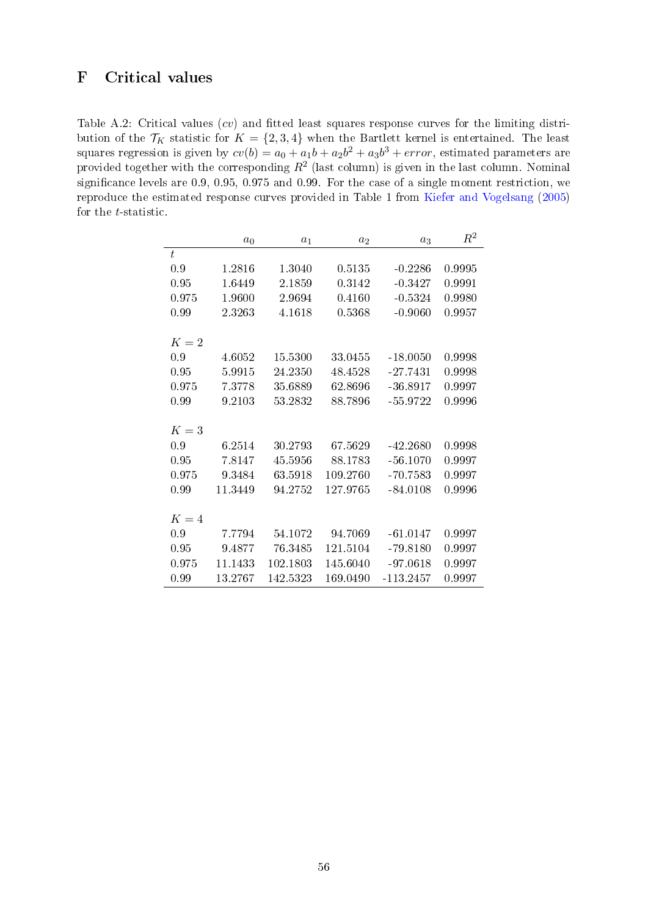# F Critical values

Table A.2: Critical values ($cv$) and fitted least squares response curves for the limiting distribution of the $\mathcal{T}_K$ statistic for $K = \{2, 3, 4\}$ when the Bartlett kernel is entertained. The least squares regression is given by $cv(b) = a_0 + a_1 b + a_2 b^2 + a_3 b^3 + error$, estimated parameters are provided together with the corresponding $R^2$ (last column) is given in the last column. Nominal significance levels are 0.9, 0.95, 0.975 and 0.99. For the case of a single moment restriction, we reproduce the estimated response curves provided in Table 1 from Kiefer and Vogelsang (2005) for the $t$-statistic.

| | $a_0$ | $a_1$ | $a_2$ | $a_3$ | $R^2$ |
|---|---|---|---|---|---|
| $t$ | | | | | |
| 0.9 | 1.2816 | 1.3040 | 0.5135 | -0.2286 | 0.9995 |
| 0.95 | 1.6449 | 2.1859 | 0.3142 | -0.3427 | 0.9991 |
| 0.975 | 1.9600 | 2.9694 | 0.4160 | -0.5324 | 0.9980 |
| 0.99 | 2.3263 | 4.1618 | 0.5368 | -0.9060 | 0.9957 |
| | | | | | |
| $K = 2$ | | | | | |
| 0.9 | 4.6052 | 15.5300 | 33.0455 | -18.0050 | 0.9998 |
| 0.95 | 5.9915 | 24.2350 | 48.4528 | -27.7431 | 0.9998 |
| 0.975 | 7.3778 | 35.6889 | 62.8696 | -36.8917 | 0.9997 |
| 0.99 | 9.2103 | 53.2832 | 88.7896 | -55.9722 | 0.9996 |
| | | | | | |
| $K = 3$ | | | | | |
| 0.9 | 6.2514 | 30.2793 | 67.5629 | -42.2680 | 0.9998 |
| 0.95 | 7.8147 | 45.5956 | 88.1783 | -56.1070 | 0.9997 |
| 0.975 | 9.3484 | 63.5918 | 109.2760 | -70.7583 | 0.9997 |
| 0.99 | 11.3449 | 94.2752 | 127.9765 | -84.0108 | 0.9996 |
| | | | | | |
| $K = 4$ | | | | | |
| 0.9 | 7.7794 | 54.1072 | 94.7069 | -61.0147 | 0.9997 |
| 0.95 | 9.4877 | 76.3485 | 121.5104 | -79.8180 | 0.9997 |
| 0.975 | 11.1433 | 102.1803 | 145.6040 | -97.0618 | 0.9997 |
| 0.99 | 13.2767 | 142.5323 | 169.0490 | -113.2457 | 0.9997 |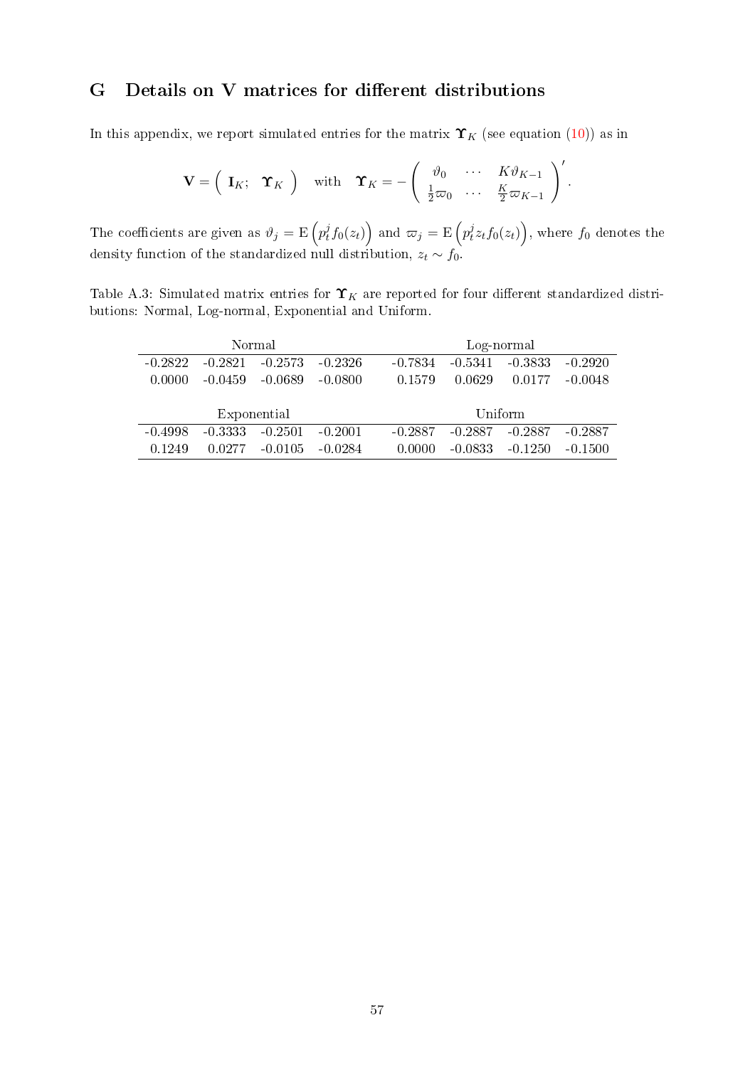## G Details on V matrices for different distributions

In this appendix, we report simulated entries for the matrix $\boldsymbol{\Upsilon}_K$ (see equation (10)) as in

$$\mathbf{V} = \begin{pmatrix} \mathbf{I}_K; & \boldsymbol{\Upsilon}_K \end{pmatrix} \quad \text{with} \quad \boldsymbol{\Upsilon}_K = -\begin{pmatrix} \vartheta_0 & \cdots & K\vartheta_{K-1} \\ \frac{1}{2}\varpi_0 & \cdots & \frac{K}{2}\varpi_{K-1} \end{pmatrix}'.$$

The coefficients are given as $\vartheta_j = \mathrm{E}\left(p_t^j f_0(z_t)\right)$ and $\varpi_j = \mathrm{E}\left(p_t^j z_t f_0(z_t)\right)$, where $f_0$ denotes the density function of the standardized null distribution, $z_t \sim f_0$.

Table A.3: Simulated matrix entries for $\boldsymbol{\Upsilon}_K$ are reported for four different standardized distributions: Normal, Log-normal, Exponential and Uniform.

| Normal | | | | Log-normal | | | |
|---|---|---|---|---|---|---|---|
| -0.2822 | -0.2821 | -0.2573 | -0.2326 | -0.7834 | -0.5341 | -0.3833 | -0.2920 |
| 0.0000 | -0.0459 | -0.0689 | -0.0800 | 0.1579 | 0.0629 | 0.0177 | -0.0048 |
| **Exponential** | | | | **Uniform** | | | |
| -0.4998 | -0.3333 | -0.2501 | -0.2001 | -0.2887 | -0.2887 | -0.2887 | -0.2887 |
| 0.1249 | 0.0277 | -0.0105 | -0.0284 | 0.0000 | -0.0833 | -0.1250 | -0.1500 |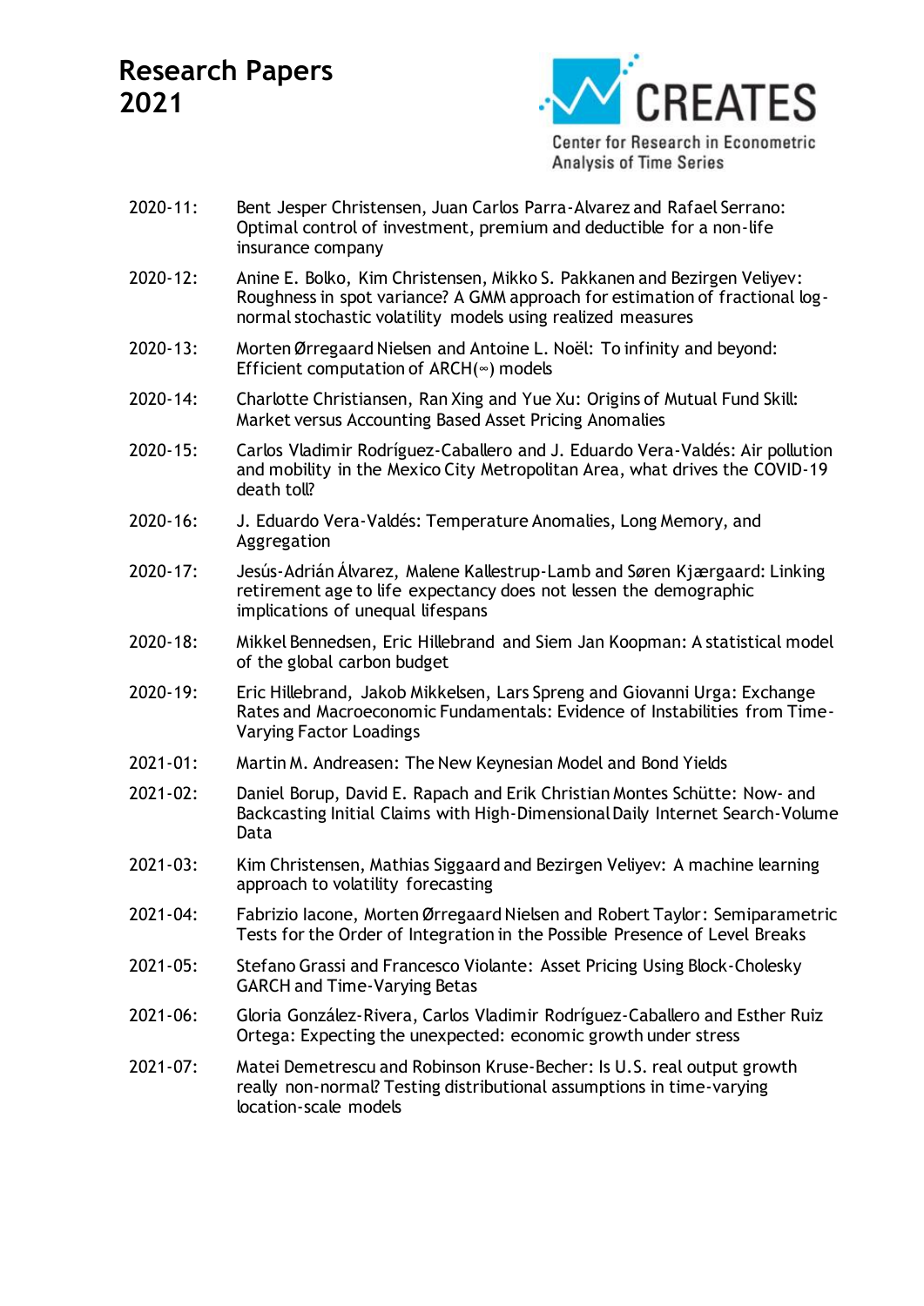# Research Papers 2021

CREATES

Center for Research in Econometric Analysis of Time Series

2020-11: Bent Jesper Christensen, Juan Carlos Parra-Alvarez and Rafael Serrano: Optimal control of investment, premium and deductible for a non-life insurance company

2020-12: Anine E. Bolko, Kim Christensen, Mikko S. Pakkanen and Bezirgen Veliyev: Roughness in spot variance? A GMM approach for estimation of fractional log-normal stochastic volatility models using realized measures

2020-13: Morten Ørregaard Nielsen and Antoine L. Noël: To infinity and beyond: Efficient computation of ARCH(∞) models

2020-14: Charlotte Christiansen, Ran Xing and Yue Xu: Origins of Mutual Fund Skill: Market versus Accounting Based Asset Pricing Anomalies

2020-15: Carlos Vladimir Rodríguez-Caballero and J. Eduardo Vera-Valdés: Air pollution and mobility in the Mexico City Metropolitan Area, what drives the COVID-19 death toll?

2020-16: J. Eduardo Vera-Valdés: Temperature Anomalies, Long Memory, and Aggregation

2020-17: Jesús-Adrián Álvarez, Malene Kallestrup-Lamb and Søren Kjærgaard: Linking retirement age to life expectancy does not lessen the demographic implications of unequal lifespans

2020-18: Mikkel Bennedsen, Eric Hillebrand and Siem Jan Koopman: A statistical model of the global carbon budget

2020-19: Eric Hillebrand, Jakob Mikkelsen, Lars Spreng and Giovanni Urga: Exchange Rates and Macroeconomic Fundamentals: Evidence of Instabilities from Time-Varying Factor Loadings

2021-01: Martin M. Andreasen: The New Keynesian Model and Bond Yields

2021-02: Daniel Borup, David E. Rapach and Erik Christian Montes Schütte: Now- and Backcasting Initial Claims with High-Dimensional Daily Internet Search-Volume Data

2021-03: Kim Christensen, Mathias Siggaard and Bezirgen Veliyev: A machine learning approach to volatility forecasting

2021-04: Fabrizio Iacone, Morten Ørregaard Nielsen and Robert Taylor: Semiparametric Tests for the Order of Integration in the Possible Presence of Level Breaks

2021-05: Stefano Grassi and Francesco Violante: Asset Pricing Using Block-Cholesky GARCH and Time-Varying Betas

2021-06: Gloria González-Rivera, Carlos Vladimir Rodríguez-Caballero and Esther Ruiz Ortega: Expecting the unexpected: economic growth under stress

2021-07: Matei Demetrescu and Robinson Kruse-Becher: Is U.S. real output growth really non-normal? Testing distributional assumptions in time-varying location-scale models